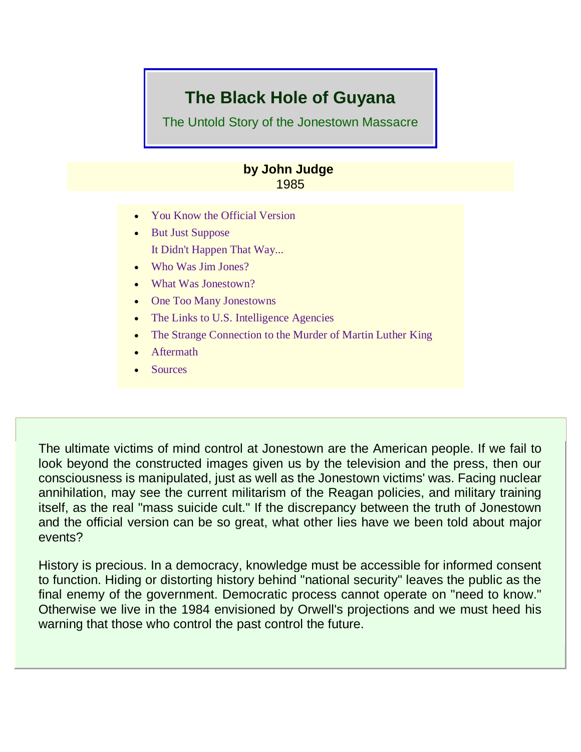# The Black Hole of Guyana

## The Untold Story of the Jonestown Massacre

**by John Judge**
1985

- You Know the Official Version
- But Just Suppose
  It Didn't Happen That Way...
- Who Was Jim Jones?
- What Was Jonestown?
- One Too Many Jonestowns
- The Links to U.S. Intelligence Agencies
- The Strange Connection to the Murder of Martin Luther King
- Aftermath
- Sources

The ultimate victims of mind control at Jonestown are the American people. If we fail to look beyond the constructed images given us by the television and the press, then our consciousness is manipulated, just as well as the Jonestown victims' was. Facing nuclear annihilation, may see the current militarism of the Reagan policies, and military training itself, as the real "mass suicide cult." If the discrepancy between the truth of Jonestown and the official version can be so great, what other lies have we been told about major events?

History is precious. In a democracy, knowledge must be accessible for informed consent to function. Hiding or distorting history behind "national security" leaves the public as the final enemy of the government. Democratic process cannot operate on "need to know." Otherwise we live in the 1984 envisioned by Orwell's projections and we must heed his warning that those who control the past control the future.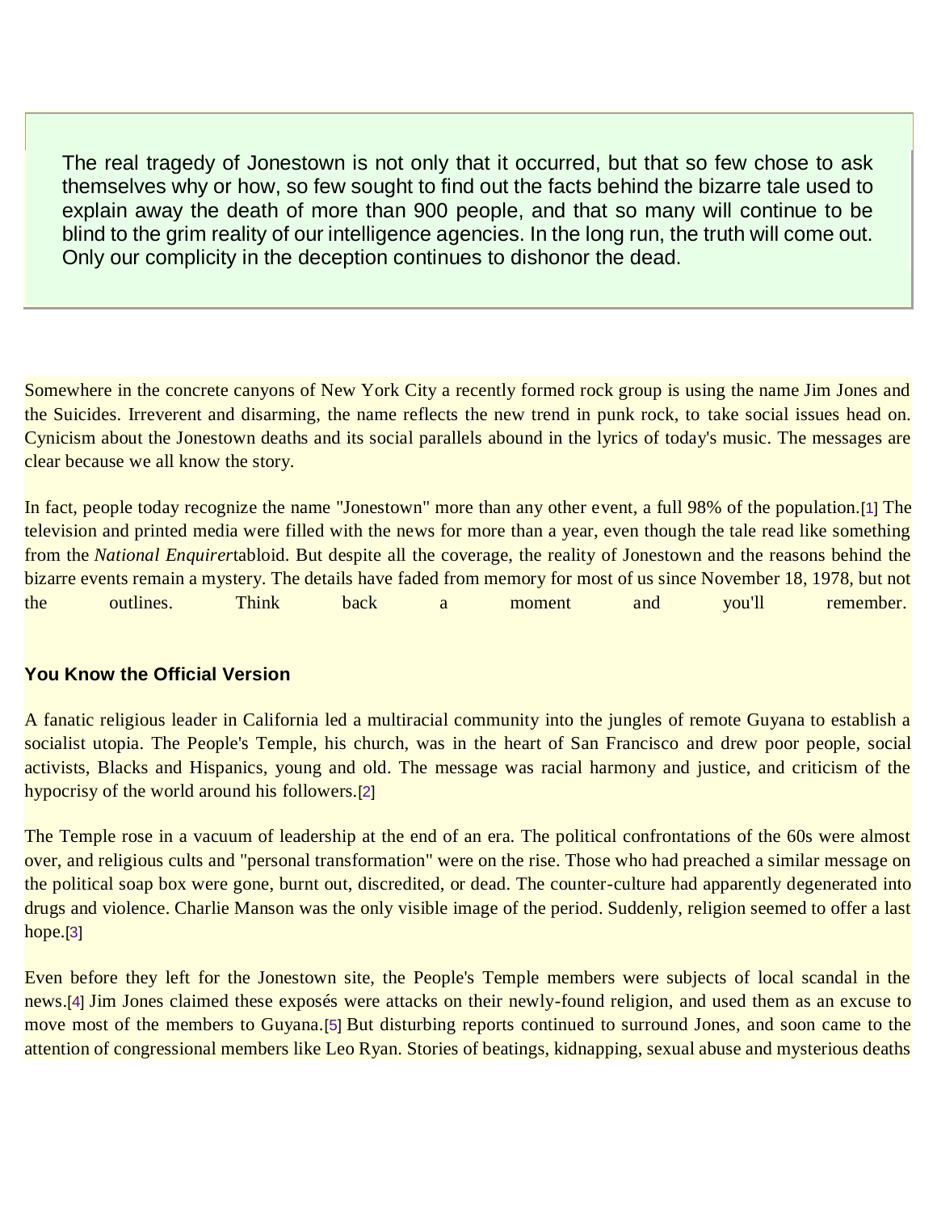> The real tragedy of Jonestown is not only that it occurred, but that so few chose to ask themselves why or how, so few sought to find out the facts behind the bizarre tale used to explain away the death of more than 900 people, and that so many will continue to be blind to the grim reality of our intelligence agencies. In the long run, the truth will come out. Only our complicity in the deception continues to dishonor the dead.

Somewhere in the concrete canyons of New York City a recently formed rock group is using the name Jim Jones and the Suicides. Irreverent and disarming, the name reflects the new trend in punk rock, to take social issues head on. Cynicism about the Jonestown deaths and its social parallels abound in the lyrics of today's music. The messages are clear because we all know the story.

In fact, people today recognize the name "Jonestown" more than any other event, a full 98% of the population.[1] The television and printed media were filled with the news for more than a year, even though the tale read like something from the *National Enquirer*tabloid. But despite all the coverage, the reality of Jonestown and the reasons behind the bizarre events remain a mystery. The details have faded from memory for most of us since November 18, 1978, but not the outlines. Think back a moment and you'll remember.

### You Know the Official Version

A fanatic religious leader in California led a multiracial community into the jungles of remote Guyana to establish a socialist utopia. The People's Temple, his church, was in the heart of San Francisco and drew poor people, social activists, Blacks and Hispanics, young and old. The message was racial harmony and justice, and criticism of the hypocrisy of the world around his followers.[2]

The Temple rose in a vacuum of leadership at the end of an era. The political confrontations of the 60s were almost over, and religious cults and "personal transformation" were on the rise. Those who had preached a similar message on the political soap box were gone, burnt out, discredited, or dead. The counter-culture had apparently degenerated into drugs and violence. Charlie Manson was the only visible image of the period. Suddenly, religion seemed to offer a last hope.[3]

Even before they left for the Jonestown site, the People's Temple members were subjects of local scandal in the news.[4] Jim Jones claimed these exposés were attacks on their newly-found religion, and used them as an excuse to move most of the members to Guyana.[5] But disturbing reports continued to surround Jones, and soon came to the attention of congressional members like Leo Ryan. Stories of beatings, kidnapping, sexual abuse and mysterious deaths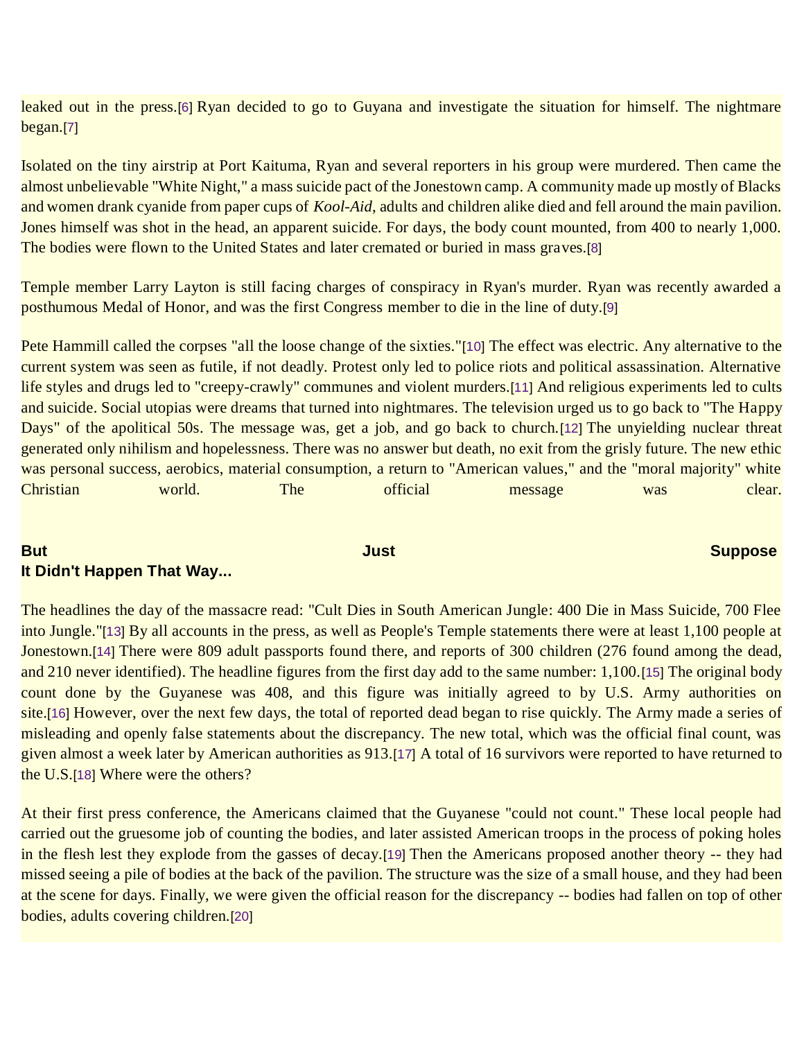leaked out in the press.[6] Ryan decided to go to Guyana and investigate the situation for himself. The nightmare began.[7]

Isolated on the tiny airstrip at Port Kaituma, Ryan and several reporters in his group were murdered. Then came the almost unbelievable "White Night," a mass suicide pact of the Jonestown camp. A community made up mostly of Blacks and women drank cyanide from paper cups of *Kool-Aid*, adults and children alike died and fell around the main pavilion. Jones himself was shot in the head, an apparent suicide. For days, the body count mounted, from 400 to nearly 1,000. The bodies were flown to the United States and later cremated or buried in mass graves.[8]

Temple member Larry Layton is still facing charges of conspiracy in Ryan's murder. Ryan was recently awarded a posthumous Medal of Honor, and was the first Congress member to die in the line of duty.[9]

Pete Hammill called the corpses "all the loose change of the sixties."[10] The effect was electric. Any alternative to the current system was seen as futile, if not deadly. Protest only led to police riots and political assassination. Alternative life styles and drugs led to "creepy-crawly" communes and violent murders.[11] And religious experiments led to cults and suicide. Social utopias were dreams that turned into nightmares. The television urged us to go back to "The Happy Days" of the apolitical 50s. The message was, get a job, and go back to church.[12] The unyielding nuclear threat generated only nihilism and hopelessness. There was no answer but death, no exit from the grisly future. The new ethic was personal success, aerobics, material consumption, a return to "American values," and the "moral majority" white Christian world. The official message was clear.

## But Just Suppose It Didn't Happen That Way...

The headlines the day of the massacre read: "Cult Dies in South American Jungle: 400 Die in Mass Suicide, 700 Flee into Jungle."[13] By all accounts in the press, as well as People's Temple statements there were at least 1,100 people at Jonestown.[14] There were 809 adult passports found there, and reports of 300 children (276 found among the dead, and 210 never identified). The headline figures from the first day add to the same number: 1,100.[15] The original body count done by the Guyanese was 408, and this figure was initially agreed to by U.S. Army authorities on site.[16] However, over the next few days, the total of reported dead began to rise quickly. The Army made a series of misleading and openly false statements about the discrepancy. The new total, which was the official final count, was given almost a week later by American authorities as 913.[17] A total of 16 survivors were reported to have returned to the U.S.[18] Where were the others?

At their first press conference, the Americans claimed that the Guyanese "could not count." These local people had carried out the gruesome job of counting the bodies, and later assisted American troops in the process of poking holes in the flesh lest they explode from the gasses of decay.[19] Then the Americans proposed another theory -- they had missed seeing a pile of bodies at the back of the pavilion. The structure was the size of a small house, and they had been at the scene for days. Finally, we were given the official reason for the discrepancy -- bodies had fallen on top of other bodies, adults covering children.[20]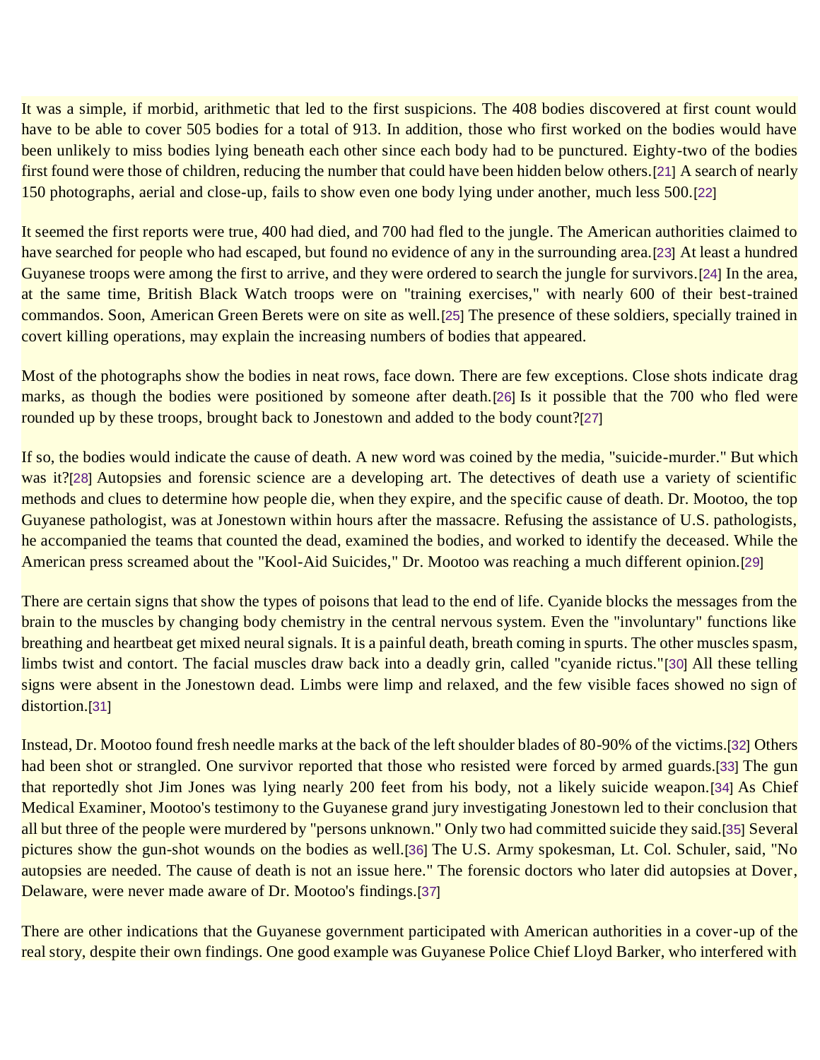It was a simple, if morbid, arithmetic that led to the first suspicions. The 408 bodies discovered at first count would have to be able to cover 505 bodies for a total of 913. In addition, those who first worked on the bodies would have been unlikely to miss bodies lying beneath each other since each body had to be punctured. Eighty-two of the bodies first found were those of children, reducing the number that could have been hidden below others.[21] A search of nearly 150 photographs, aerial and close-up, fails to show even one body lying under another, much less 500.[22]

It seemed the first reports were true, 400 had died, and 700 had fled to the jungle. The American authorities claimed to have searched for people who had escaped, but found no evidence of any in the surrounding area.[23] At least a hundred Guyanese troops were among the first to arrive, and they were ordered to search the jungle for survivors.[24] In the area, at the same time, British Black Watch troops were on "training exercises," with nearly 600 of their best-trained commandos. Soon, American Green Berets were on site as well.[25] The presence of these soldiers, specially trained in covert killing operations, may explain the increasing numbers of bodies that appeared.

Most of the photographs show the bodies in neat rows, face down. There are few exceptions. Close shots indicate drag marks, as though the bodies were positioned by someone after death.[26] Is it possible that the 700 who fled were rounded up by these troops, brought back to Jonestown and added to the body count?[27]

If so, the bodies would indicate the cause of death. A new word was coined by the media, "suicide-murder." But which was it?[28] Autopsies and forensic science are a developing art. The detectives of death use a variety of scientific methods and clues to determine how people die, when they expire, and the specific cause of death. Dr. Mootoo, the top Guyanese pathologist, was at Jonestown within hours after the massacre. Refusing the assistance of U.S. pathologists, he accompanied the teams that counted the dead, examined the bodies, and worked to identify the deceased. While the American press screamed about the "Kool-Aid Suicides," Dr. Mootoo was reaching a much different opinion.[29]

There are certain signs that show the types of poisons that lead to the end of life. Cyanide blocks the messages from the brain to the muscles by changing body chemistry in the central nervous system. Even the "involuntary" functions like breathing and heartbeat get mixed neural signals. It is a painful death, breath coming in spurts. The other muscles spasm, limbs twist and contort. The facial muscles draw back into a deadly grin, called "cyanide rictus."[30] All these telling signs were absent in the Jonestown dead. Limbs were limp and relaxed, and the few visible faces showed no sign of distortion.[31]

Instead, Dr. Mootoo found fresh needle marks at the back of the left shoulder blades of 80-90% of the victims.[32] Others had been shot or strangled. One survivor reported that those who resisted were forced by armed guards.[33] The gun that reportedly shot Jim Jones was lying nearly 200 feet from his body, not a likely suicide weapon.[34] As Chief Medical Examiner, Mootoo's testimony to the Guyanese grand jury investigating Jonestown led to their conclusion that all but three of the people were murdered by "persons unknown." Only two had committed suicide they said.[35] Several pictures show the gun-shot wounds on the bodies as well.[36] The U.S. Army spokesman, Lt. Col. Schuler, said, "No autopsies are needed. The cause of death is not an issue here." The forensic doctors who later did autopsies at Dover, Delaware, were never made aware of Dr. Mootoo's findings.[37]

There are other indications that the Guyanese government participated with American authorities in a cover-up of the real story, despite their own findings. One good example was Guyanese Police Chief Lloyd Barker, who interfered with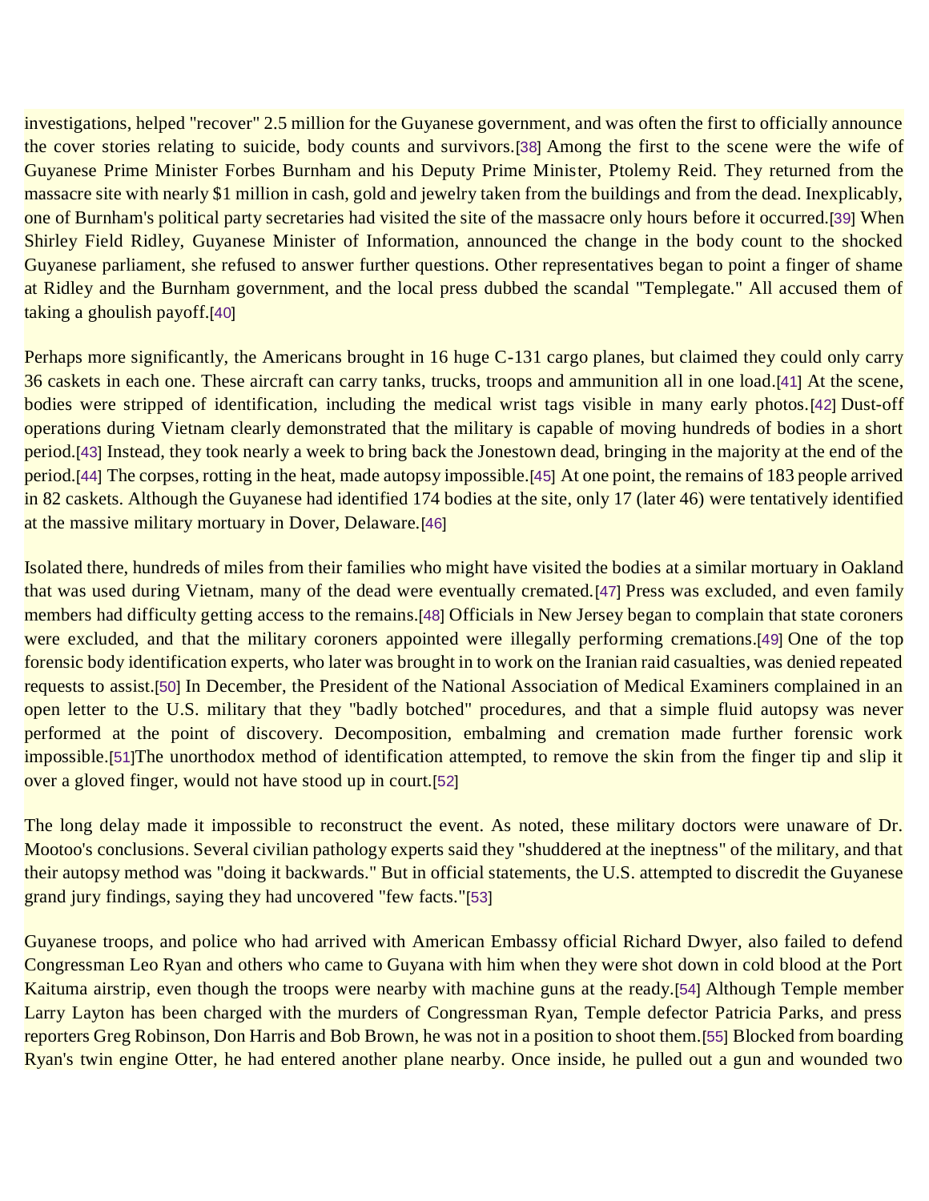investigations, helped "recover" 2.5 million for the Guyanese government, and was often the first to officially announce the cover stories relating to suicide, body counts and survivors.[38] Among the first to the scene were the wife of Guyanese Prime Minister Forbes Burnham and his Deputy Prime Minister, Ptolemy Reid. They returned from the massacre site with nearly $1 million in cash, gold and jewelry taken from the buildings and from the dead. Inexplicably, one of Burnham's political party secretaries had visited the site of the massacre only hours before it occurred.[39] When Shirley Field Ridley, Guyanese Minister of Information, announced the change in the body count to the shocked Guyanese parliament, she refused to answer further questions. Other representatives began to point a finger of shame at Ridley and the Burnham government, and the local press dubbed the scandal "Templegate." All accused them of taking a ghoulish payoff.[40]

Perhaps more significantly, the Americans brought in 16 huge C-131 cargo planes, but claimed they could only carry 36 caskets in each one. These aircraft can carry tanks, trucks, troops and ammunition all in one load.[41] At the scene, bodies were stripped of identification, including the medical wrist tags visible in many early photos.[42] Dust-off operations during Vietnam clearly demonstrated that the military is capable of moving hundreds of bodies in a short period.[43] Instead, they took nearly a week to bring back the Jonestown dead, bringing in the majority at the end of the period.[44] The corpses, rotting in the heat, made autopsy impossible.[45] At one point, the remains of 183 people arrived in 82 caskets. Although the Guyanese had identified 174 bodies at the site, only 17 (later 46) were tentatively identified at the massive military mortuary in Dover, Delaware.[46]

Isolated there, hundreds of miles from their families who might have visited the bodies at a similar mortuary in Oakland that was used during Vietnam, many of the dead were eventually cremated.[47] Press was excluded, and even family members had difficulty getting access to the remains.[48] Officials in New Jersey began to complain that state coroners were excluded, and that the military coroners appointed were illegally performing cremations.[49] One of the top forensic body identification experts, who later was brought in to work on the Iranian raid casualties, was denied repeated requests to assist.[50] In December, the President of the National Association of Medical Examiners complained in an open letter to the U.S. military that they "badly botched" procedures, and that a simple fluid autopsy was never performed at the point of discovery. Decomposition, embalming and cremation made further forensic work impossible.[51]The unorthodox method of identification attempted, to remove the skin from the finger tip and slip it over a gloved finger, would not have stood up in court.[52]

The long delay made it impossible to reconstruct the event. As noted, these military doctors were unaware of Dr. Mootoo's conclusions. Several civilian pathology experts said they "shuddered at the ineptness" of the military, and that their autopsy method was "doing it backwards." But in official statements, the U.S. attempted to discredit the Guyanese grand jury findings, saying they had uncovered "few facts."[53]

Guyanese troops, and police who had arrived with American Embassy official Richard Dwyer, also failed to defend Congressman Leo Ryan and others who came to Guyana with him when they were shot down in cold blood at the Port Kaituma airstrip, even though the troops were nearby with machine guns at the ready.[54] Although Temple member Larry Layton has been charged with the murders of Congressman Ryan, Temple defector Patricia Parks, and press reporters Greg Robinson, Don Harris and Bob Brown, he was not in a position to shoot them.[55] Blocked from boarding Ryan's twin engine Otter, he had entered another plane nearby. Once inside, he pulled out a gun and wounded two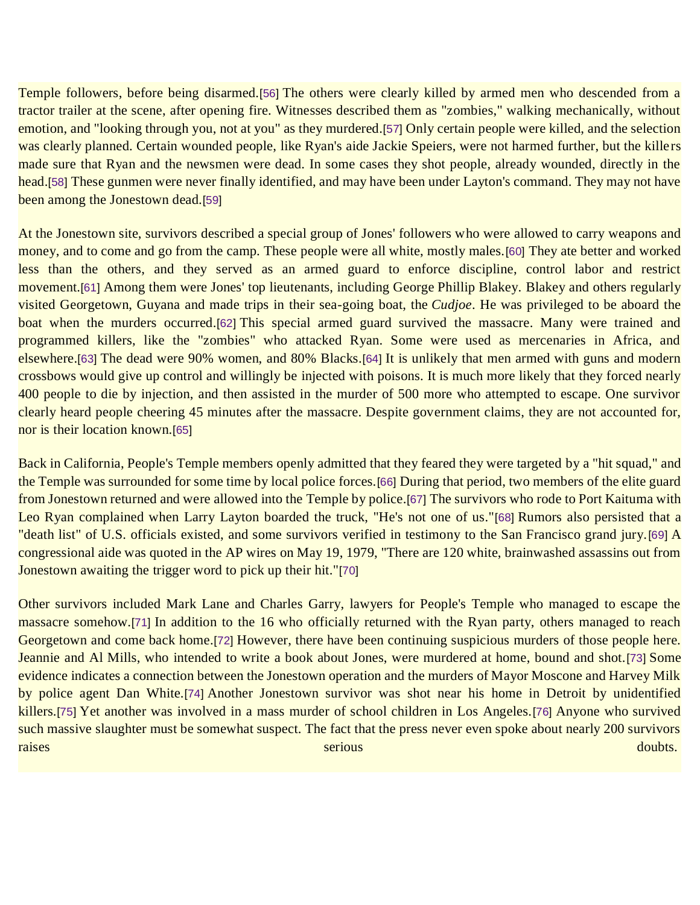Temple followers, before being disarmed.[56] The others were clearly killed by armed men who descended from a tractor trailer at the scene, after opening fire. Witnesses described them as "zombies," walking mechanically, without emotion, and "looking through you, not at you" as they murdered.[57] Only certain people were killed, and the selection was clearly planned. Certain wounded people, like Ryan's aide Jackie Speiers, were not harmed further, but the killers made sure that Ryan and the newsmen were dead. In some cases they shot people, already wounded, directly in the head.[58] These gunmen were never finally identified, and may have been under Layton's command. They may not have been among the Jonestown dead.[59]

At the Jonestown site, survivors described a special group of Jones' followers who were allowed to carry weapons and money, and to come and go from the camp. These people were all white, mostly males.[60] They ate better and worked less than the others, and they served as an armed guard to enforce discipline, control labor and restrict movement.[61] Among them were Jones' top lieutenants, including George Phillip Blakey. Blakey and others regularly visited Georgetown, Guyana and made trips in their sea-going boat, the *Cudjoe*. He was privileged to be aboard the boat when the murders occurred.[62] This special armed guard survived the massacre. Many were trained and programmed killers, like the "zombies" who attacked Ryan. Some were used as mercenaries in Africa, and elsewhere.[63] The dead were 90% women, and 80% Blacks.[64] It is unlikely that men armed with guns and modern crossbows would give up control and willingly be injected with poisons. It is much more likely that they forced nearly 400 people to die by injection, and then assisted in the murder of 500 more who attempted to escape. One survivor clearly heard people cheering 45 minutes after the massacre. Despite government claims, they are not accounted for, nor is their location known.[65]

Back in California, People's Temple members openly admitted that they feared they were targeted by a "hit squad," and the Temple was surrounded for some time by local police forces.[66] During that period, two members of the elite guard from Jonestown returned and were allowed into the Temple by police.[67] The survivors who rode to Port Kaituma with Leo Ryan complained when Larry Layton boarded the truck, "He's not one of us."[68] Rumors also persisted that a "death list" of U.S. officials existed, and some survivors verified in testimony to the San Francisco grand jury.[69] A congressional aide was quoted in the AP wires on May 19, 1979, "There are 120 white, brainwashed assassins out from Jonestown awaiting the trigger word to pick up their hit."[70]

Other survivors included Mark Lane and Charles Garry, lawyers for People's Temple who managed to escape the massacre somehow.[71] In addition to the 16 who officially returned with the Ryan party, others managed to reach Georgetown and come back home.[72] However, there have been continuing suspicious murders of those people here. Jeannie and Al Mills, who intended to write a book about Jones, were murdered at home, bound and shot.[73] Some evidence indicates a connection between the Jonestown operation and the murders of Mayor Moscone and Harvey Milk by police agent Dan White.[74] Another Jonestown survivor was shot near his home in Detroit by unidentified killers.[75] Yet another was involved in a mass murder of school children in Los Angeles.[76] Anyone who survived such massive slaughter must be somewhat suspect. The fact that the press never even spoke about nearly 200 survivors raises serious doubts.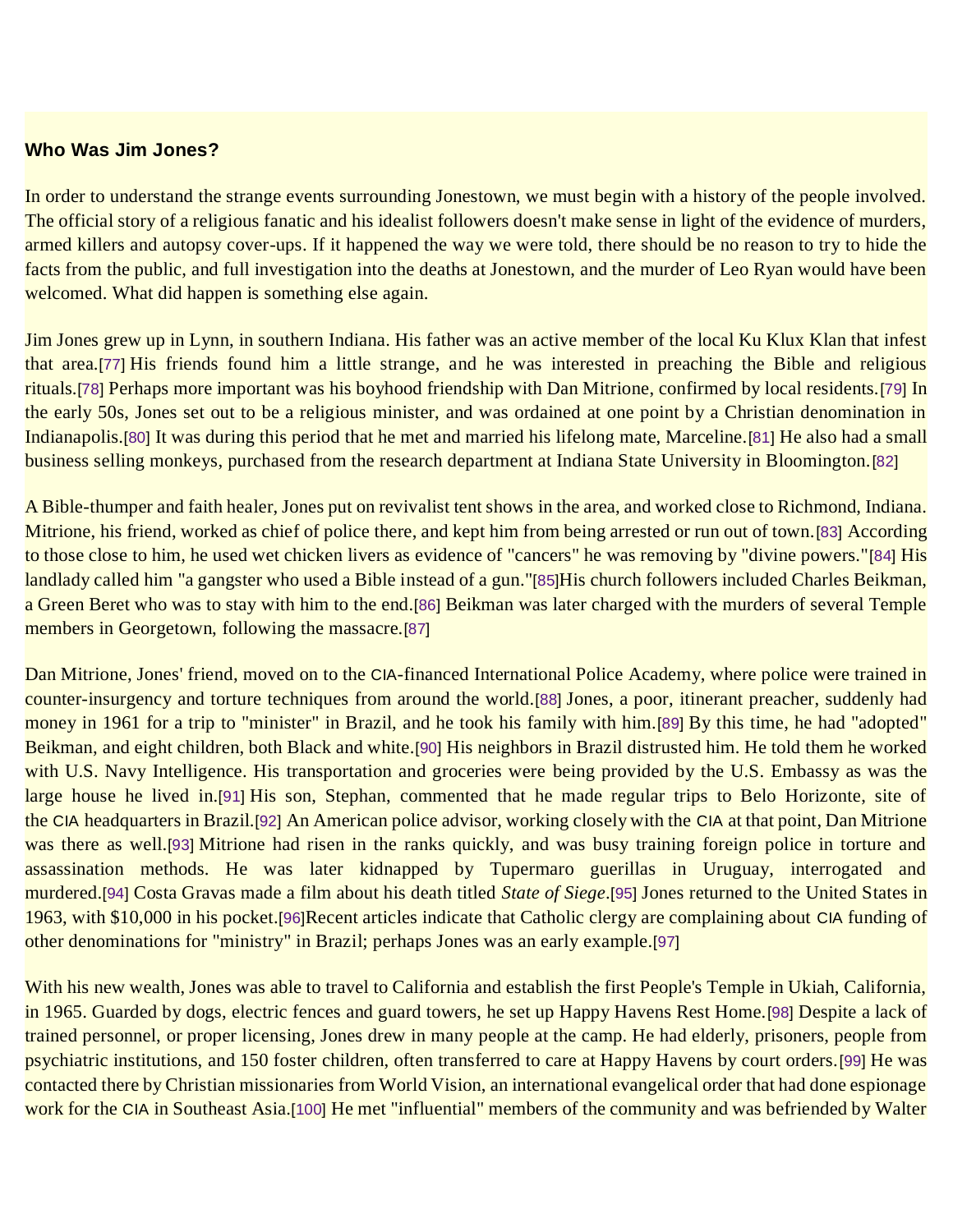### Who Was Jim Jones?

In order to understand the strange events surrounding Jonestown, we must begin with a history of the people involved. The official story of a religious fanatic and his idealist followers doesn't make sense in light of the evidence of murders, armed killers and autopsy cover-ups. If it happened the way we were told, there should be no reason to try to hide the facts from the public, and full investigation into the deaths at Jonestown, and the murder of Leo Ryan would have been welcomed. What did happen is something else again.

Jim Jones grew up in Lynn, in southern Indiana. His father was an active member of the local Ku Klux Klan that infest that area.[77] His friends found him a little strange, and he was interested in preaching the Bible and religious rituals.[78] Perhaps more important was his boyhood friendship with Dan Mitrione, confirmed by local residents.[79] In the early 50s, Jones set out to be a religious minister, and was ordained at one point by a Christian denomination in Indianapolis.[80] It was during this period that he met and married his lifelong mate, Marceline.[81] He also had a small business selling monkeys, purchased from the research department at Indiana State University in Bloomington.[82]

A Bible-thumper and faith healer, Jones put on revivalist tent shows in the area, and worked close to Richmond, Indiana. Mitrione, his friend, worked as chief of police there, and kept him from being arrested or run out of town.[83] According to those close to him, he used wet chicken livers as evidence of "cancers" he was removing by "divine powers."[84] His landlady called him "a gangster who used a Bible instead of a gun."[85]His church followers included Charles Beikman, a Green Beret who was to stay with him to the end.[86] Beikman was later charged with the murders of several Temple members in Georgetown, following the massacre.[87]

Dan Mitrione, Jones' friend, moved on to the CIA-financed International Police Academy, where police were trained in counter-insurgency and torture techniques from around the world.[88] Jones, a poor, itinerant preacher, suddenly had money in 1961 for a trip to "minister" in Brazil, and he took his family with him.[89] By this time, he had "adopted" Beikman, and eight children, both Black and white.[90] His neighbors in Brazil distrusted him. He told them he worked with U.S. Navy Intelligence. His transportation and groceries were being provided by the U.S. Embassy as was the large house he lived in.[91] His son, Stephan, commented that he made regular trips to Belo Horizonte, site of the CIA headquarters in Brazil.[92] An American police advisor, working closely with the CIA at that point, Dan Mitrione was there as well.[93] Mitrione had risen in the ranks quickly, and was busy training foreign police in torture and assassination methods. He was later kidnapped by Tupermaro guerillas in Uruguay, interrogated and murdered.[94] Costa Gravas made a film about his death titled *State of Siege*.[95] Jones returned to the United States in 1963, with $10,000 in his pocket.[96]Recent articles indicate that Catholic clergy are complaining about CIA funding of other denominations for "ministry" in Brazil; perhaps Jones was an early example.[97]

With his new wealth, Jones was able to travel to California and establish the first People's Temple in Ukiah, California, in 1965. Guarded by dogs, electric fences and guard towers, he set up Happy Havens Rest Home.[98] Despite a lack of trained personnel, or proper licensing, Jones drew in many people at the camp. He had elderly, prisoners, people from psychiatric institutions, and 150 foster children, often transferred to care at Happy Havens by court orders.[99] He was contacted there by Christian missionaries from World Vision, an international evangelical order that had done espionage work for the CIA in Southeast Asia.[100] He met "influential" members of the community and was befriended by Walter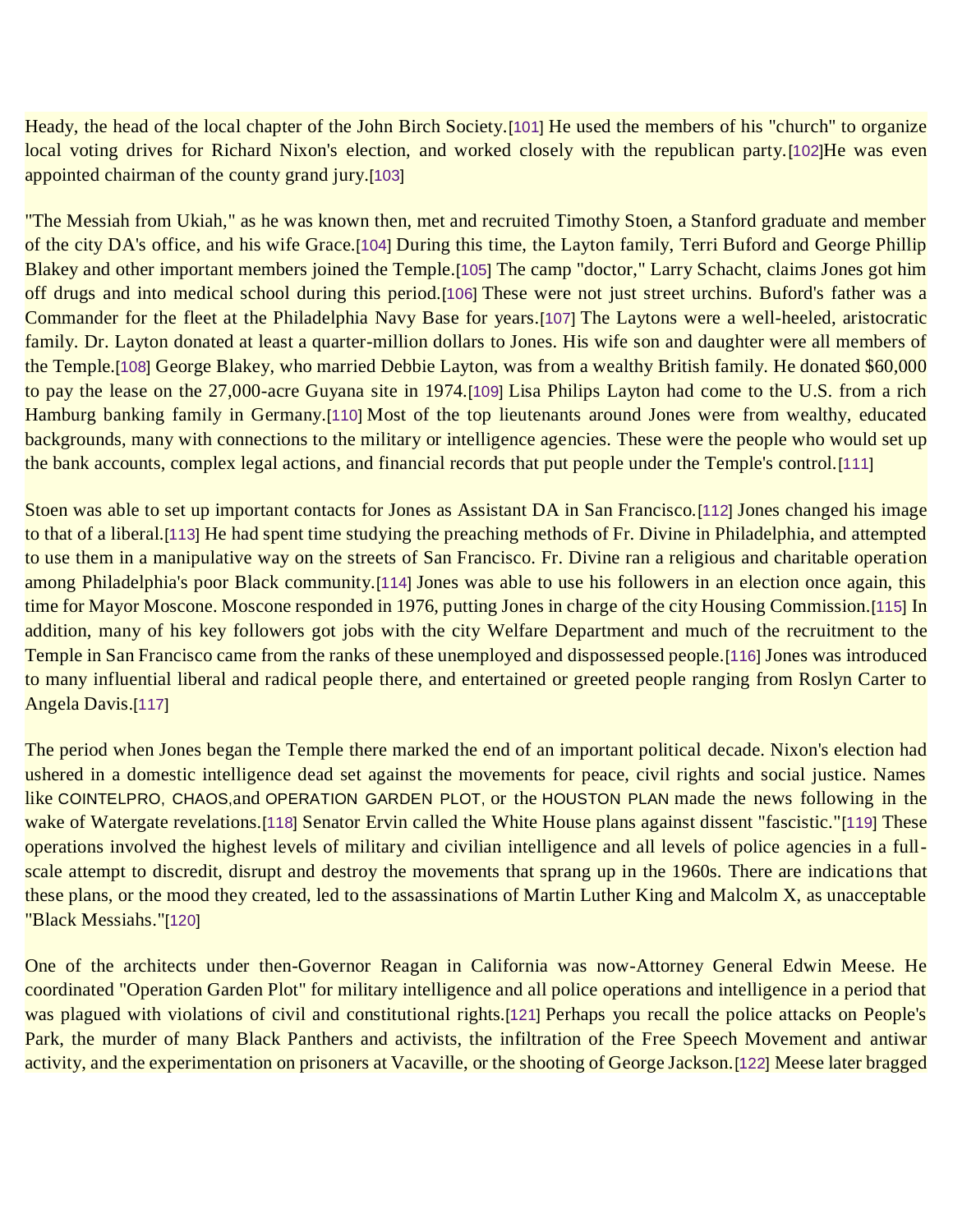Heady, the head of the local chapter of the John Birch Society.[101] He used the members of his "church" to organize local voting drives for Richard Nixon's election, and worked closely with the republican party.[102]He was even appointed chairman of the county grand jury.[103]

"The Messiah from Ukiah," as he was known then, met and recruited Timothy Stoen, a Stanford graduate and member of the city DA's office, and his wife Grace.[104] During this time, the Layton family, Terri Buford and George Phillip Blakey and other important members joined the Temple.[105] The camp "doctor," Larry Schacht, claims Jones got him off drugs and into medical school during this period.[106] These were not just street urchins. Buford's father was a Commander for the fleet at the Philadelphia Navy Base for years.[107] The Laytons were a well-heeled, aristocratic family. Dr. Layton donated at least a quarter-million dollars to Jones. His wife son and daughter were all members of the Temple.[108] George Blakey, who married Debbie Layton, was from a wealthy British family. He donated $60,000 to pay the lease on the 27,000-acre Guyana site in 1974.[109] Lisa Philips Layton had come to the U.S. from a rich Hamburg banking family in Germany.[110] Most of the top lieutenants around Jones were from wealthy, educated backgrounds, many with connections to the military or intelligence agencies. These were the people who would set up the bank accounts, complex legal actions, and financial records that put people under the Temple's control.[111]

Stoen was able to set up important contacts for Jones as Assistant DA in San Francisco.[112] Jones changed his image to that of a liberal.[113] He had spent time studying the preaching methods of Fr. Divine in Philadelphia, and attempted to use them in a manipulative way on the streets of San Francisco. Fr. Divine ran a religious and charitable operation among Philadelphia's poor Black community.[114] Jones was able to use his followers in an election once again, this time for Mayor Moscone. Moscone responded in 1976, putting Jones in charge of the city Housing Commission.[115] In addition, many of his key followers got jobs with the city Welfare Department and much of the recruitment to the Temple in San Francisco came from the ranks of these unemployed and dispossessed people.[116] Jones was introduced to many influential liberal and radical people there, and entertained or greeted people ranging from Roslyn Carter to Angela Davis.[117]

The period when Jones began the Temple there marked the end of an important political decade. Nixon's election had ushered in a domestic intelligence dead set against the movements for peace, civil rights and social justice. Names like COINTELPRO, CHAOS,and OPERATION GARDEN PLOT, or the HOUSTON PLAN made the news following in the wake of Watergate revelations.[118] Senator Ervin called the White House plans against dissent "fascistic."[119] These operations involved the highest levels of military and civilian intelligence and all levels of police agencies in a full-scale attempt to discredit, disrupt and destroy the movements that sprang up in the 1960s. There are indications that these plans, or the mood they created, led to the assassinations of Martin Luther King and Malcolm X, as unacceptable "Black Messiahs."[120]

One of the architects under then-Governor Reagan in California was now-Attorney General Edwin Meese. He coordinated "Operation Garden Plot" for military intelligence and all police operations and intelligence in a period that was plagued with violations of civil and constitutional rights.[121] Perhaps you recall the police attacks on People's Park, the murder of many Black Panthers and activists, the infiltration of the Free Speech Movement and antiwar activity, and the experimentation on prisoners at Vacaville, or the shooting of George Jackson.[122] Meese later bragged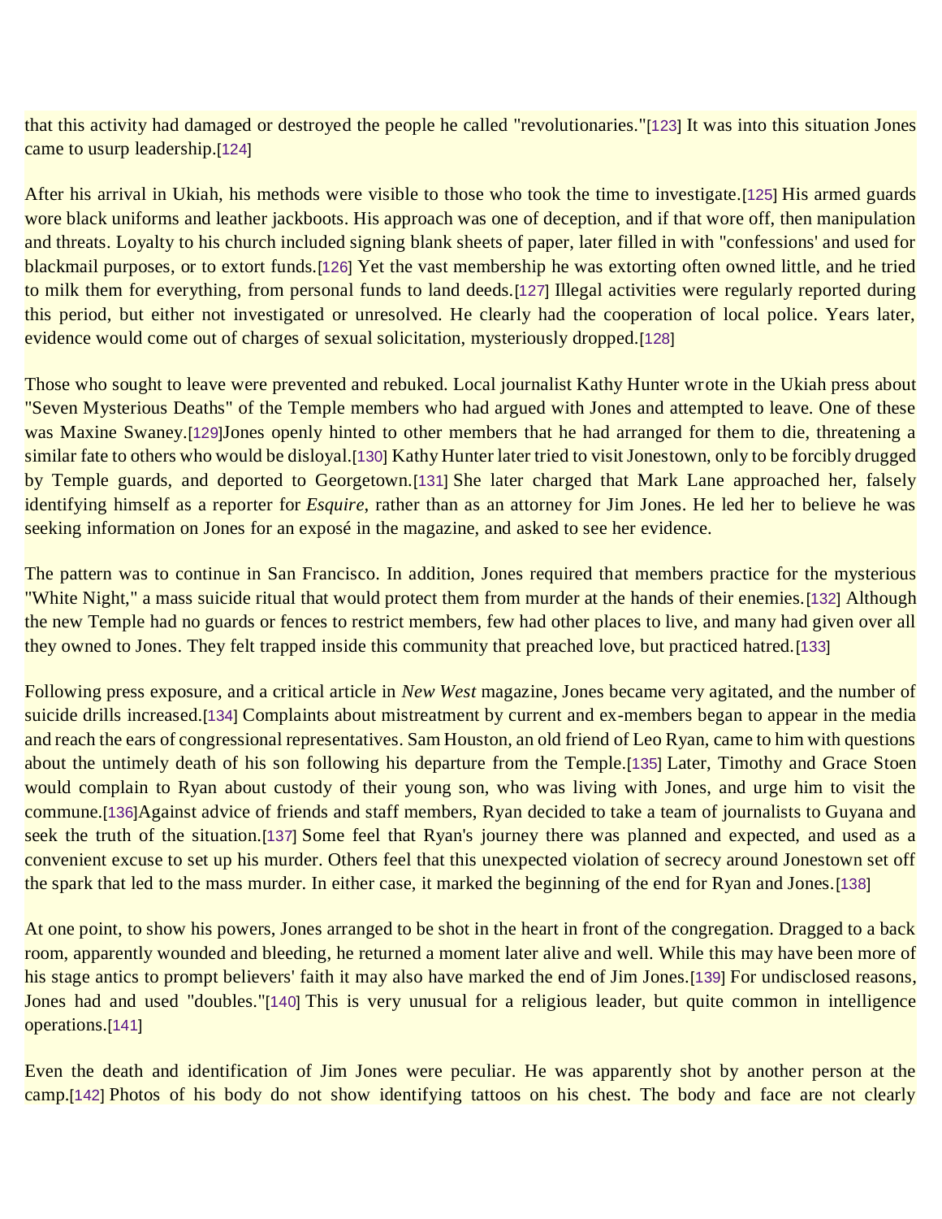that this activity had damaged or destroyed the people he called "revolutionaries."[123] It was into this situation Jones came to usurp leadership.[124]

After his arrival in Ukiah, his methods were visible to those who took the time to investigate.[125] His armed guards wore black uniforms and leather jackboots. His approach was one of deception, and if that wore off, then manipulation and threats. Loyalty to his church included signing blank sheets of paper, later filled in with "confessions' and used for blackmail purposes, or to extort funds.[126] Yet the vast membership he was extorting often owned little, and he tried to milk them for everything, from personal funds to land deeds.[127] Illegal activities were regularly reported during this period, but either not investigated or unresolved. He clearly had the cooperation of local police. Years later, evidence would come out of charges of sexual solicitation, mysteriously dropped.[128]

Those who sought to leave were prevented and rebuked. Local journalist Kathy Hunter wrote in the Ukiah press about "Seven Mysterious Deaths" of the Temple members who had argued with Jones and attempted to leave. One of these was Maxine Swaney.[129]Jones openly hinted to other members that he had arranged for them to die, threatening a similar fate to others who would be disloyal.[130] Kathy Hunter later tried to visit Jonestown, only to be forcibly drugged by Temple guards, and deported to Georgetown.[131] She later charged that Mark Lane approached her, falsely identifying himself as a reporter for *Esquire*, rather than as an attorney for Jim Jones. He led her to believe he was seeking information on Jones for an exposé in the magazine, and asked to see her evidence.

The pattern was to continue in San Francisco. In addition, Jones required that members practice for the mysterious "White Night," a mass suicide ritual that would protect them from murder at the hands of their enemies.[132] Although the new Temple had no guards or fences to restrict members, few had other places to live, and many had given over all they owned to Jones. They felt trapped inside this community that preached love, but practiced hatred.[133]

Following press exposure, and a critical article in *New West* magazine, Jones became very agitated, and the number of suicide drills increased.[134] Complaints about mistreatment by current and ex-members began to appear in the media and reach the ears of congressional representatives. Sam Houston, an old friend of Leo Ryan, came to him with questions about the untimely death of his son following his departure from the Temple.[135] Later, Timothy and Grace Stoen would complain to Ryan about custody of their young son, who was living with Jones, and urge him to visit the commune.[136]Against advice of friends and staff members, Ryan decided to take a team of journalists to Guyana and seek the truth of the situation.[137] Some feel that Ryan's journey there was planned and expected, and used as a convenient excuse to set up his murder. Others feel that this unexpected violation of secrecy around Jonestown set off the spark that led to the mass murder. In either case, it marked the beginning of the end for Ryan and Jones.[138]

At one point, to show his powers, Jones arranged to be shot in the heart in front of the congregation. Dragged to a back room, apparently wounded and bleeding, he returned a moment later alive and well. While this may have been more of his stage antics to prompt believers' faith it may also have marked the end of Jim Jones.[139] For undisclosed reasons, Jones had and used "doubles."[140] This is very unusual for a religious leader, but quite common in intelligence operations.[141]

Even the death and identification of Jim Jones were peculiar. He was apparently shot by another person at the camp.[142] Photos of his body do not show identifying tattoos on his chest. The body and face are not clearly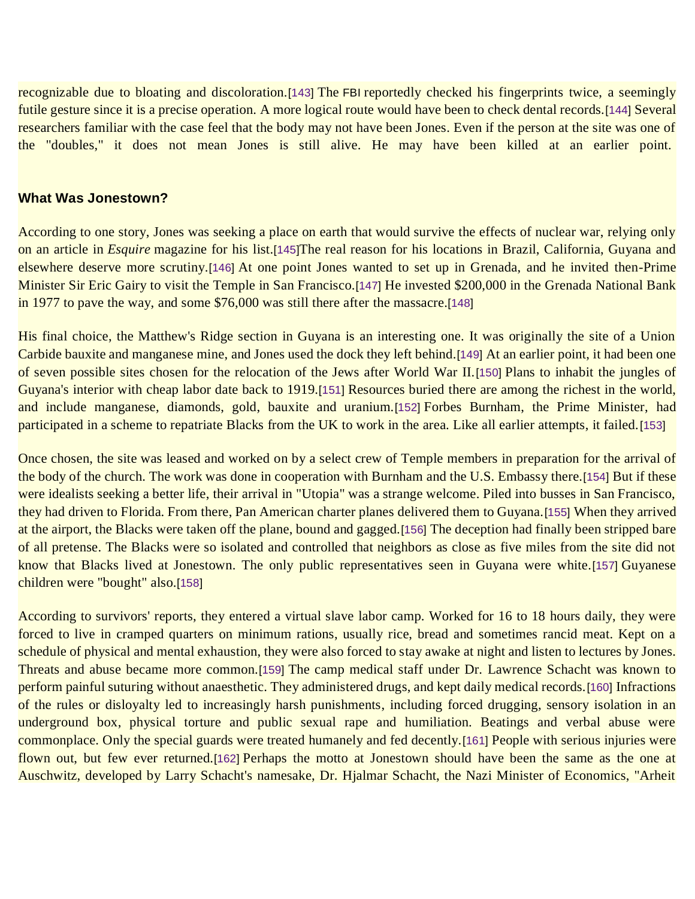recognizable due to bloating and discoloration.[143] The FBI reportedly checked his fingerprints twice, a seemingly futile gesture since it is a precise operation. A more logical route would have been to check dental records.[144] Several researchers familiar with the case feel that the body may not have been Jones. Even if the person at the site was one of the "doubles," it does not mean Jones is still alive. He may have been killed at an earlier point.

### What Was Jonestown?

According to one story, Jones was seeking a place on earth that would survive the effects of nuclear war, relying only on an article in *Esquire* magazine for his list.[145]The real reason for his locations in Brazil, California, Guyana and elsewhere deserve more scrutiny.[146] At one point Jones wanted to set up in Grenada, and he invited then-Prime Minister Sir Eric Gairy to visit the Temple in San Francisco.[147] He invested $200,000 in the Grenada National Bank in 1977 to pave the way, and some $76,000 was still there after the massacre.[148]

His final choice, the Matthew's Ridge section in Guyana is an interesting one. It was originally the site of a Union Carbide bauxite and manganese mine, and Jones used the dock they left behind.[149] At an earlier point, it had been one of seven possible sites chosen for the relocation of the Jews after World War II.[150] Plans to inhabit the jungles of Guyana's interior with cheap labor date back to 1919.[151] Resources buried there are among the richest in the world, and include manganese, diamonds, gold, bauxite and uranium.[152] Forbes Burnham, the Prime Minister, had participated in a scheme to repatriate Blacks from the UK to work in the area. Like all earlier attempts, it failed.[153]

Once chosen, the site was leased and worked on by a select crew of Temple members in preparation for the arrival of the body of the church. The work was done in cooperation with Burnham and the U.S. Embassy there.[154] But if these were idealists seeking a better life, their arrival in "Utopia" was a strange welcome. Piled into busses in San Francisco, they had driven to Florida. From there, Pan American charter planes delivered them to Guyana.[155] When they arrived at the airport, the Blacks were taken off the plane, bound and gagged.[156] The deception had finally been stripped bare of all pretense. The Blacks were so isolated and controlled that neighbors as close as five miles from the site did not know that Blacks lived at Jonestown. The only public representatives seen in Guyana were white.[157] Guyanese children were "bought" also.[158]

According to survivors' reports, they entered a virtual slave labor camp. Worked for 16 to 18 hours daily, they were forced to live in cramped quarters on minimum rations, usually rice, bread and sometimes rancid meat. Kept on a schedule of physical and mental exhaustion, they were also forced to stay awake at night and listen to lectures by Jones. Threats and abuse became more common.[159] The camp medical staff under Dr. Lawrence Schacht was known to perform painful suturing without anaesthetic. They administered drugs, and kept daily medical records.[160] Infractions of the rules or disloyalty led to increasingly harsh punishments, including forced drugging, sensory isolation in an underground box, physical torture and public sexual rape and humiliation. Beatings and verbal abuse were commonplace. Only the special guards were treated humanely and fed decently.[161] People with serious injuries were flown out, but few ever returned.[162] Perhaps the motto at Jonestown should have been the same as the one at Auschwitz, developed by Larry Schacht's namesake, Dr. Hjalmar Schacht, the Nazi Minister of Economics, "Arbeit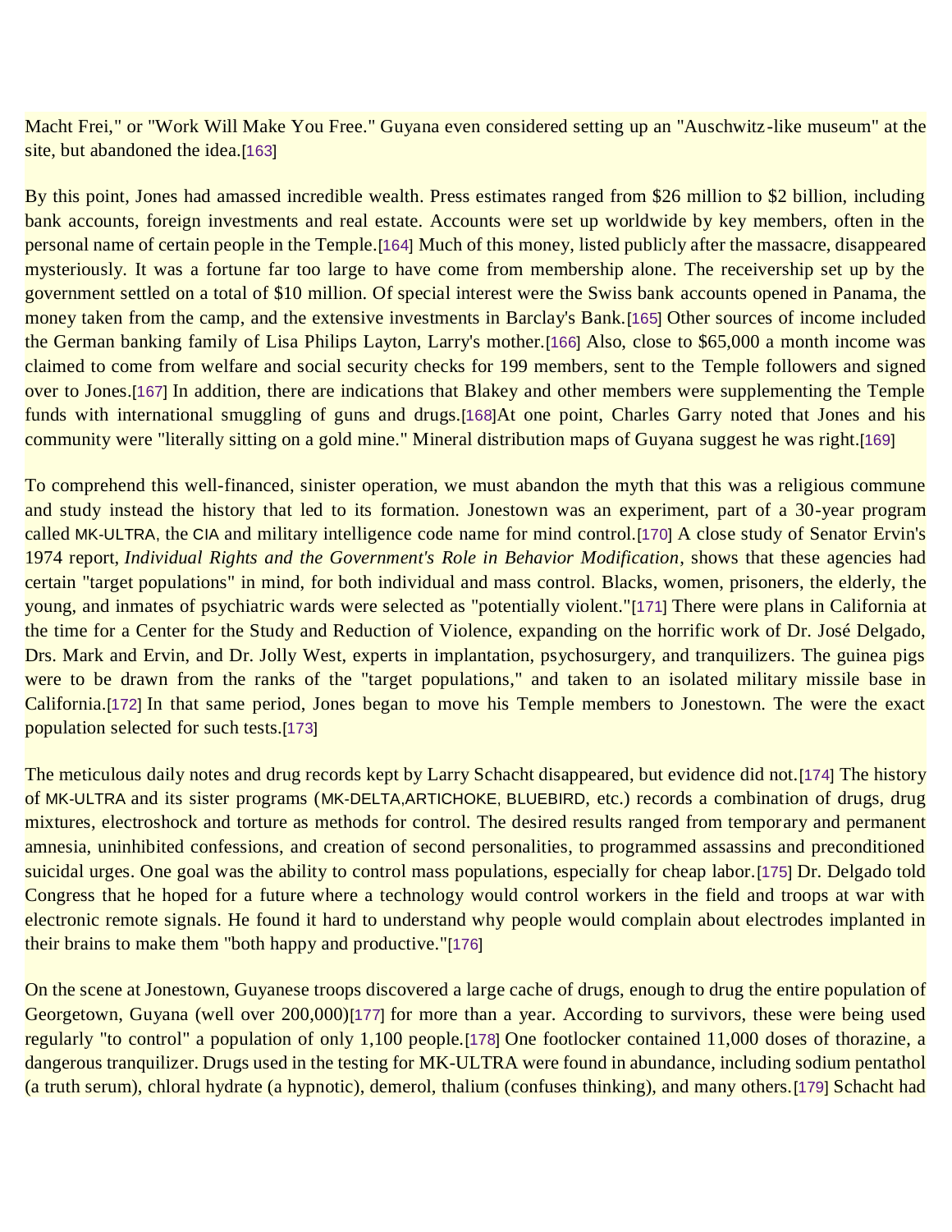Macht Frei," or "Work Will Make You Free." Guyana even considered setting up an "Auschwitz-like museum" at the site, but abandoned the idea.[163]

By this point, Jones had amassed incredible wealth. Press estimates ranged from $26 million to $2 billion, including bank accounts, foreign investments and real estate. Accounts were set up worldwide by key members, often in the personal name of certain people in the Temple.[164] Much of this money, listed publicly after the massacre, disappeared mysteriously. It was a fortune far too large to have come from membership alone. The receivership set up by the government settled on a total of $10 million. Of special interest were the Swiss bank accounts opened in Panama, the money taken from the camp, and the extensive investments in Barclay's Bank.[165] Other sources of income included the German banking family of Lisa Philips Layton, Larry's mother.[166] Also, close to $65,000 a month income was claimed to come from welfare and social security checks for 199 members, sent to the Temple followers and signed over to Jones.[167] In addition, there are indications that Blakey and other members were supplementing the Temple funds with international smuggling of guns and drugs.[168]At one point, Charles Garry noted that Jones and his community were "literally sitting on a gold mine." Mineral distribution maps of Guyana suggest he was right.[169]

To comprehend this well-financed, sinister operation, we must abandon the myth that this was a religious commune and study instead the history that led to its formation. Jonestown was an experiment, part of a 30-year program called MK-ULTRA, the CIA and military intelligence code name for mind control.[170] A close study of Senator Ervin's 1974 report, *Individual Rights and the Government's Role in Behavior Modification*, shows that these agencies had certain "target populations" in mind, for both individual and mass control. Blacks, women, prisoners, the elderly, the young, and inmates of psychiatric wards were selected as "potentially violent."[171] There were plans in California at the time for a Center for the Study and Reduction of Violence, expanding on the horrific work of Dr. José Delgado, Drs. Mark and Ervin, and Dr. Jolly West, experts in implantation, psychosurgery, and tranquilizers. The guinea pigs were to be drawn from the ranks of the "target populations," and taken to an isolated military missile base in California.[172] In that same period, Jones began to move his Temple members to Jonestown. The were the exact population selected for such tests.[173]

The meticulous daily notes and drug records kept by Larry Schacht disappeared, but evidence did not.[174] The history of MK-ULTRA and its sister programs (MK-DELTA,ARTICHOKE, BLUEBIRD, etc.) records a combination of drugs, drug mixtures, electroshock and torture as methods for control. The desired results ranged from temporary and permanent amnesia, uninhibited confessions, and creation of second personalities, to programmed assassins and preconditioned suicidal urges. One goal was the ability to control mass populations, especially for cheap labor.[175] Dr. Delgado told Congress that he hoped for a future where a technology would control workers in the field and troops at war with electronic remote signals. He found it hard to understand why people would complain about electrodes implanted in their brains to make them "both happy and productive."[176]

On the scene at Jonestown, Guyanese troops discovered a large cache of drugs, enough to drug the entire population of Georgetown, Guyana (well over 200,000)[177] for more than a year. According to survivors, these were being used regularly "to control" a population of only 1,100 people.[178] One footlocker contained 11,000 doses of thorazine, a dangerous tranquilizer. Drugs used in the testing for MK-ULTRA were found in abundance, including sodium pentathol (a truth serum), chloral hydrate (a hypnotic), demerol, thalium (confuses thinking), and many others.[179] Schacht had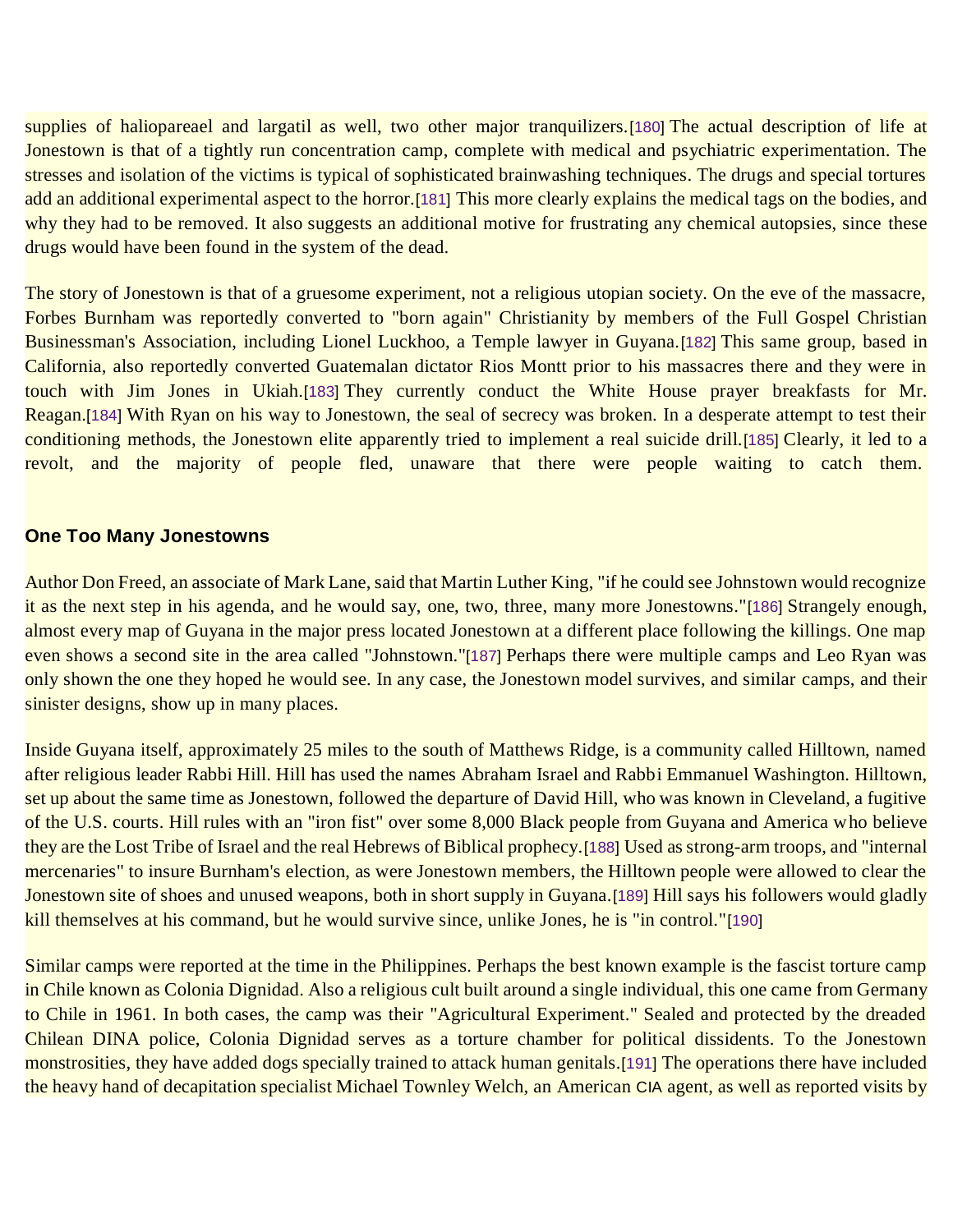supplies of haliopareael and largatil as well, two other major tranquilizers.[180] The actual description of life at Jonestown is that of a tightly run concentration camp, complete with medical and psychiatric experimentation. The stresses and isolation of the victims is typical of sophisticated brainwashing techniques. The drugs and special tortures add an additional experimental aspect to the horror.[181] This more clearly explains the medical tags on the bodies, and why they had to be removed. It also suggests an additional motive for frustrating any chemical autopsies, since these drugs would have been found in the system of the dead.

The story of Jonestown is that of a gruesome experiment, not a religious utopian society. On the eve of the massacre, Forbes Burnham was reportedly converted to "born again" Christianity by members of the Full Gospel Christian Businessman's Association, including Lionel Luckhoo, a Temple lawyer in Guyana.[182] This same group, based in California, also reportedly converted Guatemalan dictator Rios Montt prior to his massacres there and they were in touch with Jim Jones in Ukiah.[183] They currently conduct the White House prayer breakfasts for Mr. Reagan.[184] With Ryan on his way to Jonestown, the seal of secrecy was broken. In a desperate attempt to test their conditioning methods, the Jonestown elite apparently tried to implement a real suicide drill.[185] Clearly, it led to a revolt, and the majority of people fled, unaware that there were people waiting to catch them.

### One Too Many Jonestowns

Author Don Freed, an associate of Mark Lane, said that Martin Luther King, "if he could see Johnstown would recognize it as the next step in his agenda, and he would say, one, two, three, many more Jonestowns."[186] Strangely enough, almost every map of Guyana in the major press located Jonestown at a different place following the killings. One map even shows a second site in the area called "Johnstown."[187] Perhaps there were multiple camps and Leo Ryan was only shown the one they hoped he would see. In any case, the Jonestown model survives, and similar camps, and their sinister designs, show up in many places.

Inside Guyana itself, approximately 25 miles to the south of Matthews Ridge, is a community called Hilltown, named after religious leader Rabbi Hill. Hill has used the names Abraham Israel and Rabbi Emmanuel Washington. Hilltown, set up about the same time as Jonestown, followed the departure of David Hill, who was known in Cleveland, a fugitive of the U.S. courts. Hill rules with an "iron fist" over some 8,000 Black people from Guyana and America who believe they are the Lost Tribe of Israel and the real Hebrews of Biblical prophecy.[188] Used as strong-arm troops, and "internal mercenaries" to insure Burnham's election, as were Jonestown members, the Hilltown people were allowed to clear the Jonestown site of shoes and unused weapons, both in short supply in Guyana.[189] Hill says his followers would gladly kill themselves at his command, but he would survive since, unlike Jones, he is "in control."[190]

Similar camps were reported at the time in the Philippines. Perhaps the best known example is the fascist torture camp in Chile known as Colonia Dignidad. Also a religious cult built around a single individual, this one came from Germany to Chile in 1961. In both cases, the camp was their "Agricultural Experiment." Sealed and protected by the dreaded Chilean DINA police, Colonia Dignidad serves as a torture chamber for political dissidents. To the Jonestown monstrosities, they have added dogs specially trained to attack human genitals.[191] The operations there have included the heavy hand of decapitation specialist Michael Townley Welch, an American CIA agent, as well as reported visits by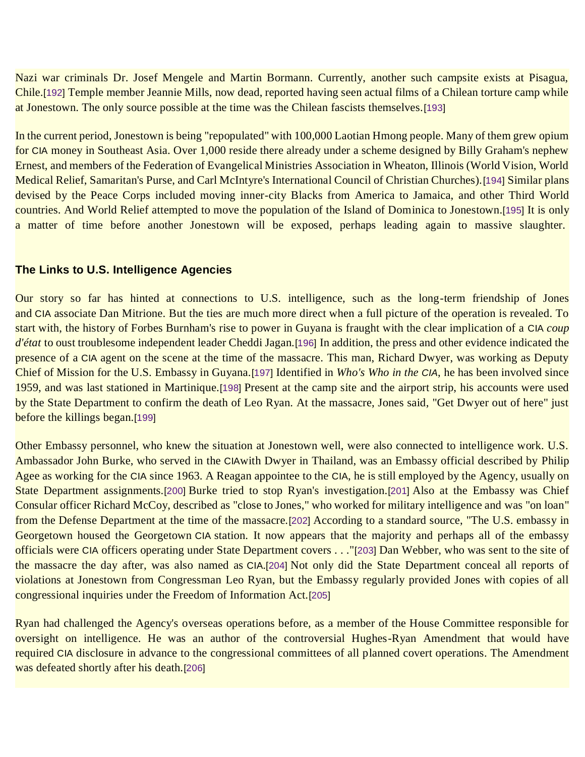Nazi war criminals Dr. Josef Mengele and Martin Bormann. Currently, another such campsite exists at Pisagua, Chile.[192] Temple member Jeannie Mills, now dead, reported having seen actual films of a Chilean torture camp while at Jonestown. The only source possible at the time was the Chilean fascists themselves.[193]

In the current period, Jonestown is being "repopulated" with 100,000 Laotian Hmong people. Many of them grew opium for CIA money in Southeast Asia. Over 1,000 reside there already under a scheme designed by Billy Graham's nephew Ernest, and members of the Federation of Evangelical Ministries Association in Wheaton, Illinois (World Vision, World Medical Relief, Samaritan's Purse, and Carl McIntyre's International Council of Christian Churches).[194] Similar plans devised by the Peace Corps included moving inner-city Blacks from America to Jamaica, and other Third World countries. And World Relief attempted to move the population of the Island of Dominica to Jonestown.[195] It is only a matter of time before another Jonestown will be exposed, perhaps leading again to massive slaughter.

### The Links to U.S. Intelligence Agencies

Our story so far has hinted at connections to U.S. intelligence, such as the long-term friendship of Jones and CIA associate Dan Mitrione. But the ties are much more direct when a full picture of the operation is revealed. To start with, the history of Forbes Burnham's rise to power in Guyana is fraught with the clear implication of a CIA *coup d'état* to oust troublesome independent leader Cheddi Jagan.[196] In addition, the press and other evidence indicated the presence of a CIA agent on the scene at the time of the massacre. This man, Richard Dwyer, was working as Deputy Chief of Mission for the U.S. Embassy in Guyana.[197] Identified in *Who's Who in the CIA*, he has been involved since 1959, and was last stationed in Martinique.[198] Present at the camp site and the airport strip, his accounts were used by the State Department to confirm the death of Leo Ryan. At the massacre, Jones said, "Get Dwyer out of here" just before the killings began.[199]

Other Embassy personnel, who knew the situation at Jonestown well, were also connected to intelligence work. U.S. Ambassador John Burke, who served in the CIAwith Dwyer in Thailand, was an Embassy official described by Philip Agee as working for the CIA since 1963. A Reagan appointee to the CIA, he is still employed by the Agency, usually on State Department assignments.[200] Burke tried to stop Ryan's investigation.[201] Also at the Embassy was Chief Consular officer Richard McCoy, described as "close to Jones," who worked for military intelligence and was "on loan" from the Defense Department at the time of the massacre.[202] According to a standard source, "The U.S. embassy in Georgetown housed the Georgetown CIA station. It now appears that the majority and perhaps all of the embassy officials were CIA officers operating under State Department covers . . ."[203] Dan Webber, who was sent to the site of the massacre the day after, was also named as CIA.[204] Not only did the State Department conceal all reports of violations at Jonestown from Congressman Leo Ryan, but the Embassy regularly provided Jones with copies of all congressional inquiries under the Freedom of Information Act.[205]

Ryan had challenged the Agency's overseas operations before, as a member of the House Committee responsible for oversight on intelligence. He was an author of the controversial Hughes-Ryan Amendment that would have required CIA disclosure in advance to the congressional committees of all planned covert operations. The Amendment was defeated shortly after his death.[206]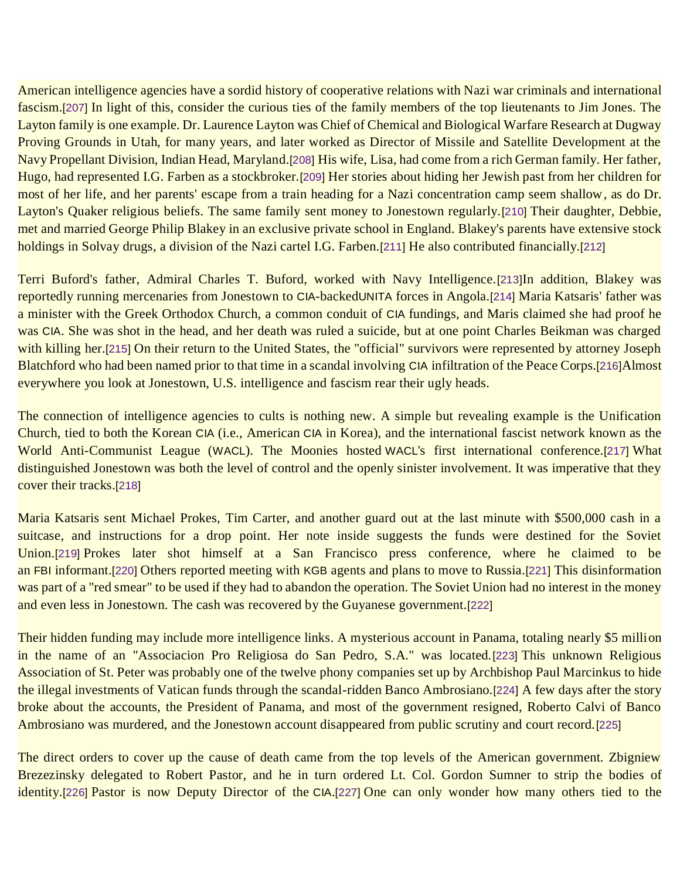American intelligence agencies have a sordid history of cooperative relations with Nazi war criminals and international fascism.[207] In light of this, consider the curious ties of the family members of the top lieutenants to Jim Jones. The Layton family is one example. Dr. Laurence Layton was Chief of Chemical and Biological Warfare Research at Dugway Proving Grounds in Utah, for many years, and later worked as Director of Missile and Satellite Development at the Navy Propellant Division, Indian Head, Maryland.[208] His wife, Lisa, had come from a rich German family. Her father, Hugo, had represented I.G. Farben as a stockbroker.[209] Her stories about hiding her Jewish past from her children for most of her life, and her parents' escape from a train heading for a Nazi concentration camp seem shallow, as do Dr. Layton's Quaker religious beliefs. The same family sent money to Jonestown regularly.[210] Their daughter, Debbie, met and married George Philip Blakey in an exclusive private school in England. Blakey's parents have extensive stock holdings in Solvay drugs, a division of the Nazi cartel I.G. Farben.[211] He also contributed financially.[212]

Terri Buford's father, Admiral Charles T. Buford, worked with Navy Intelligence.[213]In addition, Blakey was reportedly running mercenaries from Jonestown to CIA-backedUNITA forces in Angola.[214] Maria Katsaris' father was a minister with the Greek Orthodox Church, a common conduit of CIA fundings, and Maris claimed she had proof he was CIA. She was shot in the head, and her death was ruled a suicide, but at one point Charles Beikman was charged with killing her.[215] On their return to the United States, the "official" survivors were represented by attorney Joseph Blatchford who had been named prior to that time in a scandal involving CIA infiltration of the Peace Corps.[216]Almost everywhere you look at Jonestown, U.S. intelligence and fascism rear their ugly heads.

The connection of intelligence agencies to cults is nothing new. A simple but revealing example is the Unification Church, tied to both the Korean CIA (i.e., American CIA in Korea), and the international fascist network known as the World Anti-Communist League (WACL). The Moonies hosted WACL's first international conference.[217] What distinguished Jonestown was both the level of control and the openly sinister involvement. It was imperative that they cover their tracks.[218]

Maria Katsaris sent Michael Prokes, Tim Carter, and another guard out at the last minute with $500,000 cash in a suitcase, and instructions for a drop point. Her note inside suggests the funds were destined for the Soviet Union.[219] Prokes later shot himself at a San Francisco press conference, where he claimed to be an FBI informant.[220] Others reported meeting with KGB agents and plans to move to Russia.[221] This disinformation was part of a "red smear" to be used if they had to abandon the operation. The Soviet Union had no interest in the money and even less in Jonestown. The cash was recovered by the Guyanese government.[222]

Their hidden funding may include more intelligence links. A mysterious account in Panama, totaling nearly $5 million in the name of an "Associacion Pro Religiosa do San Pedro, S.A." was located.[223] This unknown Religious Association of St. Peter was probably one of the twelve phony companies set up by Archbishop Paul Marcinkus to hide the illegal investments of Vatican funds through the scandal-ridden Banco Ambrosiano.[224] A few days after the story broke about the accounts, the President of Panama, and most of the government resigned, Roberto Calvi of Banco Ambrosiano was murdered, and the Jonestown account disappeared from public scrutiny and court record.[225]

The direct orders to cover up the cause of death came from the top levels of the American government. Zbigniew Brezezinsky delegated to Robert Pastor, and he in turn ordered Lt. Col. Gordon Sumner to strip the bodies of identity.[226] Pastor is now Deputy Director of the CIA.[227] One can only wonder how many others tied to the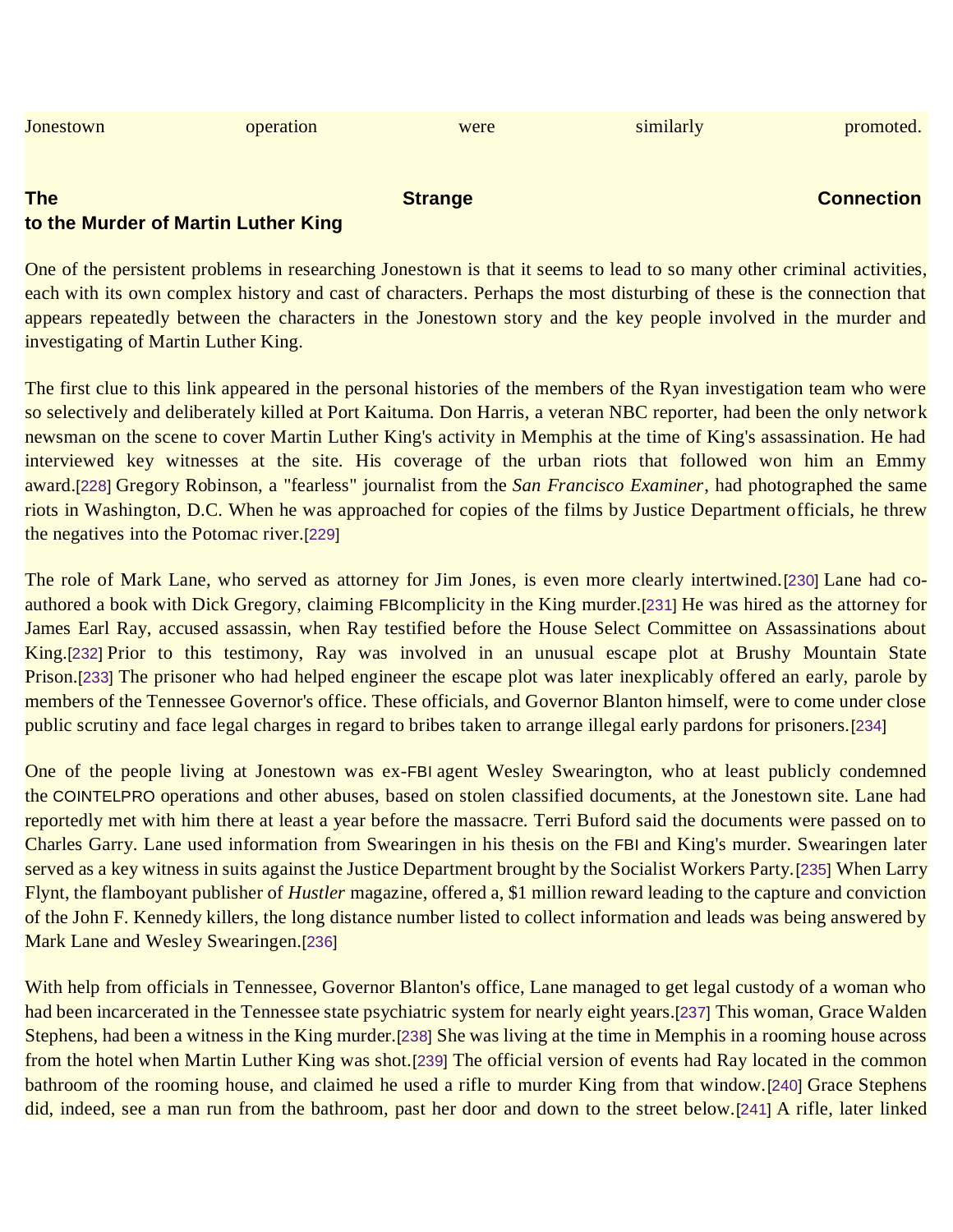Jonestown operation were similarly promoted.

## The Strange Connection to the Murder of Martin Luther King

One of the persistent problems in researching Jonestown is that it seems to lead to so many other criminal activities, each with its own complex history and cast of characters. Perhaps the most disturbing of these is the connection that appears repeatedly between the characters in the Jonestown story and the key people involved in the murder and investigating of Martin Luther King.

The first clue to this link appeared in the personal histories of the members of the Ryan investigation team who were so selectively and deliberately killed at Port Kaituma. Don Harris, a veteran NBC reporter, had been the only network newsman on the scene to cover Martin Luther King's activity in Memphis at the time of King's assassination. He had interviewed key witnesses at the site. His coverage of the urban riots that followed won him an Emmy award.[228] Gregory Robinson, a "fearless" journalist from the *San Francisco Examiner*, had photographed the same riots in Washington, D.C. When he was approached for copies of the films by Justice Department officials, he threw the negatives into the Potomac river.[229]

The role of Mark Lane, who served as attorney for Jim Jones, is even more clearly intertwined.[230] Lane had co-authored a book with Dick Gregory, claiming FBIcomplicity in the King murder.[231] He was hired as the attorney for James Earl Ray, accused assassin, when Ray testified before the House Select Committee on Assassinations about King.[232] Prior to this testimony, Ray was involved in an unusual escape plot at Brushy Mountain State Prison.[233] The prisoner who had helped engineer the escape plot was later inexplicably offered an early, parole by members of the Tennessee Governor's office. These officials, and Governor Blanton himself, were to come under close public scrutiny and face legal charges in regard to bribes taken to arrange illegal early pardons for prisoners.[234]

One of the people living at Jonestown was ex-FBI agent Wesley Swearington, who at least publicly condemned the COINTELPRO operations and other abuses, based on stolen classified documents, at the Jonestown site. Lane had reportedly met with him there at least a year before the massacre. Terri Buford said the documents were passed on to Charles Garry. Lane used information from Swearingen in his thesis on the FBI and King's murder. Swearingen later served as a key witness in suits against the Justice Department brought by the Socialist Workers Party.[235] When Larry Flynt, the flamboyant publisher of *Hustler* magazine, offered a, $1 million reward leading to the capture and conviction of the John F. Kennedy killers, the long distance number listed to collect information and leads was being answered by Mark Lane and Wesley Swearingen.[236]

With help from officials in Tennessee, Governor Blanton's office, Lane managed to get legal custody of a woman who had been incarcerated in the Tennessee state psychiatric system for nearly eight years.[237] This woman, Grace Walden Stephens, had been a witness in the King murder.[238] She was living at the time in Memphis in a rooming house across from the hotel when Martin Luther King was shot.[239] The official version of events had Ray located in the common bathroom of the rooming house, and claimed he used a rifle to murder King from that window.[240] Grace Stephens did, indeed, see a man run from the bathroom, past her door and down to the street below.[241] A rifle, later linked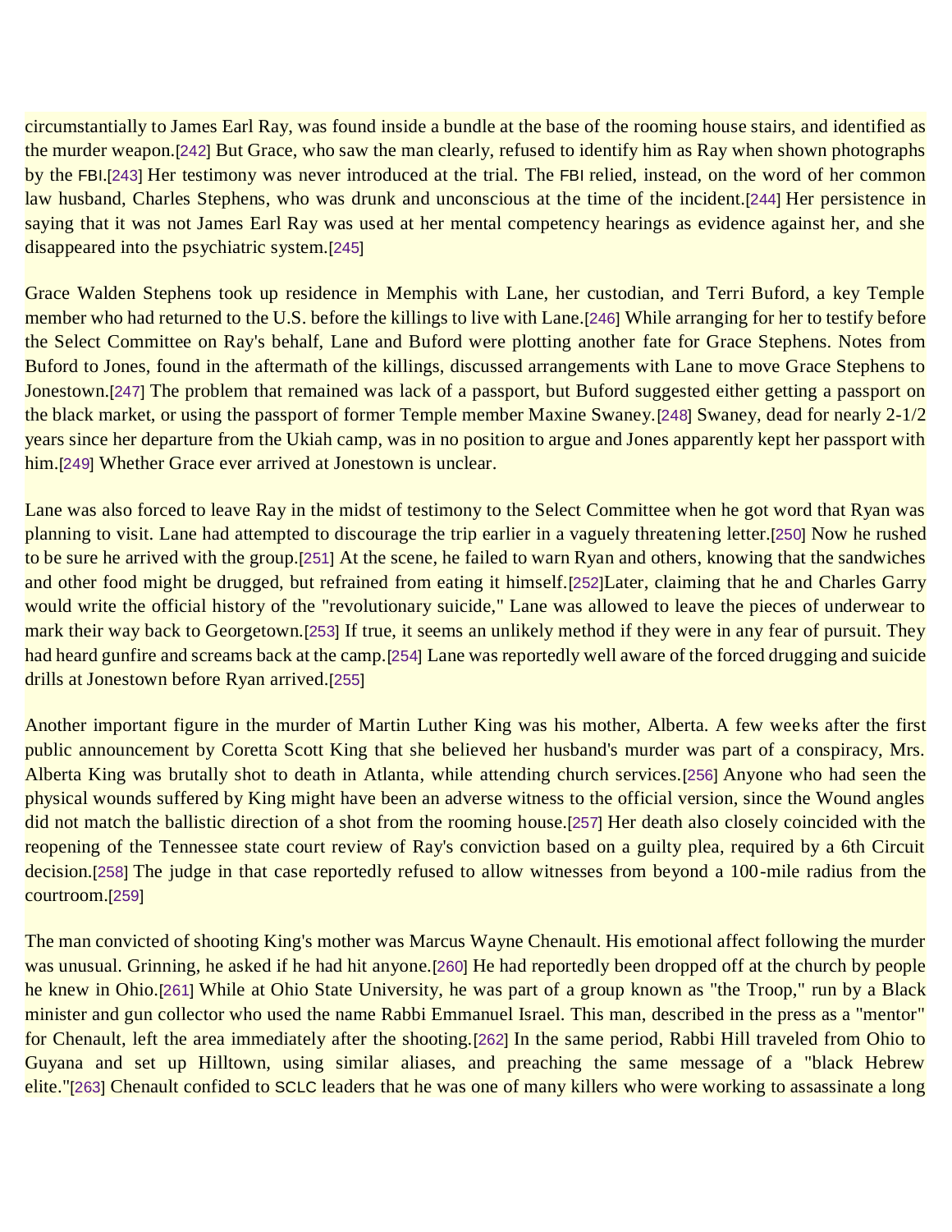circumstantially to James Earl Ray, was found inside a bundle at the base of the rooming house stairs, and identified as the murder weapon.[242] But Grace, who saw the man clearly, refused to identify him as Ray when shown photographs by the FBI.[243] Her testimony was never introduced at the trial. The FBI relied, instead, on the word of her common law husband, Charles Stephens, who was drunk and unconscious at the time of the incident.[244] Her persistence in saying that it was not James Earl Ray was used at her mental competency hearings as evidence against her, and she disappeared into the psychiatric system.[245]

Grace Walden Stephens took up residence in Memphis with Lane, her custodian, and Terri Buford, a key Temple member who had returned to the U.S. before the killings to live with Lane.[246] While arranging for her to testify before the Select Committee on Ray's behalf, Lane and Buford were plotting another fate for Grace Stephens. Notes from Buford to Jones, found in the aftermath of the killings, discussed arrangements with Lane to move Grace Stephens to Jonestown.[247] The problem that remained was lack of a passport, but Buford suggested either getting a passport on the black market, or using the passport of former Temple member Maxine Swaney.[248] Swaney, dead for nearly 2-1/2 years since her departure from the Ukiah camp, was in no position to argue and Jones apparently kept her passport with him.[249] Whether Grace ever arrived at Jonestown is unclear.

Lane was also forced to leave Ray in the midst of testimony to the Select Committee when he got word that Ryan was planning to visit. Lane had attempted to discourage the trip earlier in a vaguely threatening letter.[250] Now he rushed to be sure he arrived with the group.[251] At the scene, he failed to warn Ryan and others, knowing that the sandwiches and other food might be drugged, but refrained from eating it himself.[252]Later, claiming that he and Charles Garry would write the official history of the "revolutionary suicide," Lane was allowed to leave the pieces of underwear to mark their way back to Georgetown.[253] If true, it seems an unlikely method if they were in any fear of pursuit. They had heard gunfire and screams back at the camp.[254] Lane was reportedly well aware of the forced drugging and suicide drills at Jonestown before Ryan arrived.[255]

Another important figure in the murder of Martin Luther King was his mother, Alberta. A few weeks after the first public announcement by Coretta Scott King that she believed her husband's murder was part of a conspiracy, Mrs. Alberta King was brutally shot to death in Atlanta, while attending church services.[256] Anyone who had seen the physical wounds suffered by King might have been an adverse witness to the official version, since the Wound angles did not match the ballistic direction of a shot from the rooming house.[257] Her death also closely coincided with the reopening of the Tennessee state court review of Ray's conviction based on a guilty plea, required by a 6th Circuit decision.[258] The judge in that case reportedly refused to allow witnesses from beyond a 100-mile radius from the courtroom.[259]

The man convicted of shooting King's mother was Marcus Wayne Chenault. His emotional affect following the murder was unusual. Grinning, he asked if he had hit anyone.[260] He had reportedly been dropped off at the church by people he knew in Ohio.[261] While at Ohio State University, he was part of a group known as "the Troop," run by a Black minister and gun collector who used the name Rabbi Emmanuel Israel. This man, described in the press as a "mentor" for Chenault, left the area immediately after the shooting.[262] In the same period, Rabbi Hill traveled from Ohio to Guyana and set up Hilltown, using similar aliases, and preaching the same message of a "black Hebrew elite."[263] Chenault confided to SCLC leaders that he was one of many killers who were working to assassinate a long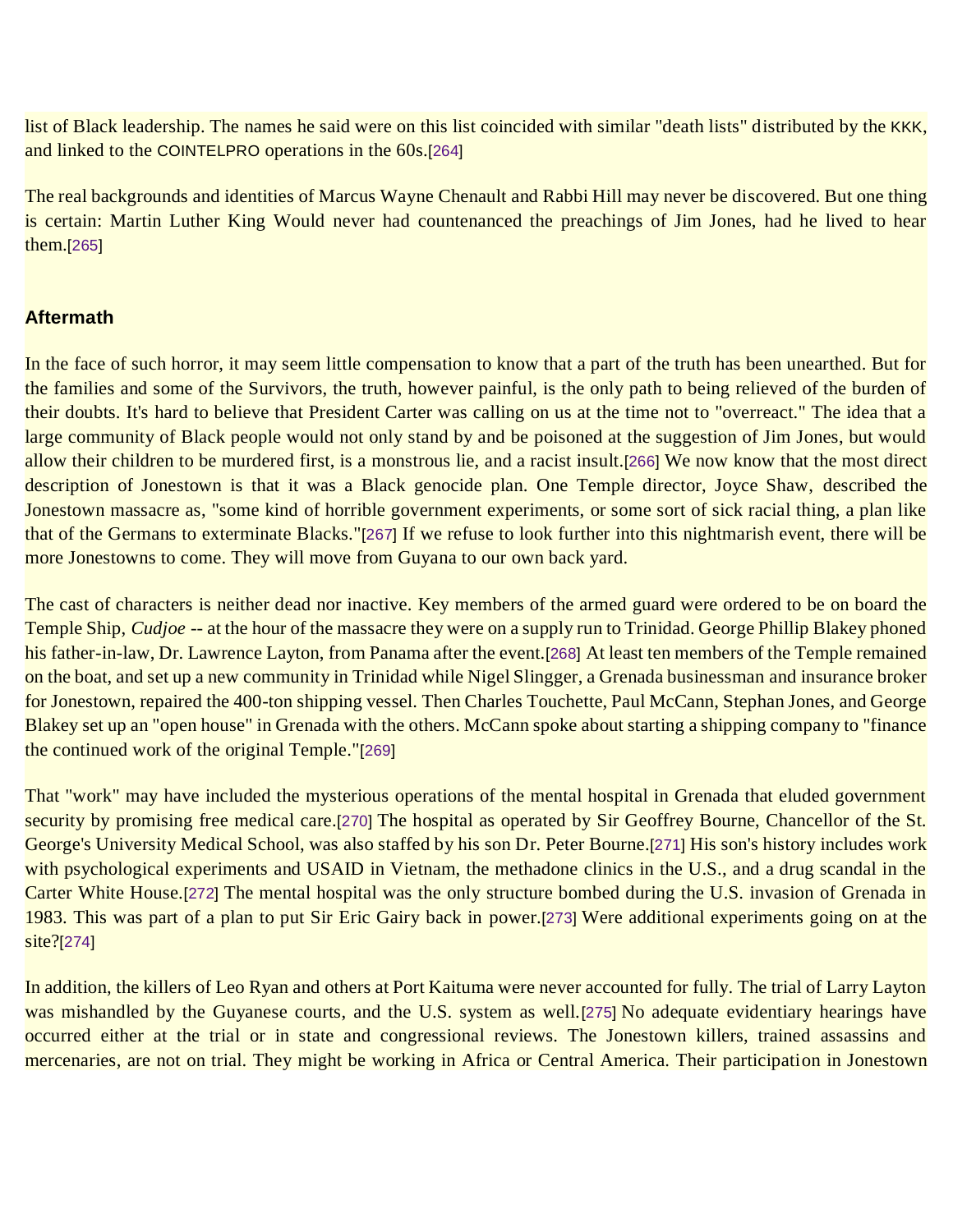list of Black leadership. The names he said were on this list coincided with similar "death lists" distributed by the KKK, and linked to the COINTELPRO operations in the 60s.[264]

The real backgrounds and identities of Marcus Wayne Chenault and Rabbi Hill may never be discovered. But one thing is certain: Martin Luther King Would never had countenanced the preachings of Jim Jones, had he lived to hear them.[265]

## Aftermath

In the face of such horror, it may seem little compensation to know that a part of the truth has been unearthed. But for the families and some of the Survivors, the truth, however painful, is the only path to being relieved of the burden of their doubts. It's hard to believe that President Carter was calling on us at the time not to "overreact." The idea that a large community of Black people would not only stand by and be poisoned at the suggestion of Jim Jones, but would allow their children to be murdered first, is a monstrous lie, and a racist insult.[266] We now know that the most direct description of Jonestown is that it was a Black genocide plan. One Temple director, Joyce Shaw, described the Jonestown massacre as, "some kind of horrible government experiments, or some sort of sick racial thing, a plan like that of the Germans to exterminate Blacks."[267] If we refuse to look further into this nightmarish event, there will be more Jonestowns to come. They will move from Guyana to our own back yard.

The cast of characters is neither dead nor inactive. Key members of the armed guard were ordered to be on board the Temple Ship, *Cudjoe* -- at the hour of the massacre they were on a supply run to Trinidad. George Phillip Blakey phoned his father-in-law, Dr. Lawrence Layton, from Panama after the event.[268] At least ten members of the Temple remained on the boat, and set up a new community in Trinidad while Nigel Slingger, a Grenada businessman and insurance broker for Jonestown, repaired the 400-ton shipping vessel. Then Charles Touchette, Paul McCann, Stephan Jones, and George Blakey set up an "open house" in Grenada with the others. McCann spoke about starting a shipping company to "finance the continued work of the original Temple."[269]

That "work" may have included the mysterious operations of the mental hospital in Grenada that eluded government security by promising free medical care.[270] The hospital as operated by Sir Geoffrey Bourne, Chancellor of the St. George's University Medical School, was also staffed by his son Dr. Peter Bourne.[271] His son's history includes work with psychological experiments and USAID in Vietnam, the methadone clinics in the U.S., and a drug scandal in the Carter White House.[272] The mental hospital was the only structure bombed during the U.S. invasion of Grenada in 1983. This was part of a plan to put Sir Eric Gairy back in power.[273] Were additional experiments going on at the site?[274]

In addition, the killers of Leo Ryan and others at Port Kaituma were never accounted for fully. The trial of Larry Layton was mishandled by the Guyanese courts, and the U.S. system as well.[275] No adequate evidentiary hearings have occurred either at the trial or in state and congressional reviews. The Jonestown killers, trained assassins and mercenaries, are not on trial. They might be working in Africa or Central America. Their participation in Jonestown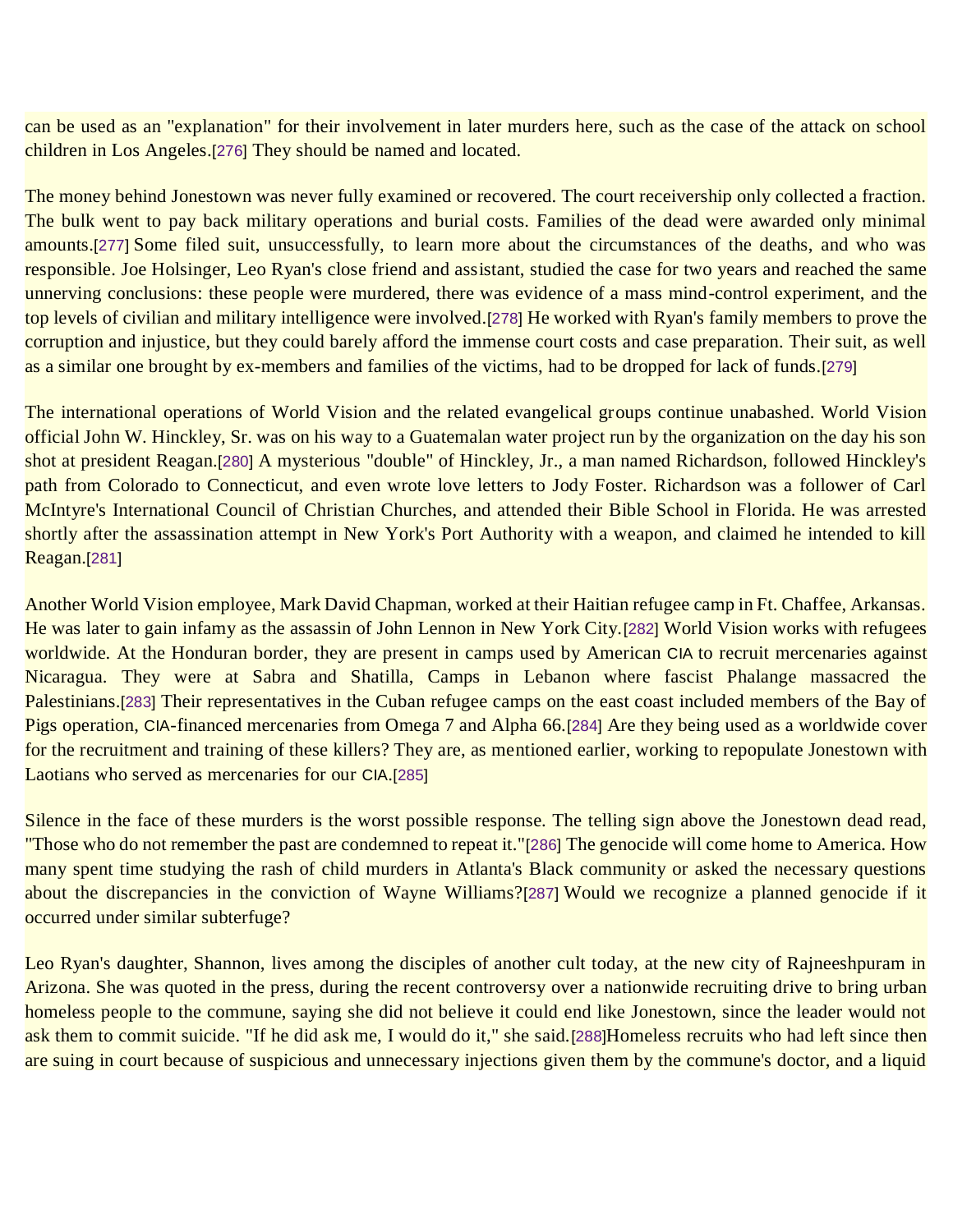can be used as an "explanation" for their involvement in later murders here, such as the case of the attack on school children in Los Angeles.[276] They should be named and located.

The money behind Jonestown was never fully examined or recovered. The court receivership only collected a fraction. The bulk went to pay back military operations and burial costs. Families of the dead were awarded only minimal amounts.[277] Some filed suit, unsuccessfully, to learn more about the circumstances of the deaths, and who was responsible. Joe Holsinger, Leo Ryan's close friend and assistant, studied the case for two years and reached the same unnerving conclusions: these people were murdered, there was evidence of a mass mind-control experiment, and the top levels of civilian and military intelligence were involved.[278] He worked with Ryan's family members to prove the corruption and injustice, but they could barely afford the immense court costs and case preparation. Their suit, as well as a similar one brought by ex-members and families of the victims, had to be dropped for lack of funds.[279]

The international operations of World Vision and the related evangelical groups continue unabashed. World Vision official John W. Hinckley, Sr. was on his way to a Guatemalan water project run by the organization on the day his son shot at president Reagan.[280] A mysterious "double" of Hinckley, Jr., a man named Richardson, followed Hinckley's path from Colorado to Connecticut, and even wrote love letters to Jody Foster. Richardson was a follower of Carl McIntyre's International Council of Christian Churches, and attended their Bible School in Florida. He was arrested shortly after the assassination attempt in New York's Port Authority with a weapon, and claimed he intended to kill Reagan.[281]

Another World Vision employee, Mark David Chapman, worked at their Haitian refugee camp in Ft. Chaffee, Arkansas. He was later to gain infamy as the assassin of John Lennon in New York City.[282] World Vision works with refugees worldwide. At the Honduran border, they are present in camps used by American CIA to recruit mercenaries against Nicaragua. They were at Sabra and Shatilla, Camps in Lebanon where fascist Phalange massacred the Palestinians.[283] Their representatives in the Cuban refugee camps on the east coast included members of the Bay of Pigs operation, CIA-financed mercenaries from Omega 7 and Alpha 66.[284] Are they being used as a worldwide cover for the recruitment and training of these killers? They are, as mentioned earlier, working to repopulate Jonestown with Laotians who served as mercenaries for our CIA.[285]

Silence in the face of these murders is the worst possible response. The telling sign above the Jonestown dead read, "Those who do not remember the past are condemned to repeat it."[286] The genocide will come home to America. How many spent time studying the rash of child murders in Atlanta's Black community or asked the necessary questions about the discrepancies in the conviction of Wayne Williams?[287] Would we recognize a planned genocide if it occurred under similar subterfuge?

Leo Ryan's daughter, Shannon, lives among the disciples of another cult today, at the new city of Rajneeshpuram in Arizona. She was quoted in the press, during the recent controversy over a nationwide recruiting drive to bring urban homeless people to the commune, saying she did not believe it could end like Jonestown, since the leader would not ask them to commit suicide. "If he did ask me, I would do it," she said.[288]Homeless recruits who had left since then are suing in court because of suspicious and unnecessary injections given them by the commune's doctor, and a liquid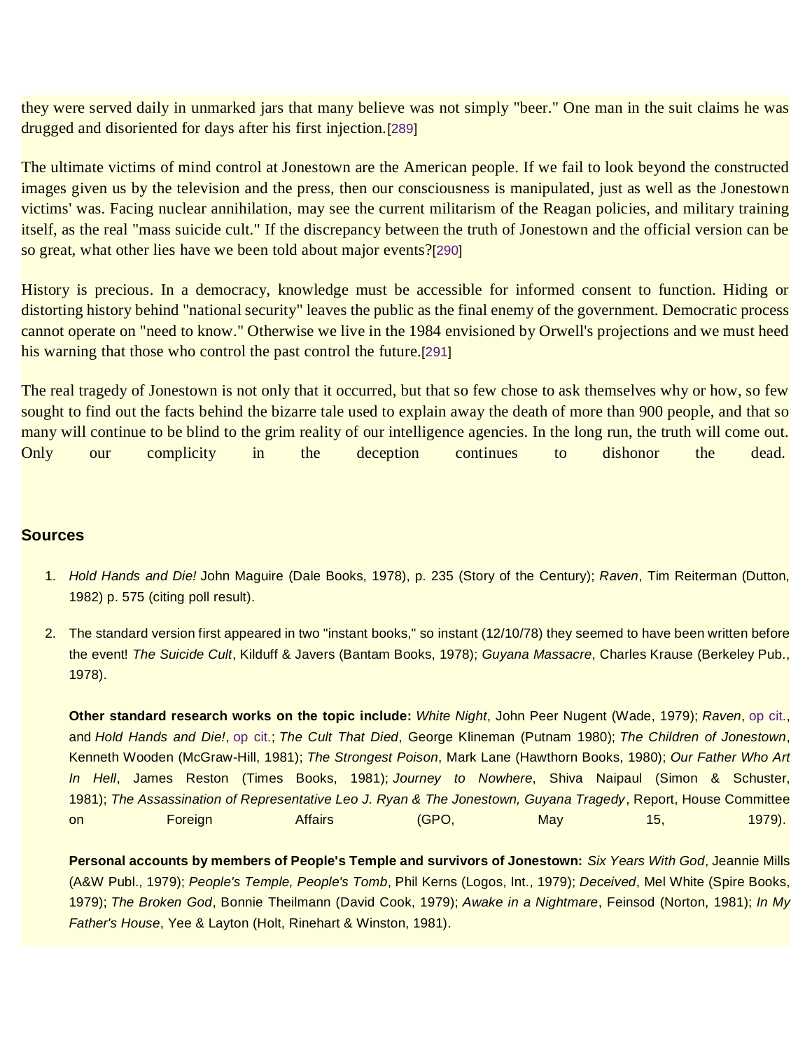they were served daily in unmarked jars that many believe was not simply "beer." One man in the suit claims he was drugged and disoriented for days after his first injection.[289]

The ultimate victims of mind control at Jonestown are the American people. If we fail to look beyond the constructed images given us by the television and the press, then our consciousness is manipulated, just as well as the Jonestown victims' was. Facing nuclear annihilation, may see the current militarism of the Reagan policies, and military training itself, as the real "mass suicide cult." If the discrepancy between the truth of Jonestown and the official version can be so great, what other lies have we been told about major events?[290]

History is precious. In a democracy, knowledge must be accessible for informed consent to function. Hiding or distorting history behind "national security" leaves the public as the final enemy of the government. Democratic process cannot operate on "need to know." Otherwise we live in the 1984 envisioned by Orwell's projections and we must heed his warning that those who control the past control the future.[291]

The real tragedy of Jonestown is not only that it occurred, but that so few chose to ask themselves why or how, so few sought to find out the facts behind the bizarre tale used to explain away the death of more than 900 people, and that so many will continue to be blind to the grim reality of our intelligence agencies. In the long run, the truth will come out. Only our complicity in the deception continues to dishonor the dead.

### Sources

1. *Hold Hands and Die!* John Maguire (Dale Books, 1978), p. 235 (Story of the Century); *Raven*, Tim Reiterman (Dutton, 1982) p. 575 (citing poll result).

2. The standard version first appeared in two "instant books," so instant (12/10/78) they seemed to have been written before the event! *The Suicide Cult*, Kilduff & Javers (Bantam Books, 1978); *Guyana Massacre*, Charles Krause (Berkeley Pub., 1978).

   **Other standard research works on the topic include:** *White Night*, John Peer Nugent (Wade, 1979); *Raven*, op cit., and *Hold Hands and Die!*, op cit.; *The Cult That Died*, George Klineman (Putnam 1980); *The Children of Jonestown*, Kenneth Wooden (McGraw-Hill, 1981); *The Strongest Poison*, Mark Lane (Hawthorn Books, 1980); *Our Father Who Art In Hell*, James Reston (Times Books, 1981); *Journey to Nowhere*, Shiva Naipaul (Simon & Schuster, 1981); *The Assassination of Representative Leo J. Ryan & The Jonestown, Guyana Tragedy*, Report, House Committee on Foreign Affairs (GPO, May 15, 1979).

   **Personal accounts by members of People's Temple and survivors of Jonestown:** *Six Years With God*, Jeannie Mills (A&W Publ., 1979); *People's Temple, People's Tomb*, Phil Kerns (Logos, Int., 1979); *Deceived*, Mel White (Spire Books, 1979); *The Broken God*, Bonnie Theilmann (David Cook, 1979); *Awake in a Nightmare*, Feinsod (Norton, 1981); *In My Father's House*, Yee & Layton (Holt, Rinehart & Winston, 1981).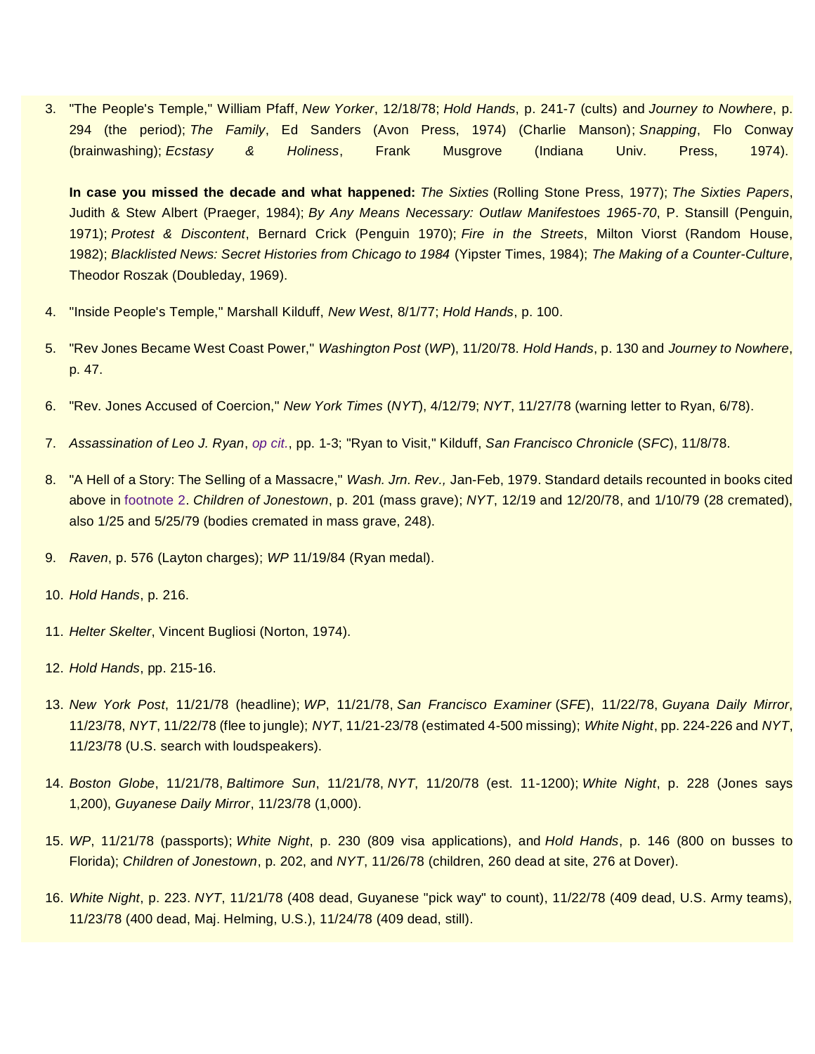3. "The People's Temple," William Pfaff, *New Yorker*, 12/18/78; *Hold Hands*, p. 241-7 (cults) and *Journey to Nowhere*, p. 294 (the period); *The Family*, Ed Sanders (Avon Press, 1974) (Charlie Manson); *Snapping*, Flo Conway (brainwashing); *Ecstasy & Holiness*, Frank Musgrove (Indiana Univ. Press, 1974).

   **In case you missed the decade and what happened:** *The Sixties* (Rolling Stone Press, 1977); *The Sixties Papers*, Judith & Stew Albert (Praeger, 1984); *By Any Means Necessary: Outlaw Manifestoes 1965-70*, P. Stansill (Penguin, 1971); *Protest & Discontent*, Bernard Crick (Penguin 1970); *Fire in the Streets*, Milton Viorst (Random House, 1982); *Blacklisted News: Secret Histories from Chicago to 1984* (Yipster Times, 1984); *The Making of a Counter-Culture*, Theodor Roszak (Doubleday, 1969).

4. "Inside People's Temple," Marshall Kilduff, *New West*, 8/1/77; *Hold Hands*, p. 100.

5. "Rev Jones Became West Coast Power," *Washington Post* (*WP*), 11/20/78. *Hold Hands*, p. 130 and *Journey to Nowhere*, p. 47.

6. "Rev. Jones Accused of Coercion," *New York Times* (*NYT*), 4/12/79; *NYT*, 11/27/78 (warning letter to Ryan, 6/78).

7. *Assassination of Leo J. Ryan*, *op cit.*, pp. 1-3; "Ryan to Visit," Kilduff, *San Francisco Chronicle* (*SFC*), 11/8/78.

8. "A Hell of a Story: The Selling of a Massacre," *Wash. Jrn. Rev.,* Jan-Feb, 1979. Standard details recounted in books cited above in footnote 2. *Children of Jonestown*, p. 201 (mass grave); *NYT*, 12/19 and 12/20/78, and 1/10/79 (28 cremated), also 1/25 and 5/25/79 (bodies cremated in mass grave, 248).

9. *Raven*, p. 576 (Layton charges); *WP* 11/19/84 (Ryan medal).

10. *Hold Hands*, p. 216.

11. *Helter Skelter*, Vincent Bugliosi (Norton, 1974).

12. *Hold Hands*, pp. 215-16.

13. *New York Post*, 11/21/78 (headline); *WP*, 11/21/78, *San Francisco Examiner* (*SFE*), 11/22/78, *Guyana Daily Mirror*, 11/23/78, *NYT*, 11/22/78 (flee to jungle); *NYT*, 11/21-23/78 (estimated 4-500 missing); *White Night*, pp. 224-226 and *NYT*, 11/23/78 (U.S. search with loudspeakers).

14. *Boston Globe*, 11/21/78, *Baltimore Sun*, 11/21/78, *NYT*, 11/20/78 (est. 11-1200); *White Night*, p. 228 (Jones says 1,200), *Guyanese Daily Mirror*, 11/23/78 (1,000).

15. *WP*, 11/21/78 (passports); *White Night*, p. 230 (809 visa applications), and *Hold Hands*, p. 146 (800 on busses to Florida); *Children of Jonestown*, p. 202, and *NYT*, 11/26/78 (children, 260 dead at site, 276 at Dover).

16. *White Night*, p. 223. *NYT*, 11/21/78 (408 dead, Guyanese "pick way" to count), 11/22/78 (409 dead, U.S. Army teams), 11/23/78 (400 dead, Maj. Helming, U.S.), 11/24/78 (409 dead, still).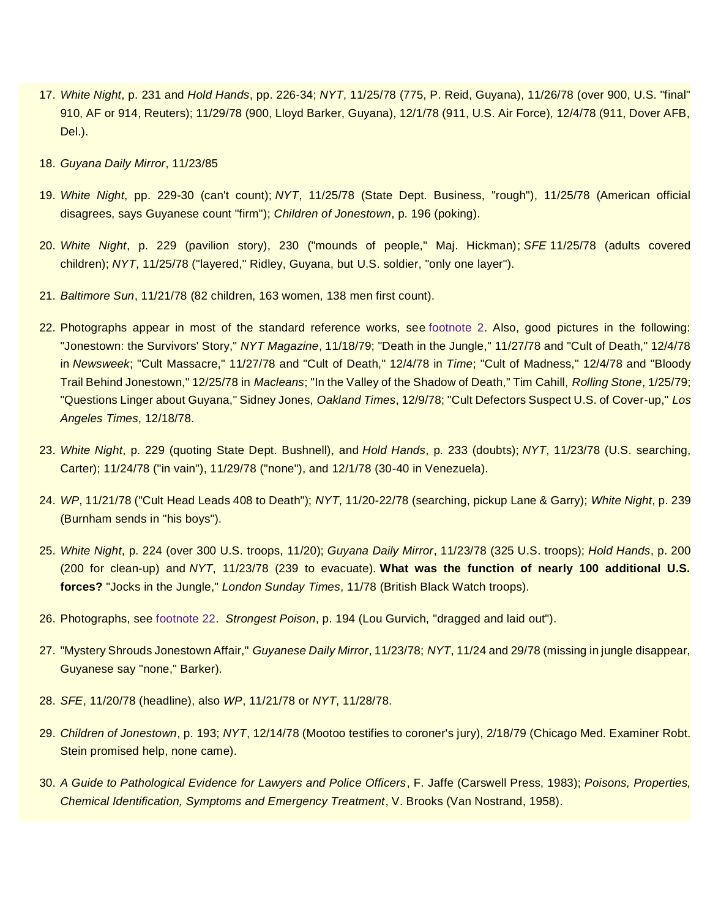17. *White Night*, p. 231 and *Hold Hands*, pp. 226-34; *NYT*, 11/25/78 (775, P. Reid, Guyana), 11/26/78 (over 900, U.S. "final" 910, AF or 914, Reuters); 11/29/78 (900, Lloyd Barker, Guyana), 12/1/78 (911, U.S. Air Force), 12/4/78 (911, Dover AFB, Del.).

18. *Guyana Daily Mirror*, 11/23/85

19. *White Night*, pp. 229-30 (can't count); *NYT*, 11/25/78 (State Dept. Business, "rough"), 11/25/78 (American official disagrees, says Guyanese count "firm"); *Children of Jonestown*, p. 196 (poking).

20. *White Night*, p. 229 (pavilion story), 230 ("mounds of people," Maj. Hickman); *SFE* 11/25/78 (adults covered children); *NYT*, 11/25/78 ("layered," Ridley, Guyana, but U.S. soldier, "only one layer").

21. *Baltimore Sun*, 11/21/78 (82 children, 163 women, 138 men first count).

22. Photographs appear in most of the standard reference works, see footnote 2. Also, good pictures in the following: "Jonestown: the Survivors' Story," *NYT Magazine*, 11/18/79; "Death in the Jungle," 11/27/78 and "Cult of Death," 12/4/78 in *Newsweek*; "Cult Massacre," 11/27/78 and "Cult of Death," 12/4/78 in *Time*; "Cult of Madness," 12/4/78 and "Bloody Trail Behind Jonestown," 12/25/78 in *Macleans*; "In the Valley of the Shadow of Death," Tim Cahill, *Rolling Stone*, 1/25/79; "Questions Linger about Guyana," Sidney Jones, *Oakland Times*, 12/9/78; "Cult Defectors Suspect U.S. of Cover-up," *Los Angeles Times*, 12/18/78.

23. *White Night*, p. 229 (quoting State Dept. Bushnell), and *Hold Hands*, p. 233 (doubts); *NYT*, 11/23/78 (U.S. searching, Carter); 11/24/78 ("in vain"), 11/29/78 ("none"), and 12/1/78 (30-40 in Venezuela).

24. *WP*, 11/21/78 ("Cult Head Leads 408 to Death"); *NYT*, 11/20-22/78 (searching, pickup Lane & Garry); *White Night*, p. 239 (Burnham sends in "his boys").

25. *White Night*, p. 224 (over 300 U.S. troops, 11/20); *Guyana Daily Mirror*, 11/23/78 (325 U.S. troops); *Hold Hands*, p. 200 (200 for clean-up) and *NYT*, 11/23/78 (239 to evacuate). **What was the function of nearly 100 additional U.S. forces?** "Jocks in the Jungle," *London Sunday Times*, 11/78 (British Black Watch troops).

26. Photographs, see footnote 22. *Strongest Poison*, p. 194 (Lou Gurvich, "dragged and laid out").

27. "Mystery Shrouds Jonestown Affair," *Guyanese Daily Mirror*, 11/23/78; *NYT*, 11/24 and 29/78 (missing in jungle disappear, Guyanese say "none," Barker).

28. *SFE*, 11/20/78 (headline), also *WP*, 11/21/78 or *NYT*, 11/28/78.

29. *Children of Jonestown*, p. 193; *NYT*, 12/14/78 (Mootoo testifies to coroner's jury), 2/18/79 (Chicago Med. Examiner Robt. Stein promised help, none came).

30. *A Guide to Pathological Evidence for Lawyers and Police Officers*, F. Jaffe (Carswell Press, 1983); *Poisons, Properties, Chemical Identification, Symptoms and Emergency Treatment*, V. Brooks (Van Nostrand, 1958).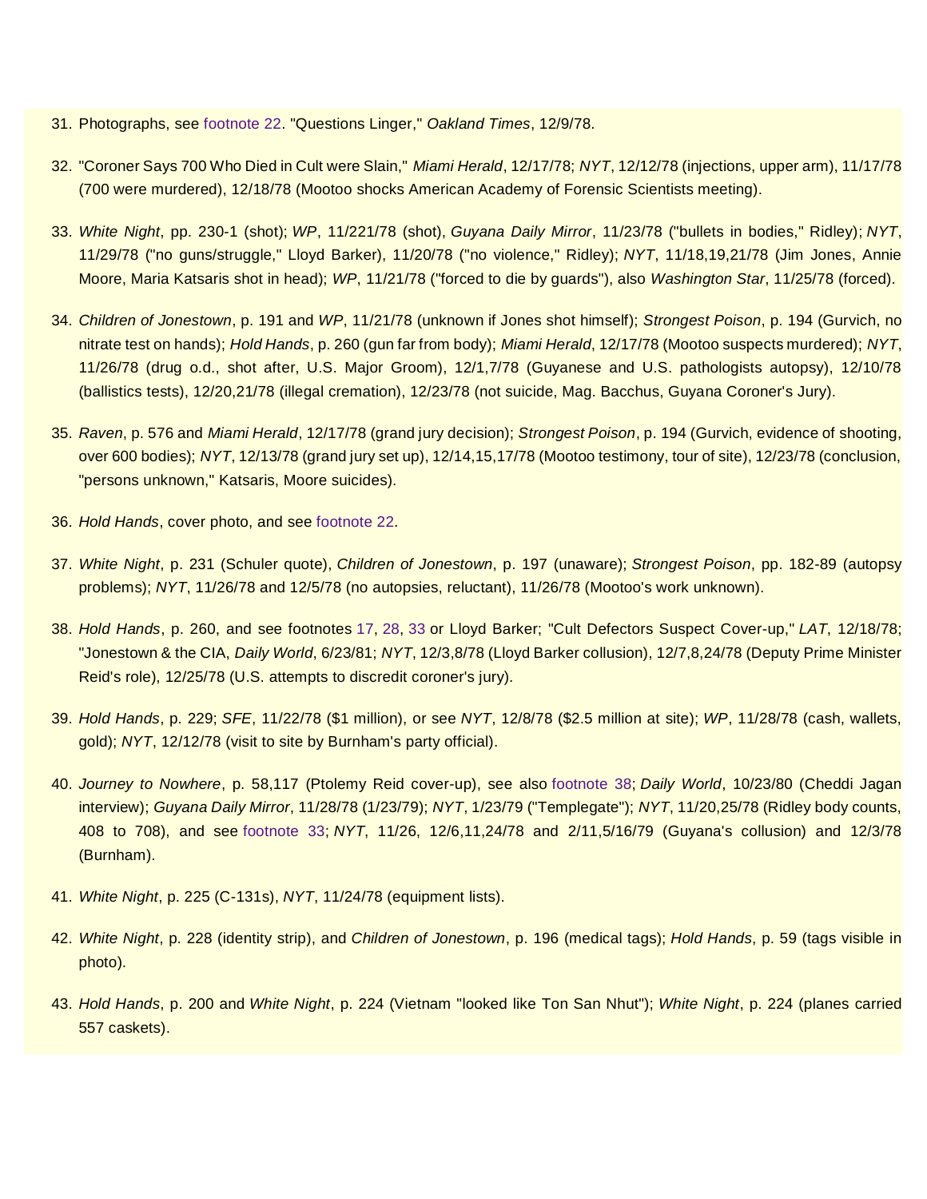31. Photographs, see footnote 22. "Questions Linger," *Oakland Times*, 12/9/78.

32. "Coroner Says 700 Who Died in Cult were Slain," *Miami Herald*, 12/17/78; *NYT*, 12/12/78 (injections, upper arm), 11/17/78 (700 were murdered), 12/18/78 (Mootoo shocks American Academy of Forensic Scientists meeting).

33. *White Night*, pp. 230-1 (shot); *WP*, 11/221/78 (shot), *Guyana Daily Mirror*, 11/23/78 ("bullets in bodies," Ridley); *NYT*, 11/29/78 ("no guns/struggle," Lloyd Barker), 11/20/78 ("no violence," Ridley); *NYT*, 11/18,19,21/78 (Jim Jones, Annie Moore, Maria Katsaris shot in head); *WP*, 11/21/78 ("forced to die by guards"), also *Washington Star*, 11/25/78 (forced).

34. *Children of Jonestown*, p. 191 and *WP*, 11/21/78 (unknown if Jones shot himself); *Strongest Poison*, p. 194 (Gurvich, no nitrate test on hands); *Hold Hands*, p. 260 (gun far from body); *Miami Herald*, 12/17/78 (Mootoo suspects murdered); *NYT*, 11/26/78 (drug o.d., shot after, U.S. Major Groom), 12/1,7/78 (Guyanese and U.S. pathologists autopsy), 12/10/78 (ballistics tests), 12/20,21/78 (illegal cremation), 12/23/78 (not suicide, Mag. Bacchus, Guyana Coroner's Jury).

35. *Raven*, p. 576 and *Miami Herald*, 12/17/78 (grand jury decision); *Strongest Poison*, p. 194 (Gurvich, evidence of shooting, over 600 bodies); *NYT*, 12/13/78 (grand jury set up), 12/14,15,17/78 (Mootoo testimony, tour of site), 12/23/78 (conclusion, "persons unknown," Katsaris, Moore suicides).

36. *Hold Hands*, cover photo, and see footnote 22.

37. *White Night*, p. 231 (Schuler quote), *Children of Jonestown*, p. 197 (unaware); *Strongest Poison*, pp. 182-89 (autopsy problems); *NYT*, 11/26/78 and 12/5/78 (no autopsies, reluctant), 11/26/78 (Mootoo's work unknown).

38. *Hold Hands*, p. 260, and see footnotes 17, 28, 33 or Lloyd Barker; "Cult Defectors Suspect Cover-up," *LAT*, 12/18/78; "Jonestown & the CIA, *Daily World*, 6/23/81; *NYT*, 12/3,8/78 (Lloyd Barker collusion), 12/7,8,24/78 (Deputy Prime Minister Reid's role), 12/25/78 (U.S. attempts to discredit coroner's jury).

39. *Hold Hands*, p. 229; *SFE*, 11/22/78 ($1 million), or see *NYT*, 12/8/78 ($2.5 million at site); *WP*, 11/28/78 (cash, wallets, gold); *NYT*, 12/12/78 (visit to site by Burnham's party official).

40. *Journey to Nowhere*, p. 58,117 (Ptolemy Reid cover-up), see also footnote 38; *Daily World*, 10/23/80 (Cheddi Jagan interview); *Guyana Daily Mirror*, 11/28/78 (1/23/79); *NYT*, 1/23/79 ("Templegate"); *NYT*, 11/20,25/78 (Ridley body counts, 408 to 708), and see footnote 33; *NYT*, 11/26, 12/6,11,24/78 and 2/11,5/16/79 (Guyana's collusion) and 12/3/78 (Burnham).

41. *White Night*, p. 225 (C-131s), *NYT*, 11/24/78 (equipment lists).

42. *White Night*, p. 228 (identity strip), and *Children of Jonestown*, p. 196 (medical tags); *Hold Hands*, p. 59 (tags visible in photo).

43. *Hold Hands*, p. 200 and *White Night*, p. 224 (Vietnam "looked like Ton San Nhut"); *White Night*, p. 224 (planes carried 557 caskets).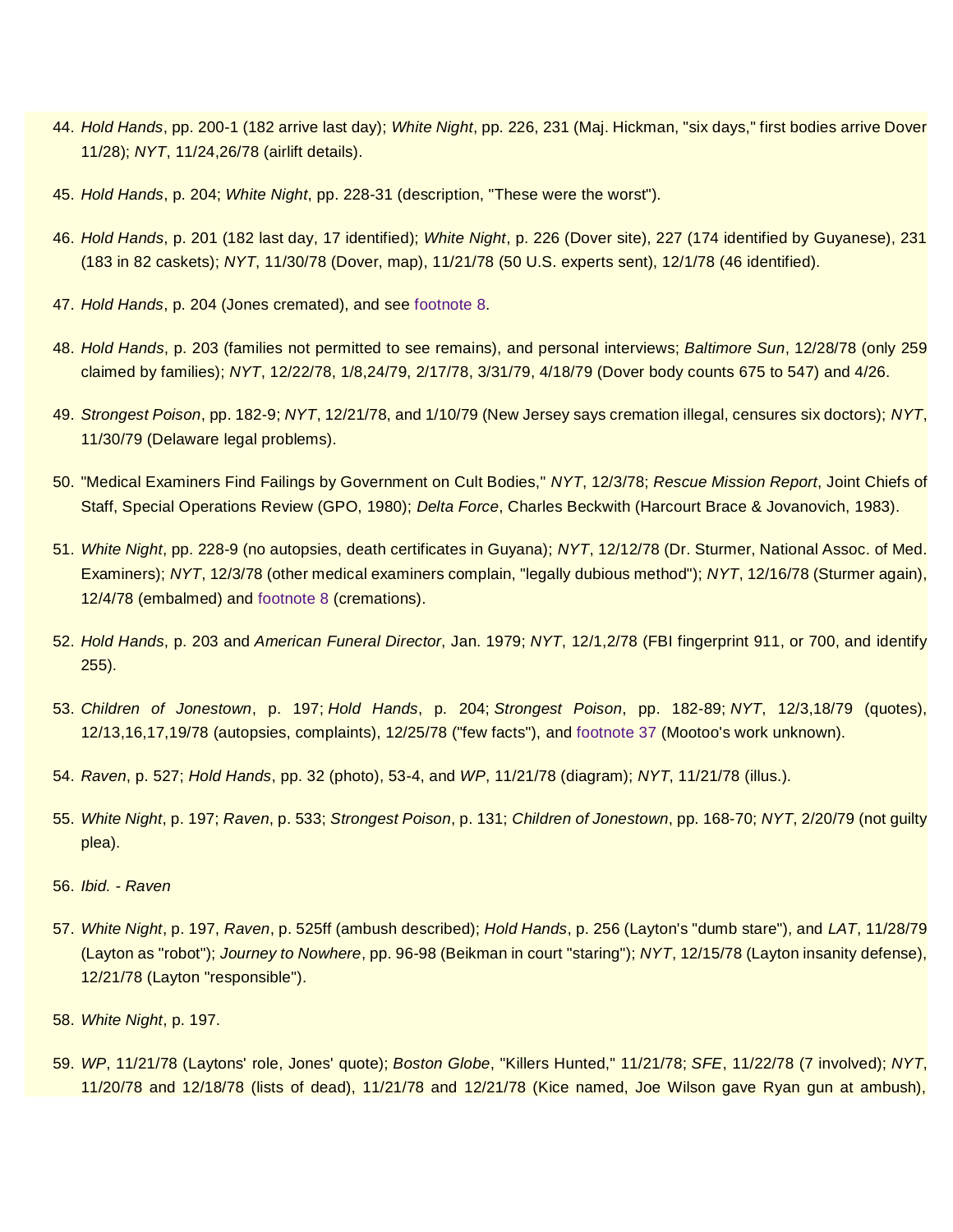44. *Hold Hands*, pp. 200-1 (182 arrive last day); *White Night*, pp. 226, 231 (Maj. Hickman, "six days," first bodies arrive Dover 11/28); *NYT*, 11/24,26/78 (airlift details).

45. *Hold Hands*, p. 204; *White Night*, pp. 228-31 (description, "These were the worst").

46. *Hold Hands*, p. 201 (182 last day, 17 identified); *White Night*, p. 226 (Dover site), 227 (174 identified by Guyanese), 231 (183 in 82 caskets); *NYT*, 11/30/78 (Dover, map), 11/21/78 (50 U.S. experts sent), 12/1/78 (46 identified).

47. *Hold Hands*, p. 204 (Jones cremated), and see footnote 8.

48. *Hold Hands*, p. 203 (families not permitted to see remains), and personal interviews; *Baltimore Sun*, 12/28/78 (only 259 claimed by families); *NYT*, 12/22/78, 1/8,24/79, 2/17/78, 3/31/79, 4/18/79 (Dover body counts 675 to 547) and 4/26.

49. *Strongest Poison*, pp. 182-9; *NYT*, 12/21/78, and 1/10/79 (New Jersey says cremation illegal, censures six doctors); *NYT*, 11/30/79 (Delaware legal problems).

50. "Medical Examiners Find Failings by Government on Cult Bodies," *NYT*, 12/3/78; *Rescue Mission Report*, Joint Chiefs of Staff, Special Operations Review (GPO, 1980); *Delta Force*, Charles Beckwith (Harcourt Brace & Jovanovich, 1983).

51. *White Night*, pp. 228-9 (no autopsies, death certificates in Guyana); *NYT*, 12/12/78 (Dr. Sturmer, National Assoc. of Med. Examiners); *NYT*, 12/3/78 (other medical examiners complain, "legally dubious method"); *NYT*, 12/16/78 (Sturmer again), 12/4/78 (embalmed) and footnote 8 (cremations).

52. *Hold Hands*, p. 203 and *American Funeral Director*, Jan. 1979; *NYT*, 12/1,2/78 (FBI fingerprint 911, or 700, and identify 255).

53. *Children of Jonestown*, p. 197; *Hold Hands*, p. 204; *Strongest Poison*, pp. 182-89; *NYT*, 12/3,18/79 (quotes), 12/13,16,17,19/78 (autopsies, complaints), 12/25/78 ("few facts"), and footnote 37 (Mootoo's work unknown).

54. *Raven*, p. 527; *Hold Hands*, pp. 32 (photo), 53-4, and *WP*, 11/21/78 (diagram); *NYT*, 11/21/78 (illus.).

55. *White Night*, p. 197; *Raven*, p. 533; *Strongest Poison*, p. 131; *Children of Jonestown*, pp. 168-70; *NYT*, 2/20/79 (not guilty plea).

56. *Ibid. - Raven*

57. *White Night*, p. 197, *Raven*, p. 525ff (ambush described); *Hold Hands*, p. 256 (Layton's "dumb stare"), and *LAT*, 11/28/79 (Layton as "robot"); *Journey to Nowhere*, pp. 96-98 (Beikman in court "staring"); *NYT*, 12/15/78 (Layton insanity defense), 12/21/78 (Layton "responsible").

58. *White Night*, p. 197.

59. *WP*, 11/21/78 (Laytons' role, Jones' quote); *Boston Globe*, "Killers Hunted," 11/21/78; *SFE*, 11/22/78 (7 involved); *NYT*, 11/20/78 and 12/18/78 (lists of dead), 11/21/78 and 12/21/78 (Kice named, Joe Wilson gave Ryan gun at ambush),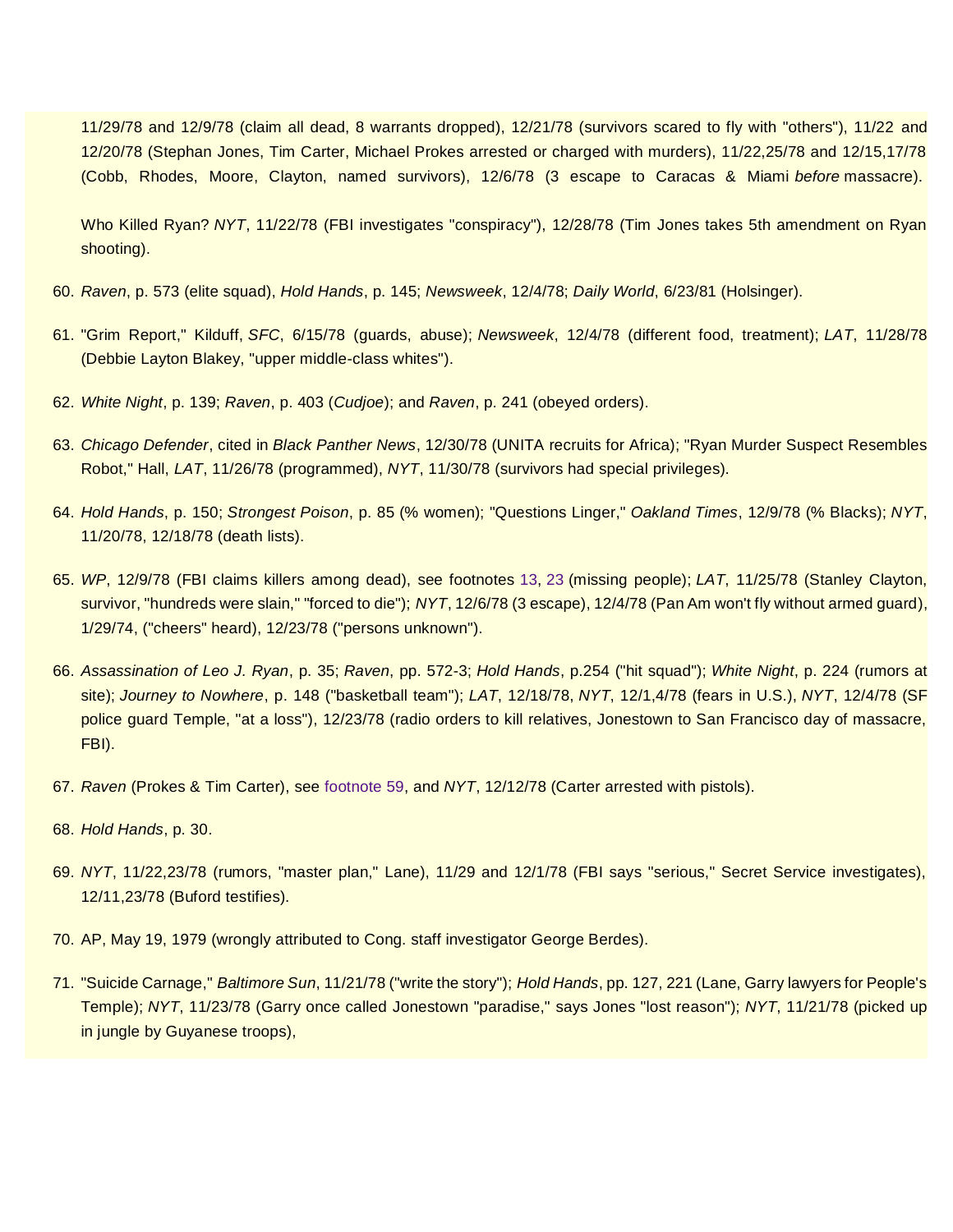11/29/78 and 12/9/78 (claim all dead, 8 warrants dropped), 12/21/78 (survivors scared to fly with "others"), 11/22 and 12/20/78 (Stephan Jones, Tim Carter, Michael Prokes arrested or charged with murders), 11/22,25/78 and 12/15,17/78 (Cobb, Rhodes, Moore, Clayton, named survivors), 12/6/78 (3 escape to Caracas & Miami *before* massacre).

Who Killed Ryan? *NYT*, 11/22/78 (FBI investigates "conspiracy"), 12/28/78 (Tim Jones takes 5th amendment on Ryan shooting).

60. *Raven*, p. 573 (elite squad), *Hold Hands*, p. 145; *Newsweek*, 12/4/78; *Daily World*, 6/23/81 (Holsinger).

61. "Grim Report," Kilduff, *SFC*, 6/15/78 (guards, abuse); *Newsweek*, 12/4/78 (different food, treatment); *LAT*, 11/28/78 (Debbie Layton Blakey, "upper middle-class whites").

62. *White Night*, p. 139; *Raven*, p. 403 (*Cudjoe*); and *Raven*, p. 241 (obeyed orders).

63. *Chicago Defender*, cited in *Black Panther News*, 12/30/78 (UNITA recruits for Africa); "Ryan Murder Suspect Resembles Robot," Hall, *LAT*, 11/26/78 (programmed), *NYT*, 11/30/78 (survivors had special privileges).

64. *Hold Hands*, p. 150; *Strongest Poison*, p. 85 (% women); "Questions Linger," *Oakland Times*, 12/9/78 (% Blacks); *NYT*, 11/20/78, 12/18/78 (death lists).

65. *WP*, 12/9/78 (FBI claims killers among dead), see footnotes 13, 23 (missing people); *LAT*, 11/25/78 (Stanley Clayton, survivor, "hundreds were slain," "forced to die"); *NYT*, 12/6/78 (3 escape), 12/4/78 (Pan Am won't fly without armed guard), 1/29/74, ("cheers" heard), 12/23/78 ("persons unknown").

66. *Assassination of Leo J. Ryan*, p. 35; *Raven*, pp. 572-3; *Hold Hands*, p.254 ("hit squad"); *White Night*, p. 224 (rumors at site); *Journey to Nowhere*, p. 148 ("basketball team"); *LAT*, 12/18/78, *NYT*, 12/1,4/78 (fears in U.S.), *NYT*, 12/4/78 (SF police guard Temple, "at a loss"), 12/23/78 (radio orders to kill relatives, Jonestown to San Francisco day of massacre, FBI).

67. *Raven* (Prokes & Tim Carter), see footnote 59, and *NYT*, 12/12/78 (Carter arrested with pistols).

68. *Hold Hands*, p. 30.

69. *NYT*, 11/22,23/78 (rumors, "master plan," Lane), 11/29 and 12/1/78 (FBI says "serious," Secret Service investigates), 12/11,23/78 (Buford testifies).

70. AP, May 19, 1979 (wrongly attributed to Cong. staff investigator George Berdes).

71. "Suicide Carnage," *Baltimore Sun*, 11/21/78 ("write the story"); *Hold Hands*, pp. 127, 221 (Lane, Garry lawyers for People's Temple); *NYT*, 11/23/78 (Garry once called Jonestown "paradise," says Jones "lost reason"); *NYT*, 11/21/78 (picked up in jungle by Guyanese troops),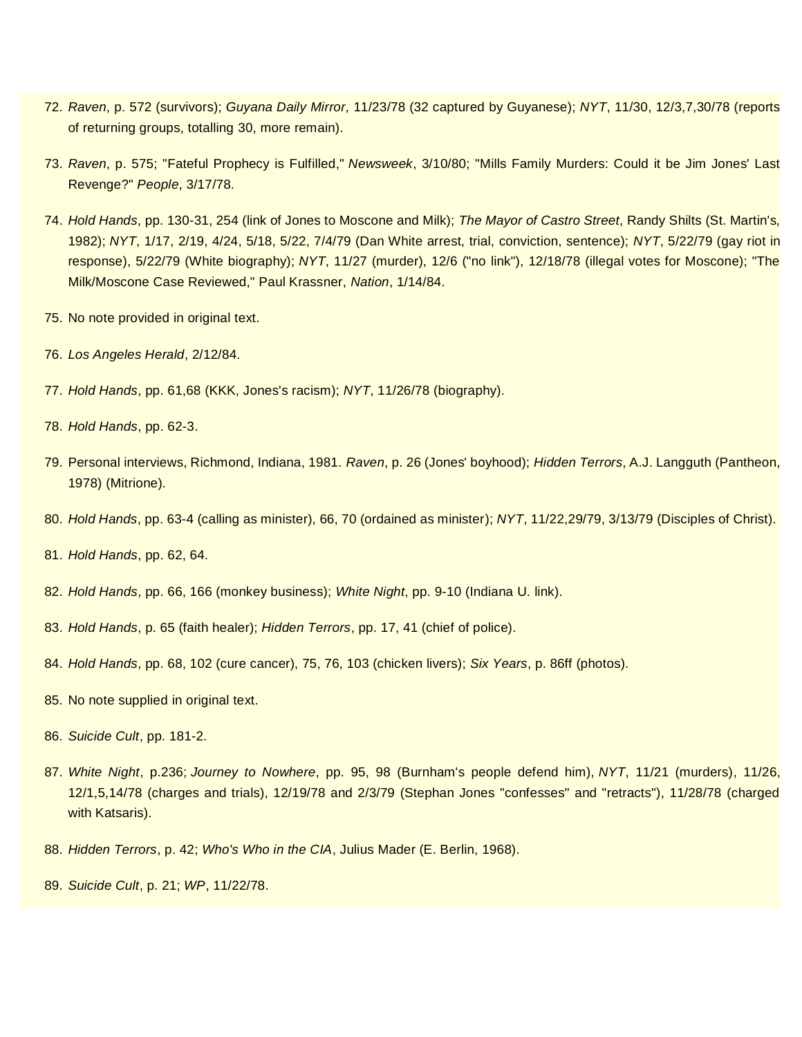72. *Raven*, p. 572 (survivors); *Guyana Daily Mirror*, 11/23/78 (32 captured by Guyanese); *NYT*, 11/30, 12/3,7,30/78 (reports of returning groups, totalling 30, more remain).

73. *Raven*, p. 575; "Fateful Prophecy is Fulfilled," *Newsweek*, 3/10/80; "Mills Family Murders: Could it be Jim Jones' Last Revenge?" *People*, 3/17/78.

74. *Hold Hands*, pp. 130-31, 254 (link of Jones to Moscone and Milk); *The Mayor of Castro Street*, Randy Shilts (St. Martin's, 1982); *NYT*, 1/17, 2/19, 4/24, 5/18, 5/22, 7/4/79 (Dan White arrest, trial, conviction, sentence); *NYT*, 5/22/79 (gay riot in response), 5/22/79 (White biography); *NYT*, 11/27 (murder), 12/6 ("no link"), 12/18/78 (illegal votes for Moscone); "The Milk/Moscone Case Reviewed," Paul Krassner, *Nation*, 1/14/84.

75. No note provided in original text.

76. *Los Angeles Herald*, 2/12/84.

77. *Hold Hands*, pp. 61,68 (KKK, Jones's racism); *NYT*, 11/26/78 (biography).

78. *Hold Hands*, pp. 62-3.

79. Personal interviews, Richmond, Indiana, 1981. *Raven*, p. 26 (Jones' boyhood); *Hidden Terrors*, A.J. Langguth (Pantheon, 1978) (Mitrione).

80. *Hold Hands*, pp. 63-4 (calling as minister), 66, 70 (ordained as minister); *NYT*, 11/22,29/79, 3/13/79 (Disciples of Christ).

81. *Hold Hands*, pp. 62, 64.

82. *Hold Hands*, pp. 66, 166 (monkey business); *White Night*, pp. 9-10 (Indiana U. link).

83. *Hold Hands*, p. 65 (faith healer); *Hidden Terrors*, pp. 17, 41 (chief of police).

84. *Hold Hands*, pp. 68, 102 (cure cancer), 75, 76, 103 (chicken livers); *Six Years*, p. 86ff (photos).

85. No note supplied in original text.

86. *Suicide Cult*, pp. 181-2.

87. *White Night*, p.236; *Journey to Nowhere*, pp. 95, 98 (Burnham's people defend him), *NYT*, 11/21 (murders), 11/26, 12/1,5,14/78 (charges and trials), 12/19/78 and 2/3/79 (Stephan Jones "confesses" and "retracts"), 11/28/78 (charged with Katsaris).

88. *Hidden Terrors*, p. 42; *Who's Who in the CIA*, Julius Mader (E. Berlin, 1968).

89. *Suicide Cult*, p. 21; *WP*, 11/22/78.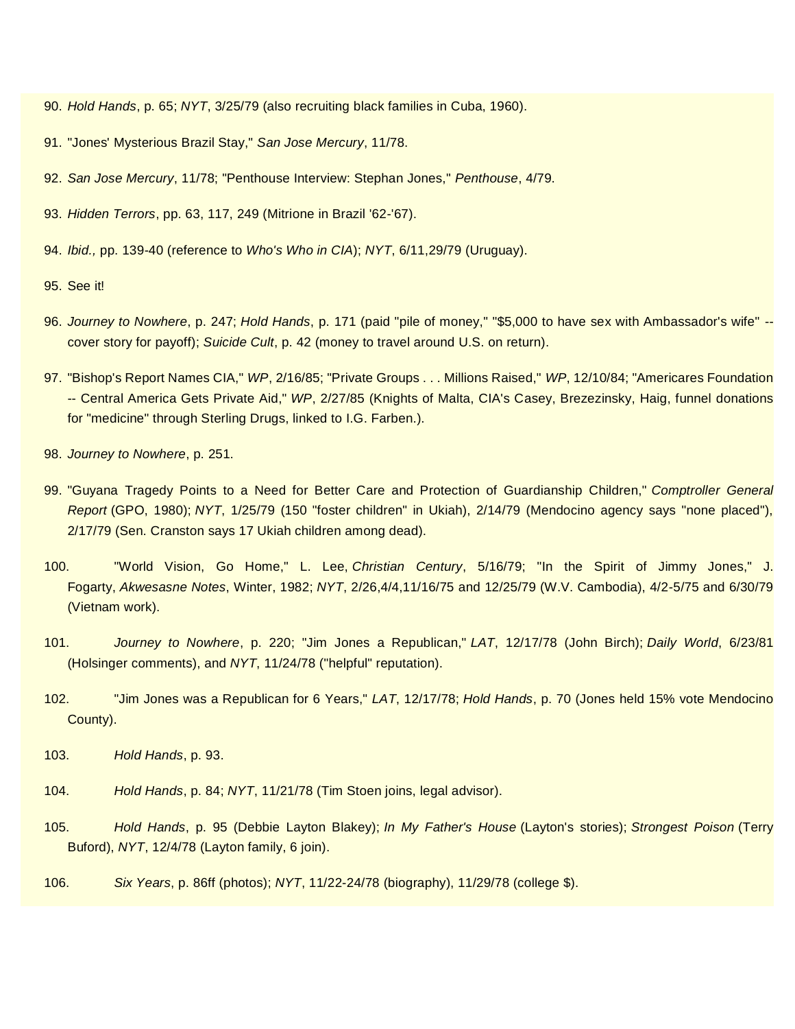90. *Hold Hands*, p. 65; *NYT*, 3/25/79 (also recruiting black families in Cuba, 1960).

91. "Jones' Mysterious Brazil Stay," *San Jose Mercury*, 11/78.

92. *San Jose Mercury*, 11/78; "Penthouse Interview: Stephan Jones," *Penthouse*, 4/79.

93. *Hidden Terrors*, pp. 63, 117, 249 (Mitrione in Brazil '62-'67).

94. *Ibid.,* pp. 139-40 (reference to *Who's Who in CIA*); *NYT*, 6/11,29/79 (Uruguay).

95. See it!

96. *Journey to Nowhere*, p. 247; *Hold Hands*, p. 171 (paid "pile of money," "$5,000 to have sex with Ambassador's wife" -- cover story for payoff); *Suicide Cult*, p. 42 (money to travel around U.S. on return).

97. "Bishop's Report Names CIA," *WP*, 2/16/85; "Private Groups . . . Millions Raised," *WP*, 12/10/84; "Americares Foundation -- Central America Gets Private Aid," *WP*, 2/27/85 (Knights of Malta, CIA's Casey, Brezezinsky, Haig, funnel donations for "medicine" through Sterling Drugs, linked to I.G. Farben.).

98. *Journey to Nowhere*, p. 251.

99. "Guyana Tragedy Points to a Need for Better Care and Protection of Guardianship Children," *Comptroller General Report* (GPO, 1980); *NYT*, 1/25/79 (150 "foster children" in Ukiah), 2/14/79 (Mendocino agency says "none placed"), 2/17/79 (Sen. Cranston says 17 Ukiah children among dead).

100. "World Vision, Go Home," L. Lee, *Christian Century*, 5/16/79; "In the Spirit of Jimmy Jones," J. Fogarty, *Akwesasne Notes*, Winter, 1982; *NYT*, 2/26,4/4,11/16/75 and 12/25/79 (W.V. Cambodia), 4/2-5/75 and 6/30/79 (Vietnam work).

101. *Journey to Nowhere*, p. 220; "Jim Jones a Republican," *LAT*, 12/17/78 (John Birch); *Daily World*, 6/23/81 (Holsinger comments), and *NYT*, 11/24/78 ("helpful" reputation).

102. "Jim Jones was a Republican for 6 Years," *LAT*, 12/17/78; *Hold Hands*, p. 70 (Jones held 15% vote Mendocino County).

103. *Hold Hands*, p. 93.

104. *Hold Hands*, p. 84; *NYT*, 11/21/78 (Tim Stoen joins, legal advisor).

105. *Hold Hands*, p. 95 (Debbie Layton Blakey); *In My Father's House* (Layton's stories); *Strongest Poison* (Terry Buford), *NYT*, 12/4/78 (Layton family, 6 join).

106. *Six Years*, p. 86ff (photos); *NYT*, 11/22-24/78 (biography), 11/29/78 (college $).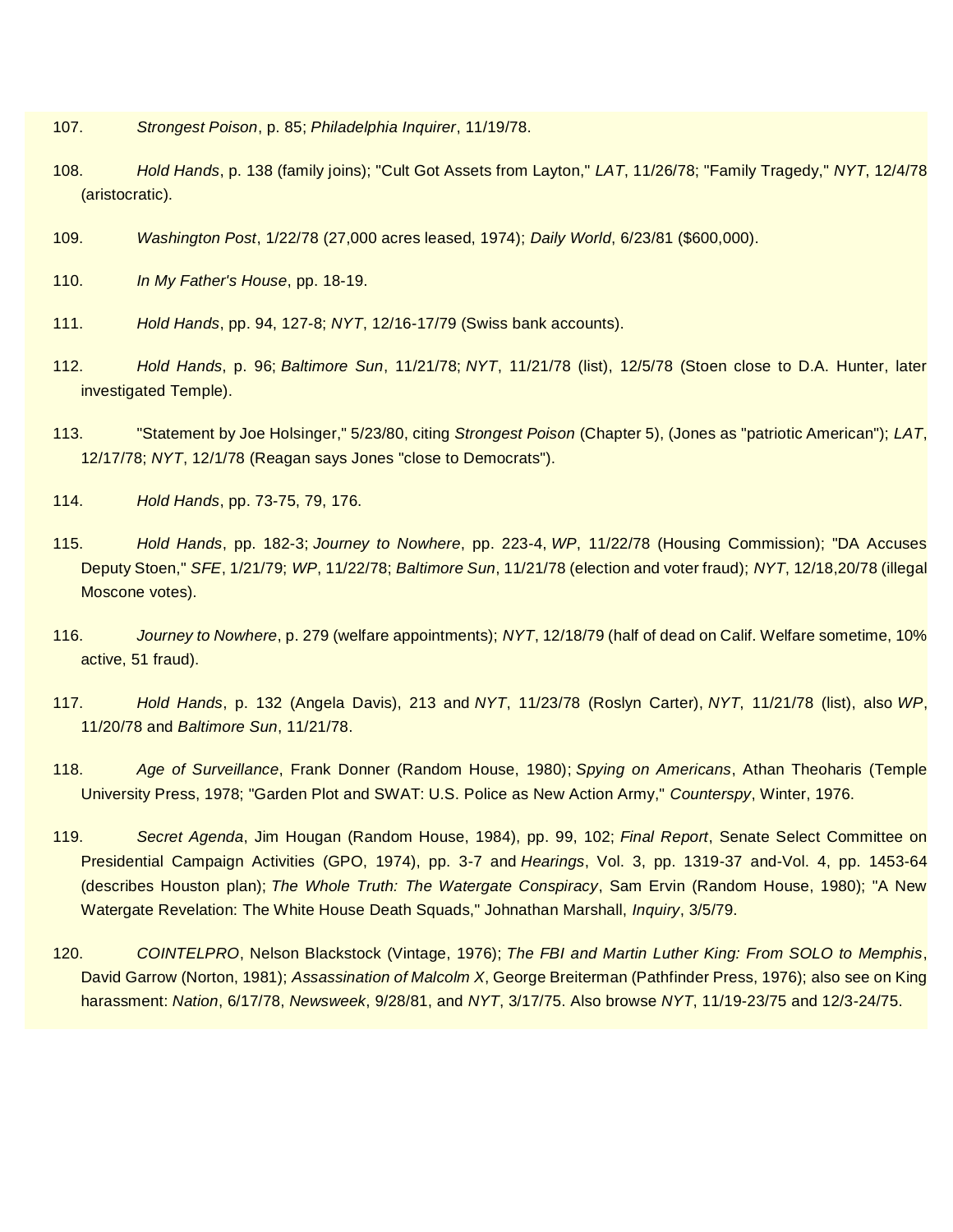107. *Strongest Poison*, p. 85; *Philadelphia Inquirer*, 11/19/78.

108. *Hold Hands*, p. 138 (family joins); "Cult Got Assets from Layton," *LAT*, 11/26/78; "Family Tragedy," *NYT*, 12/4/78 (aristocratic).

109. *Washington Post*, 1/22/78 (27,000 acres leased, 1974); *Daily World*, 6/23/81 ($600,000).

110. *In My Father's House*, pp. 18-19.

111. *Hold Hands*, pp. 94, 127-8; *NYT*, 12/16-17/79 (Swiss bank accounts).

112. *Hold Hands*, p. 96; *Baltimore Sun*, 11/21/78; *NYT*, 11/21/78 (list), 12/5/78 (Stoen close to D.A. Hunter, later investigated Temple).

113. "Statement by Joe Holsinger," 5/23/80, citing *Strongest Poison* (Chapter 5), (Jones as "patriotic American"); *LAT*, 12/17/78; *NYT*, 12/1/78 (Reagan says Jones "close to Democrats").

114. *Hold Hands*, pp. 73-75, 79, 176.

115. *Hold Hands*, pp. 182-3; *Journey to Nowhere*, pp. 223-4, *WP*, 11/22/78 (Housing Commission); "DA Accuses Deputy Stoen," *SFE*, 1/21/79; *WP*, 11/22/78; *Baltimore Sun*, 11/21/78 (election and voter fraud); *NYT*, 12/18,20/78 (illegal Moscone votes).

116. *Journey to Nowhere*, p. 279 (welfare appointments); *NYT*, 12/18/79 (half of dead on Calif. Welfare sometime, 10% active, 51 fraud).

117. *Hold Hands*, p. 132 (Angela Davis), 213 and *NYT*, 11/23/78 (Roslyn Carter), *NYT*, 11/21/78 (list), also *WP*, 11/20/78 and *Baltimore Sun*, 11/21/78.

118. *Age of Surveillance*, Frank Donner (Random House, 1980); *Spying on Americans*, Athan Theoharis (Temple University Press, 1978; "Garden Plot and SWAT: U.S. Police as New Action Army," *Counterspy*, Winter, 1976.

119. *Secret Agenda*, Jim Hougan (Random House, 1984), pp. 99, 102; *Final Report*, Senate Select Committee on Presidential Campaign Activities (GPO, 1974), pp. 3-7 and *Hearings*, Vol. 3, pp. 1319-37 and-Vol. 4, pp. 1453-64 (describes Houston plan); *The Whole Truth: The Watergate Conspiracy*, Sam Ervin (Random House, 1980); "A New Watergate Revelation: The White House Death Squads," Johnathan Marshall, *Inquiry*, 3/5/79.

120. *COINTELPRO*, Nelson Blackstock (Vintage, 1976); *The FBI and Martin Luther King: From SOLO to Memphis*, David Garrow (Norton, 1981); *Assassination of Malcolm X*, George Breiterman (Pathfinder Press, 1976); also see on King harassment: *Nation*, 6/17/78, *Newsweek*, 9/28/81, and *NYT*, 3/17/75. Also browse *NYT*, 11/19-23/75 and 12/3-24/75.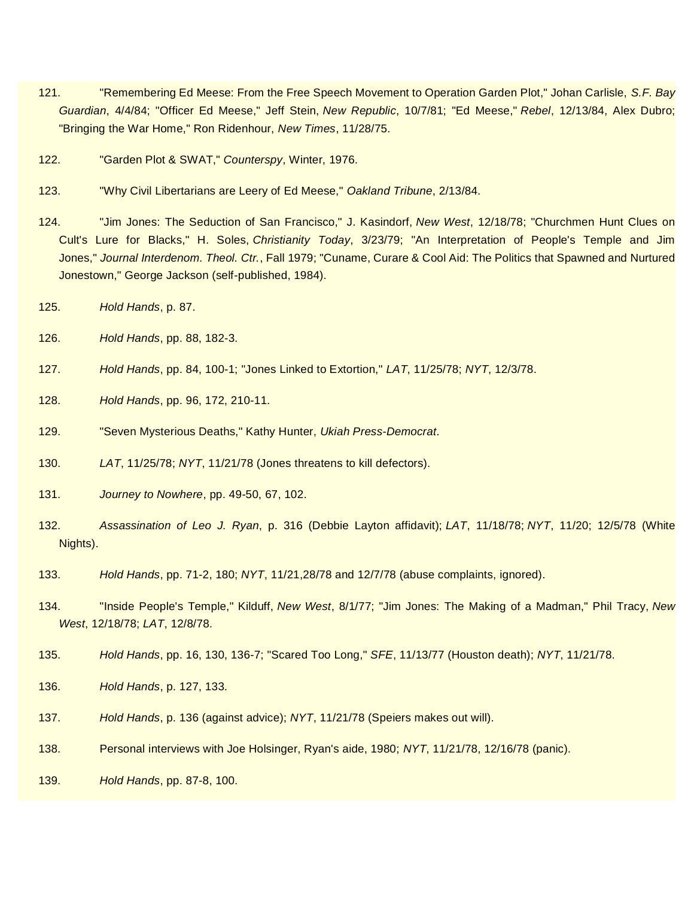121. "Remembering Ed Meese: From the Free Speech Movement to Operation Garden Plot," Johan Carlisle, *S.F. Bay Guardian*, 4/4/84; "Officer Ed Meese," Jeff Stein, *New Republic*, 10/7/81; "Ed Meese," *Rebel*, 12/13/84, Alex Dubro; "Bringing the War Home," Ron Ridenhour, *New Times*, 11/28/75.

122. "Garden Plot & SWAT," *Counterspy*, Winter, 1976.

123. "Why Civil Libertarians are Leery of Ed Meese," *Oakland Tribune*, 2/13/84.

124. "Jim Jones: The Seduction of San Francisco," J. Kasindorf, *New West*, 12/18/78; "Churchmen Hunt Clues on Cult's Lure for Blacks," H. Soles, *Christianity Today*, 3/23/79; "An Interpretation of People's Temple and Jim Jones," *Journal Interdenom. Theol. Ctr.*, Fall 1979; "Cuname, Curare & Cool Aid: The Politics that Spawned and Nurtured Jonestown," George Jackson (self-published, 1984).

125. *Hold Hands*, p. 87.

126. *Hold Hands*, pp. 88, 182-3.

127. *Hold Hands*, pp. 84, 100-1; "Jones Linked to Extortion," *LAT*, 11/25/78; *NYT*, 12/3/78.

128. *Hold Hands*, pp. 96, 172, 210-11.

129. "Seven Mysterious Deaths," Kathy Hunter, *Ukiah Press-Democrat*.

130. *LAT*, 11/25/78; *NYT*, 11/21/78 (Jones threatens to kill defectors).

131. *Journey to Nowhere*, pp. 49-50, 67, 102.

132. *Assassination of Leo J. Ryan*, p. 316 (Debbie Layton affidavit); *LAT*, 11/18/78; *NYT*, 11/20; 12/5/78 (White Nights).

133. *Hold Hands*, pp. 71-2, 180; *NYT*, 11/21,28/78 and 12/7/78 (abuse complaints, ignored).

134. "Inside People's Temple," Kilduff, *New West*, 8/1/77; "Jim Jones: The Making of a Madman," Phil Tracy, *New West*, 12/18/78; *LAT*, 12/8/78.

135. *Hold Hands*, pp. 16, 130, 136-7; "Scared Too Long," *SFE*, 11/13/77 (Houston death); *NYT*, 11/21/78.

136. *Hold Hands*, p. 127, 133.

137. *Hold Hands*, p. 136 (against advice); *NYT*, 11/21/78 (Speiers makes out will).

138. Personal interviews with Joe Holsinger, Ryan's aide, 1980; *NYT*, 11/21/78, 12/16/78 (panic).

139. *Hold Hands*, pp. 87-8, 100.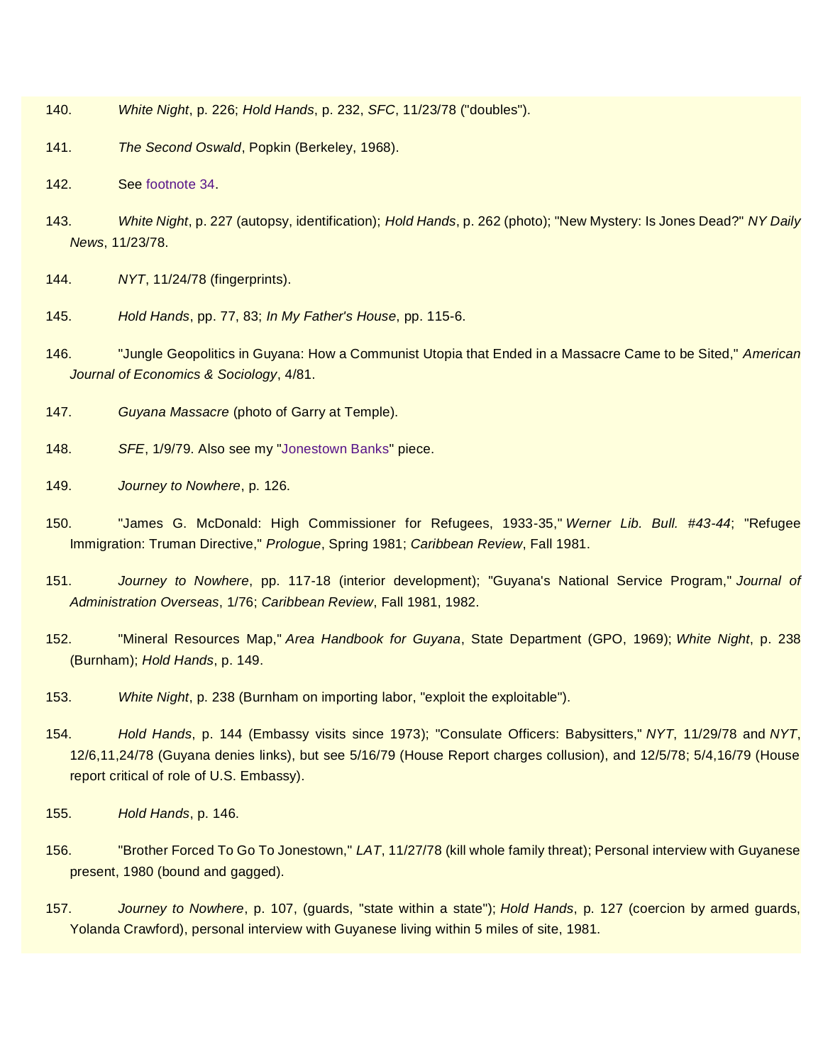140. *White Night*, p. 226; *Hold Hands*, p. 232, *SFC*, 11/23/78 ("doubles").

141. *The Second Oswald*, Popkin (Berkeley, 1968).

142. See footnote 34.

143. *White Night*, p. 227 (autopsy, identification); *Hold Hands*, p. 262 (photo); "New Mystery: Is Jones Dead?" *NY Daily News*, 11/23/78.

144. *NYT*, 11/24/78 (fingerprints).

145. *Hold Hands*, pp. 77, 83; *In My Father's House*, pp. 115-6.

146. "Jungle Geopolitics in Guyana: How a Communist Utopia that Ended in a Massacre Came to be Sited," *American Journal of Economics & Sociology*, 4/81.

147. *Guyana Massacre* (photo of Garry at Temple).

148. *SFE*, 1/9/79. Also see my "Jonestown Banks" piece.

149. *Journey to Nowhere*, p. 126.

150. "James G. McDonald: High Commissioner for Refugees, 1933-35," *Werner Lib. Bull. #43-44*; "Refugee Immigration: Truman Directive," *Prologue*, Spring 1981; *Caribbean Review*, Fall 1981.

151. *Journey to Nowhere*, pp. 117-18 (interior development); "Guyana's National Service Program," *Journal of Administration Overseas*, 1/76; *Caribbean Review*, Fall 1981, 1982.

152. "Mineral Resources Map," *Area Handbook for Guyana*, State Department (GPO, 1969); *White Night*, p. 238 (Burnham); *Hold Hands*, p. 149.

153. *White Night*, p. 238 (Burnham on importing labor, "exploit the exploitable").

154. *Hold Hands*, p. 144 (Embassy visits since 1973); "Consulate Officers: Babysitters," *NYT*, 11/29/78 and *NYT*, 12/6,11,24/78 (Guyana denies links), but see 5/16/79 (House Report charges collusion), and 12/5/78; 5/4,16/79 (House report critical of role of U.S. Embassy).

155. *Hold Hands*, p. 146.

156. "Brother Forced To Go To Jonestown," *LAT*, 11/27/78 (kill whole family threat); Personal interview with Guyanese present, 1980 (bound and gagged).

157. *Journey to Nowhere*, p. 107, (guards, "state within a state"); *Hold Hands*, p. 127 (coercion by armed guards, Yolanda Crawford), personal interview with Guyanese living within 5 miles of site, 1981.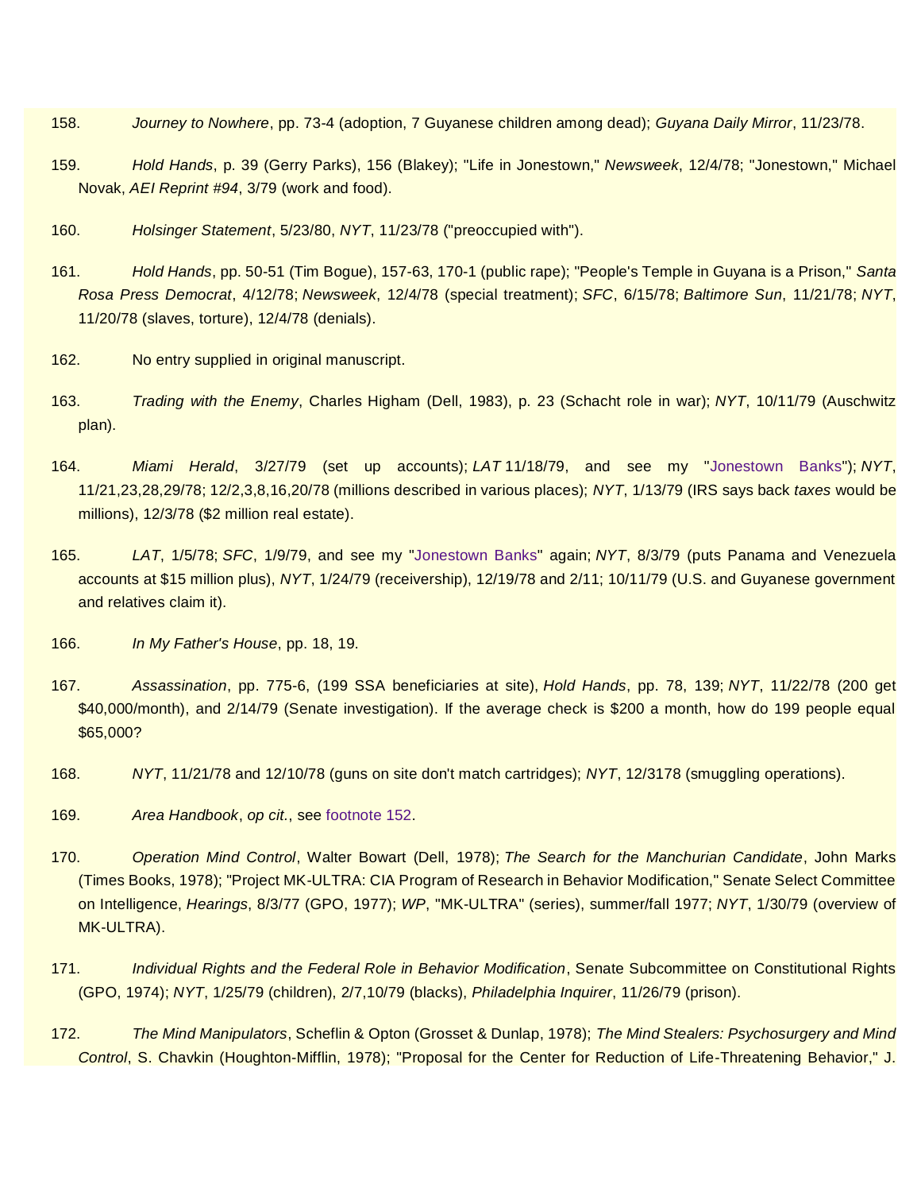158. *Journey to Nowhere*, pp. 73-4 (adoption, 7 Guyanese children among dead); *Guyana Daily Mirror*, 11/23/78.

159. *Hold Hands*, p. 39 (Gerry Parks), 156 (Blakey); "Life in Jonestown," *Newsweek*, 12/4/78; "Jonestown," Michael Novak, *AEI Reprint #94*, 3/79 (work and food).

160. *Holsinger Statement*, 5/23/80, *NYT*, 11/23/78 ("preoccupied with").

161. *Hold Hands*, pp. 50-51 (Tim Bogue), 157-63, 170-1 (public rape); "People's Temple in Guyana is a Prison," *Santa Rosa Press Democrat*, 4/12/78; *Newsweek*, 12/4/78 (special treatment); *SFC*, 6/15/78; *Baltimore Sun*, 11/21/78; *NYT*, 11/20/78 (slaves, torture), 12/4/78 (denials).

162. No entry supplied in original manuscript.

163. *Trading with the Enemy*, Charles Higham (Dell, 1983), p. 23 (Schacht role in war); *NYT*, 10/11/79 (Auschwitz plan).

164. *Miami Herald*, 3/27/79 (set up accounts); *LAT* 11/18/79, and see my "Jonestown Banks"); *NYT*, 11/21,23,28,29/78; 12/2,3,8,16,20/78 (millions described in various places); *NYT*, 1/13/79 (IRS says back *taxes* would be millions), 12/3/78 ($2 million real estate).

165. *LAT*, 1/5/78; *SFC*, 1/9/79, and see my "Jonestown Banks" again; *NYT*, 8/3/79 (puts Panama and Venezuela accounts at $15 million plus), *NYT*, 1/24/79 (receivership), 12/19/78 and 2/11; 10/11/79 (U.S. and Guyanese government and relatives claim it).

166. *In My Father's House*, pp. 18, 19.

167. *Assassination*, pp. 775-6, (199 SSA beneficiaries at site), *Hold Hands*, pp. 78, 139; *NYT*, 11/22/78 (200 get $40,000/month), and 2/14/79 (Senate investigation). If the average check is $200 a month, how do 199 people equal $65,000?

168. *NYT*, 11/21/78 and 12/10/78 (guns on site don't match cartridges); *NYT*, 12/3178 (smuggling operations).

169. *Area Handbook*, *op cit.*, see footnote 152.

170. *Operation Mind Control*, Walter Bowart (Dell, 1978); *The Search for the Manchurian Candidate*, John Marks (Times Books, 1978); "Project MK-ULTRA: CIA Program of Research in Behavior Modification," Senate Select Committee on Intelligence, *Hearings*, 8/3/77 (GPO, 1977); *WP*, "MK-ULTRA" (series), summer/fall 1977; *NYT*, 1/30/79 (overview of MK-ULTRA).

171. *Individual Rights and the Federal Role in Behavior Modification*, Senate Subcommittee on Constitutional Rights (GPO, 1974); *NYT*, 1/25/79 (children), 2/7,10/79 (blacks), *Philadelphia Inquirer*, 11/26/79 (prison).

172. *The Mind Manipulators*, Scheflin & Opton (Grosset & Dunlap, 1978); *The Mind Stealers: Psychosurgery and Mind Control*, S. Chavkin (Houghton-Mifflin, 1978); "Proposal for the Center for Reduction of Life-Threatening Behavior," J.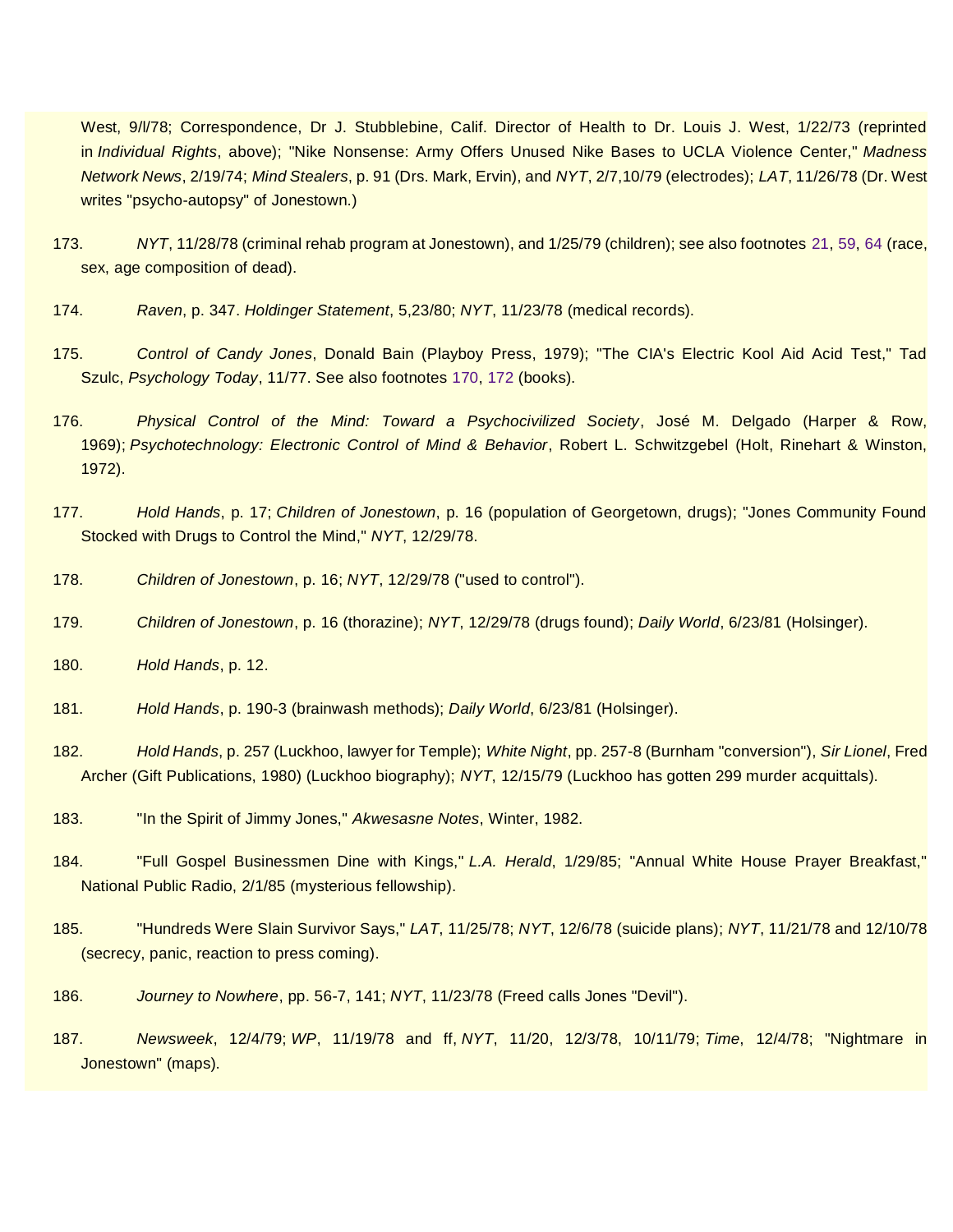West, 9/l/78; Correspondence, Dr J. Stubblebine, Calif. Director of Health to Dr. Louis J. West, 1/22/73 (reprinted in *Individual Rights*, above); "Nike Nonsense: Army Offers Unused Nike Bases to UCLA Violence Center," *Madness Network News*, 2/19/74; *Mind Stealers*, p. 91 (Drs. Mark, Ervin), and *NYT*, 2/7,10/79 (electrodes); *LAT*, 11/26/78 (Dr. West writes "psycho-autopsy" of Jonestown.)

173. *NYT*, 11/28/78 (criminal rehab program at Jonestown), and 1/25/79 (children); see also footnotes 21, 59, 64 (race, sex, age composition of dead).

174. *Raven*, p. 347. *Holdinger Statement*, 5,23/80; *NYT*, 11/23/78 (medical records).

175. *Control of Candy Jones*, Donald Bain (Playboy Press, 1979); "The CIA's Electric Kool Aid Acid Test," Tad Szulc, *Psychology Today*, 11/77. See also footnotes 170, 172 (books).

176. *Physical Control of the Mind: Toward a Psychocivilized Society*, José M. Delgado (Harper & Row, 1969); *Psychotechnology: Electronic Control of Mind & Behavior*, Robert L. Schwitzgebel (Holt, Rinehart & Winston, 1972).

177. *Hold Hands*, p. 17; *Children of Jonestown*, p. 16 (population of Georgetown, drugs); "Jones Community Found Stocked with Drugs to Control the Mind," *NYT*, 12/29/78.

178. *Children of Jonestown*, p. 16; *NYT*, 12/29/78 ("used to control").

179. *Children of Jonestown*, p. 16 (thorazine); *NYT*, 12/29/78 (drugs found); *Daily World*, 6/23/81 (Holsinger).

180. *Hold Hands*, p. 12.

181. *Hold Hands*, p. 190-3 (brainwash methods); *Daily World*, 6/23/81 (Holsinger).

182. *Hold Hands*, p. 257 (Luckhoo, lawyer for Temple); *White Night*, pp. 257-8 (Burnham "conversion"), *Sir Lionel*, Fred Archer (Gift Publications, 1980) (Luckhoo biography); *NYT*, 12/15/79 (Luckhoo has gotten 299 murder acquittals).

183. "In the Spirit of Jimmy Jones," *Akwesasne Notes*, Winter, 1982.

184. "Full Gospel Businessmen Dine with Kings," *L.A. Herald*, 1/29/85; "Annual White House Prayer Breakfast," National Public Radio, 2/1/85 (mysterious fellowship).

185. "Hundreds Were Slain Survivor Says," *LAT*, 11/25/78; *NYT*, 12/6/78 (suicide plans); *NYT*, 11/21/78 and 12/10/78 (secrecy, panic, reaction to press coming).

186. *Journey to Nowhere*, pp. 56-7, 141; *NYT*, 11/23/78 (Freed calls Jones "Devil").

187. *Newsweek*, 12/4/79; *WP*, 11/19/78 and ff, *NYT*, 11/20, 12/3/78, 10/11/79; *Time*, 12/4/78; "Nightmare in Jonestown" (maps).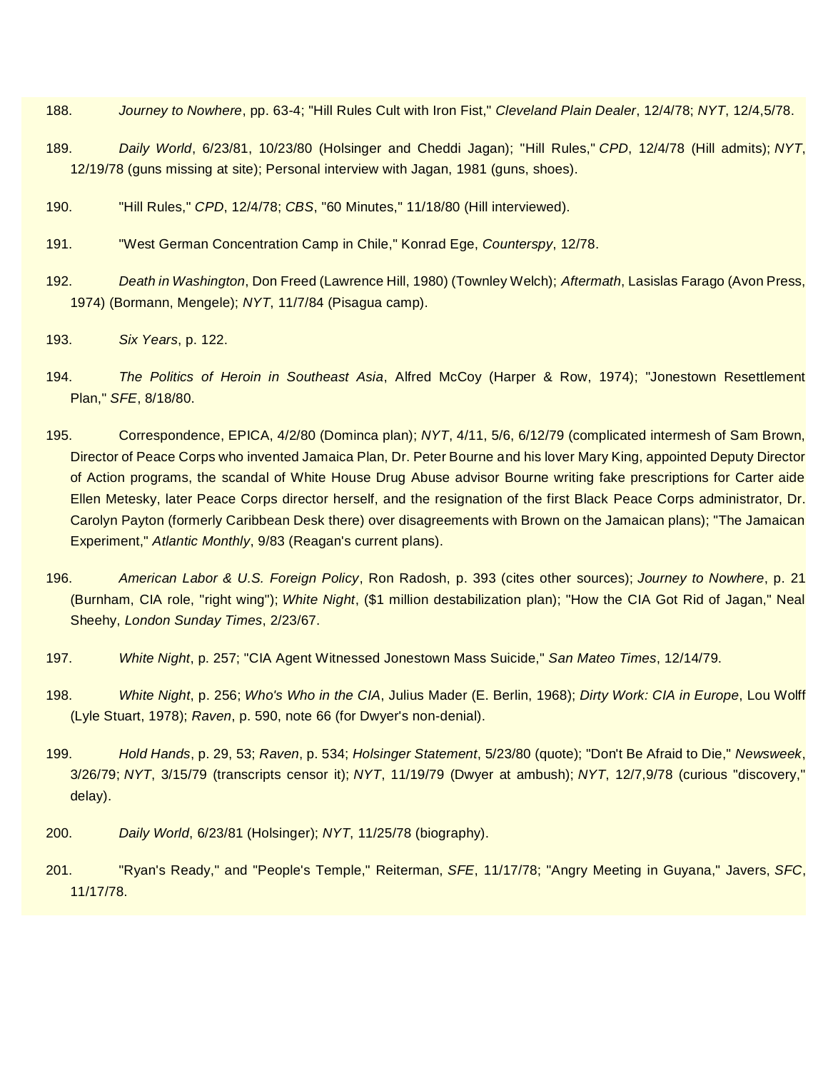188. *Journey to Nowhere*, pp. 63-4; "Hill Rules Cult with Iron Fist," *Cleveland Plain Dealer*, 12/4/78; *NYT*, 12/4,5/78.

189. *Daily World*, 6/23/81, 10/23/80 (Holsinger and Cheddi Jagan); "Hill Rules," *CPD*, 12/4/78 (Hill admits); *NYT*, 12/19/78 (guns missing at site); Personal interview with Jagan, 1981 (guns, shoes).

190. "Hill Rules," *CPD*, 12/4/78; *CBS*, "60 Minutes," 11/18/80 (Hill interviewed).

191. "West German Concentration Camp in Chile," Konrad Ege, *Counterspy*, 12/78.

192. *Death in Washington*, Don Freed (Lawrence Hill, 1980) (Townley Welch); *Aftermath*, Lasislas Farago (Avon Press, 1974) (Bormann, Mengele); *NYT*, 11/7/84 (Pisagua camp).

193. *Six Years*, p. 122.

194. *The Politics of Heroin in Southeast Asia*, Alfred McCoy (Harper & Row, 1974); "Jonestown Resettlement Plan," *SFE*, 8/18/80.

195. Correspondence, EPICA, 4/2/80 (Dominca plan); *NYT*, 4/11, 5/6, 6/12/79 (complicated intermesh of Sam Brown, Director of Peace Corps who invented Jamaica Plan, Dr. Peter Bourne and his lover Mary King, appointed Deputy Director of Action programs, the scandal of White House Drug Abuse advisor Bourne writing fake prescriptions for Carter aide Ellen Metesky, later Peace Corps director herself, and the resignation of the first Black Peace Corps administrator, Dr. Carolyn Payton (formerly Caribbean Desk there) over disagreements with Brown on the Jamaican plans); "The Jamaican Experiment," *Atlantic Monthly*, 9/83 (Reagan's current plans).

196. *American Labor & U.S. Foreign Policy*, Ron Radosh, p. 393 (cites other sources); *Journey to Nowhere*, p. 21 (Burnham, CIA role, "right wing"); *White Night*, ($1 million destabilization plan); "How the CIA Got Rid of Jagan," Neal Sheehy, *London Sunday Times*, 2/23/67.

197. *White Night*, p. 257; "CIA Agent Witnessed Jonestown Mass Suicide," *San Mateo Times*, 12/14/79.

198. *White Night*, p. 256; *Who's Who in the CIA*, Julius Mader (E. Berlin, 1968); *Dirty Work: CIA in Europe*, Lou Wolff (Lyle Stuart, 1978); *Raven*, p. 590, note 66 (for Dwyer's non-denial).

199. *Hold Hands*, p. 29, 53; *Raven*, p. 534; *Holsinger Statement*, 5/23/80 (quote); "Don't Be Afraid to Die," *Newsweek*, 3/26/79; *NYT*, 3/15/79 (transcripts censor it); *NYT*, 11/19/79 (Dwyer at ambush); *NYT*, 12/7,9/78 (curious "discovery," delay).

200. *Daily World*, 6/23/81 (Holsinger); *NYT*, 11/25/78 (biography).

201. "Ryan's Ready," and "People's Temple," Reiterman, *SFE*, 11/17/78; "Angry Meeting in Guyana," Javers, *SFC*, 11/17/78.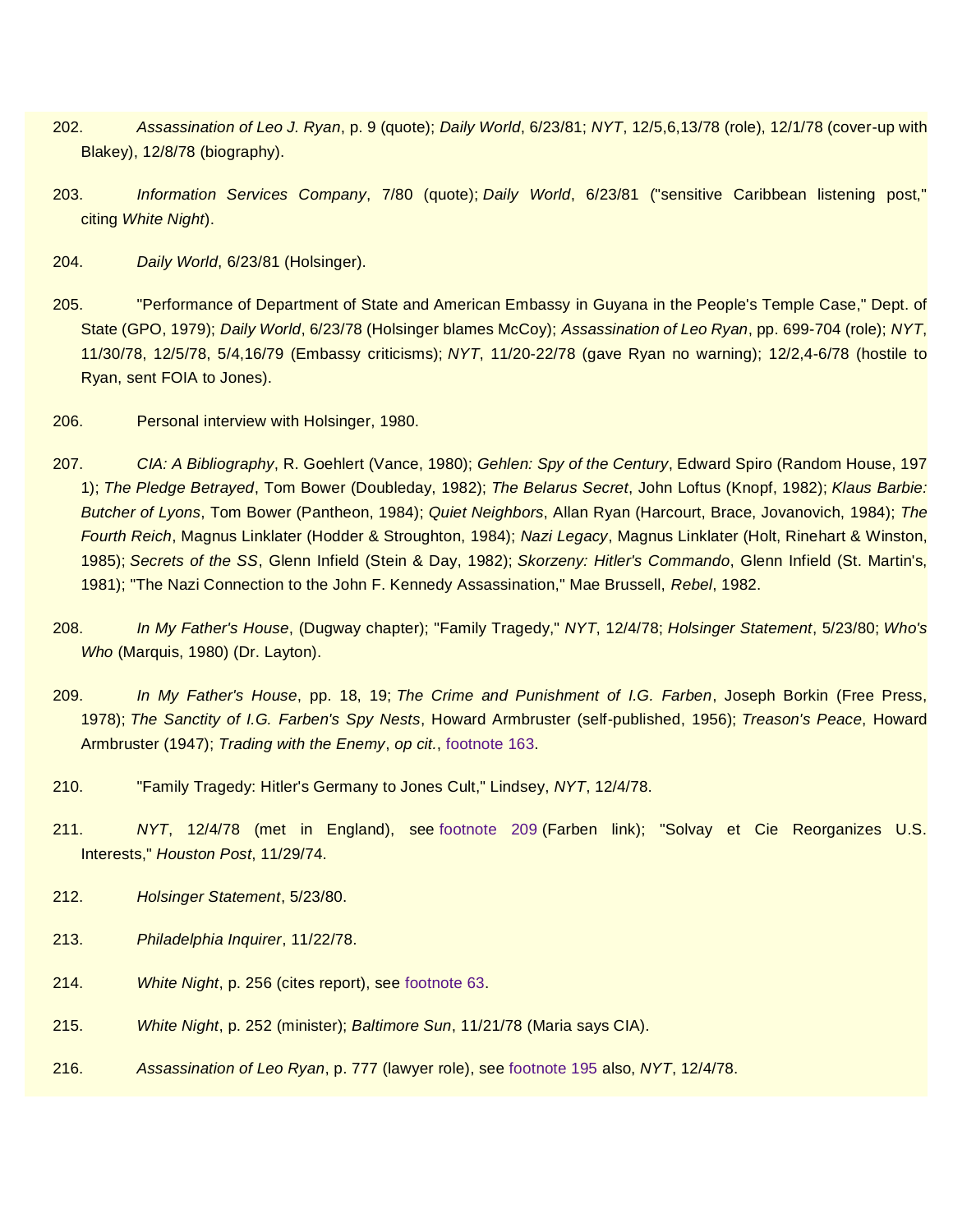202. *Assassination of Leo J. Ryan*, p. 9 (quote); *Daily World*, 6/23/81; *NYT*, 12/5,6,13/78 (role), 12/1/78 (cover-up with Blakey), 12/8/78 (biography).

203. *Information Services Company*, 7/80 (quote); *Daily World*, 6/23/81 ("sensitive Caribbean listening post," citing *White Night*).

204. *Daily World*, 6/23/81 (Holsinger).

205. "Performance of Department of State and American Embassy in Guyana in the People's Temple Case," Dept. of State (GPO, 1979); *Daily World*, 6/23/78 (Holsinger blames McCoy); *Assassination of Leo Ryan*, pp. 699-704 (role); *NYT*, 11/30/78, 12/5/78, 5/4,16/79 (Embassy criticisms); *NYT*, 11/20-22/78 (gave Ryan no warning); 12/2,4-6/78 (hostile to Ryan, sent FOIA to Jones).

206. Personal interview with Holsinger, 1980.

207. *CIA: A Bibliography*, R. Goehlert (Vance, 1980); *Gehlen: Spy of the Century*, Edward Spiro (Random House, 1971); *The Pledge Betrayed*, Tom Bower (Doubleday, 1982); *The Belarus Secret*, John Loftus (Knopf, 1982); *Klaus Barbie: Butcher of Lyons*, Tom Bower (Pantheon, 1984); *Quiet Neighbors*, Allan Ryan (Harcourt, Brace, Jovanovich, 1984); *The Fourth Reich*, Magnus Linklater (Hodder & Stroughton, 1984); *Nazi Legacy*, Magnus Linklater (Holt, Rinehart & Winston, 1985); *Secrets of the SS*, Glenn Infield (Stein & Day, 1982); *Skorzeny: Hitler's Commando*, Glenn Infield (St. Martin's, 1981); "The Nazi Connection to the John F. Kennedy Assassination," Mae Brussell, *Rebel*, 1982.

208. *In My Father's House*, (Dugway chapter); "Family Tragedy," *NYT*, 12/4/78; *Holsinger Statement*, 5/23/80; *Who's Who* (Marquis, 1980) (Dr. Layton).

209. *In My Father's House*, pp. 18, 19; *The Crime and Punishment of I.G. Farben*, Joseph Borkin (Free Press, 1978); *The Sanctity of I.G. Farben's Spy Nests*, Howard Armbruster (self-published, 1956); *Treason's Peace*, Howard Armbruster (1947); *Trading with the Enemy*, *op cit.*, footnote 163.

210. "Family Tragedy: Hitler's Germany to Jones Cult," Lindsey, *NYT*, 12/4/78.

211. *NYT*, 12/4/78 (met in England), see footnote 209 (Farben link); "Solvay et Cie Reorganizes U.S. Interests," *Houston Post*, 11/29/74.

212. *Holsinger Statement*, 5/23/80.

213. *Philadelphia Inquirer*, 11/22/78.

214. *White Night*, p. 256 (cites report), see footnote 63.

215. *White Night*, p. 252 (minister); *Baltimore Sun*, 11/21/78 (Maria says CIA).

216. *Assassination of Leo Ryan*, p. 777 (lawyer role), see footnote 195 also, *NYT*, 12/4/78.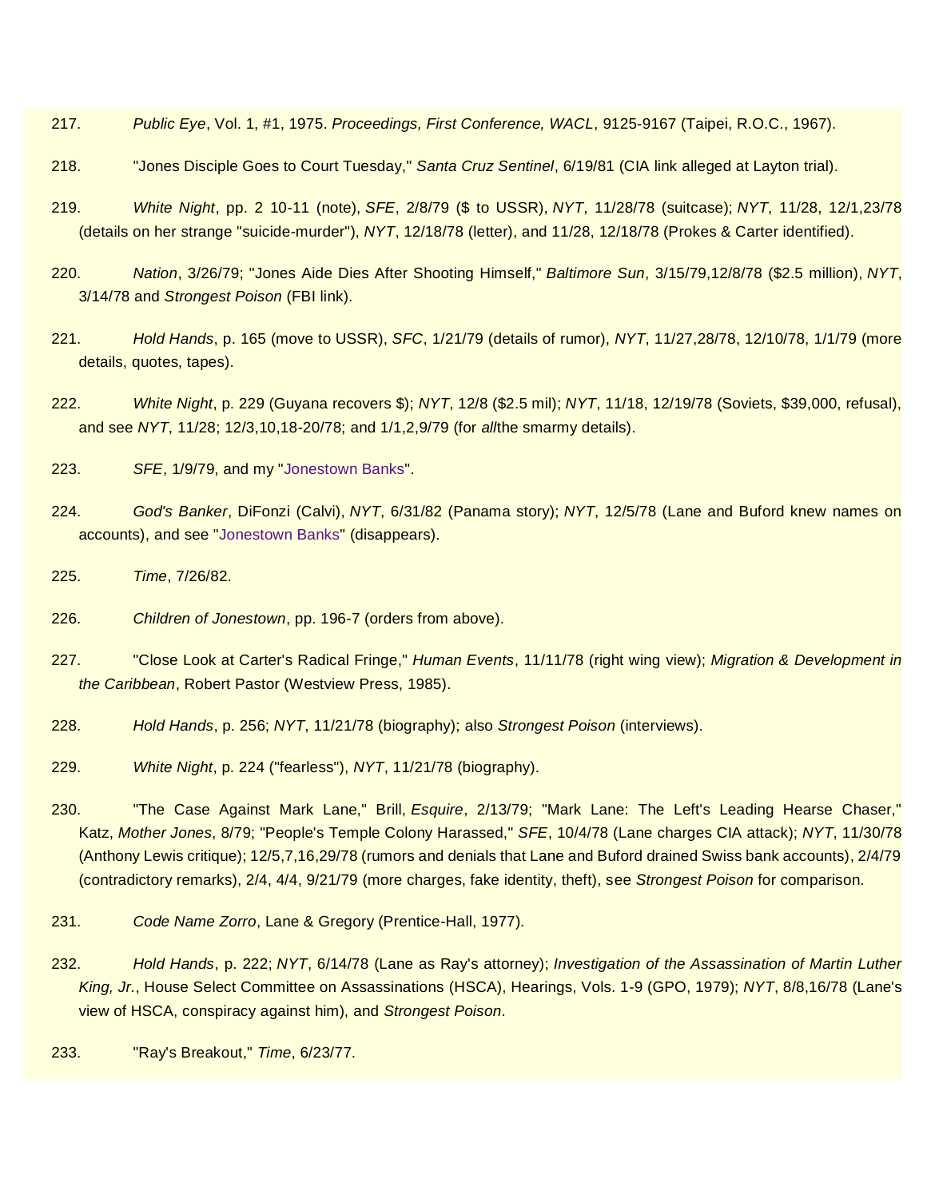217. *Public Eye*, Vol. 1, #1, 1975. *Proceedings, First Conference, WACL*, 9125-9167 (Taipei, R.O.C., 1967).

218. "Jones Disciple Goes to Court Tuesday," *Santa Cruz Sentinel*, 6/19/81 (CIA link alleged at Layton trial).

219. *White Night*, pp. 2 10-11 (note), *SFE*, 2/8/79 ($ to USSR), *NYT*, 11/28/78 (suitcase); *NYT*, 11/28, 12/1,23/78 (details on her strange "suicide-murder"), *NYT*, 12/18/78 (letter), and 11/28, 12/18/78 (Prokes & Carter identified).

220. *Nation*, 3/26/79; "Jones Aide Dies After Shooting Himself," *Baltimore Sun*, 3/15/79,12/8/78 ($2.5 million), *NYT*, 3/14/78 and *Strongest Poison* (FBI link).

221. *Hold Hands*, p. 165 (move to USSR), *SFC*, 1/21/79 (details of rumor), *NYT*, 11/27,28/78, 12/10/78, 1/1/79 (more details, quotes, tapes).

222. *White Night*, p. 229 (Guyana recovers $); *NYT*, 12/8 ($2.5 mil); *NYT*, 11/18, 12/19/78 (Soviets, $39,000, refusal), and see *NYT*, 11/28; 12/3,10,18-20/78; and 1/1,2,9/79 (for *all*the smarmy details).

223. *SFE*, 1/9/79, and my "Jonestown Banks".

224. *God's Banker*, DiFonzi (Calvi), *NYT*, 6/31/82 (Panama story); *NYT*, 12/5/78 (Lane and Buford knew names on accounts), and see "Jonestown Banks" (disappears).

225. *Time*, 7/26/82.

226. *Children of Jonestown*, pp. 196-7 (orders from above).

227. "Close Look at Carter's Radical Fringe," *Human Events*, 11/11/78 (right wing view); *Migration & Development in the Caribbean*, Robert Pastor (Westview Press, 1985).

228. *Hold Hands*, p. 256; *NYT*, 11/21/78 (biography); also *Strongest Poison* (interviews).

229. *White Night*, p. 224 ("fearless"), *NYT*, 11/21/78 (biography).

230. "The Case Against Mark Lane," Brill, *Esquire*, 2/13/79; "Mark Lane: The Left's Leading Hearse Chaser," Katz, *Mother Jones*, 8/79; "People's Temple Colony Harassed," *SFE*, 10/4/78 (Lane charges CIA attack); *NYT*, 11/30/78 (Anthony Lewis critique); 12/5,7,16,29/78 (rumors and denials that Lane and Buford drained Swiss bank accounts), 2/4/79 (contradictory remarks), 2/4, 4/4, 9/21/79 (more charges, fake identity, theft), see *Strongest Poison* for comparison.

231. *Code Name Zorro*, Lane & Gregory (Prentice-Hall, 1977).

232. *Hold Hands*, p. 222; *NYT*, 6/14/78 (Lane as Ray's attorney); *Investigation of the Assassination of Martin Luther King, Jr.*, House Select Committee on Assassinations (HSCA), Hearings, Vols. 1-9 (GPO, 1979); *NYT*, 8/8,16/78 (Lane's view of HSCA, conspiracy against him), and *Strongest Poison*.

233. "Ray's Breakout," *Time*, 6/23/77.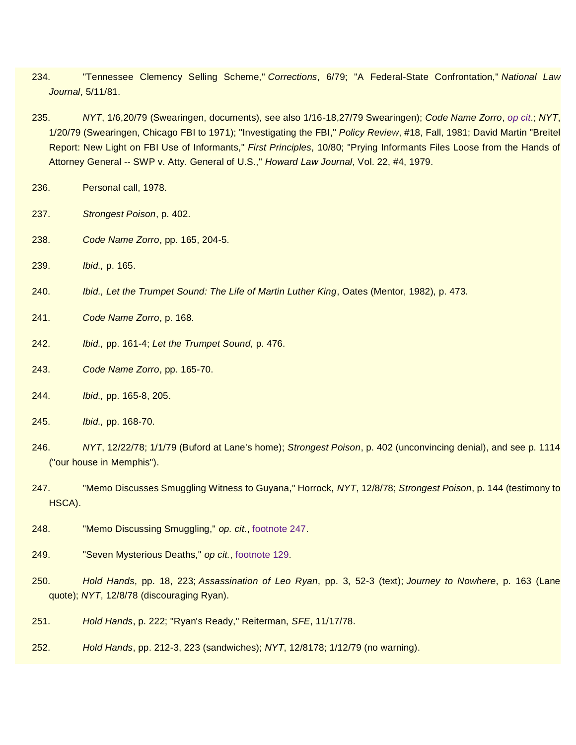234. "Tennessee Clemency Selling Scheme," *Corrections*, 6/79; "A Federal-State Confrontation," *National Law Journal*, 5/11/81.

235. *NYT*, 1/6,20/79 (Swearingen, documents), see also 1/16-18,27/79 Swearingen); *Code Name Zorro*, op cit.; *NYT*, 1/20/79 (Swearingen, Chicago FBI to 1971); "Investigating the FBI," *Policy Review*, #18, Fall, 1981; David Martin "Breitel Report: New Light on FBI Use of Informants," *First Principles*, 10/80; "Prying Informants Files Loose from the Hands of Attorney General -- SWP v. Atty. General of U.S.," *Howard Law Journal*, Vol. 22, #4, 1979.

236. Personal call, 1978.

237. *Strongest Poison*, p. 402.

238. *Code Name Zorro*, pp. 165, 204-5.

239. *Ibid.,* p. 165.

240. *Ibid., Let the Trumpet Sound: The Life of Martin Luther King*, Oates (Mentor, 1982), p. 473.

241. *Code Name Zorro*, p. 168.

242. *Ibid.,* pp. 161-4; *Let the Trumpet Sound*, p. 476.

243. *Code Name Zorro*, pp. 165-70.

244. *Ibid.,* pp. 165-8, 205.

245. *Ibid.,* pp. 168-70.

246. *NYT*, 12/22/78; 1/1/79 (Buford at Lane's home); *Strongest Poison*, p. 402 (unconvincing denial), and see p. 1114 ("our house in Memphis").

247. "Memo Discusses Smuggling Witness to Guyana," Horrock, *NYT*, 12/8/78; *Strongest Poison*, p. 144 (testimony to HSCA).

248. "Memo Discussing Smuggling," *op. cit.*, footnote 247.

249. "Seven Mysterious Deaths," *op cit.*, footnote 129.

250. *Hold Hands*, pp. 18, 223; *Assassination of Leo Ryan*, pp. 3, 52-3 (text); *Journey to Nowhere*, p. 163 (Lane quote); *NYT*, 12/8/78 (discouraging Ryan).

251. *Hold Hands*, p. 222; "Ryan's Ready," Reiterman, *SFE*, 11/17/78.

252. *Hold Hands*, pp. 212-3, 223 (sandwiches); *NYT*, 12/8178; 1/12/79 (no warning).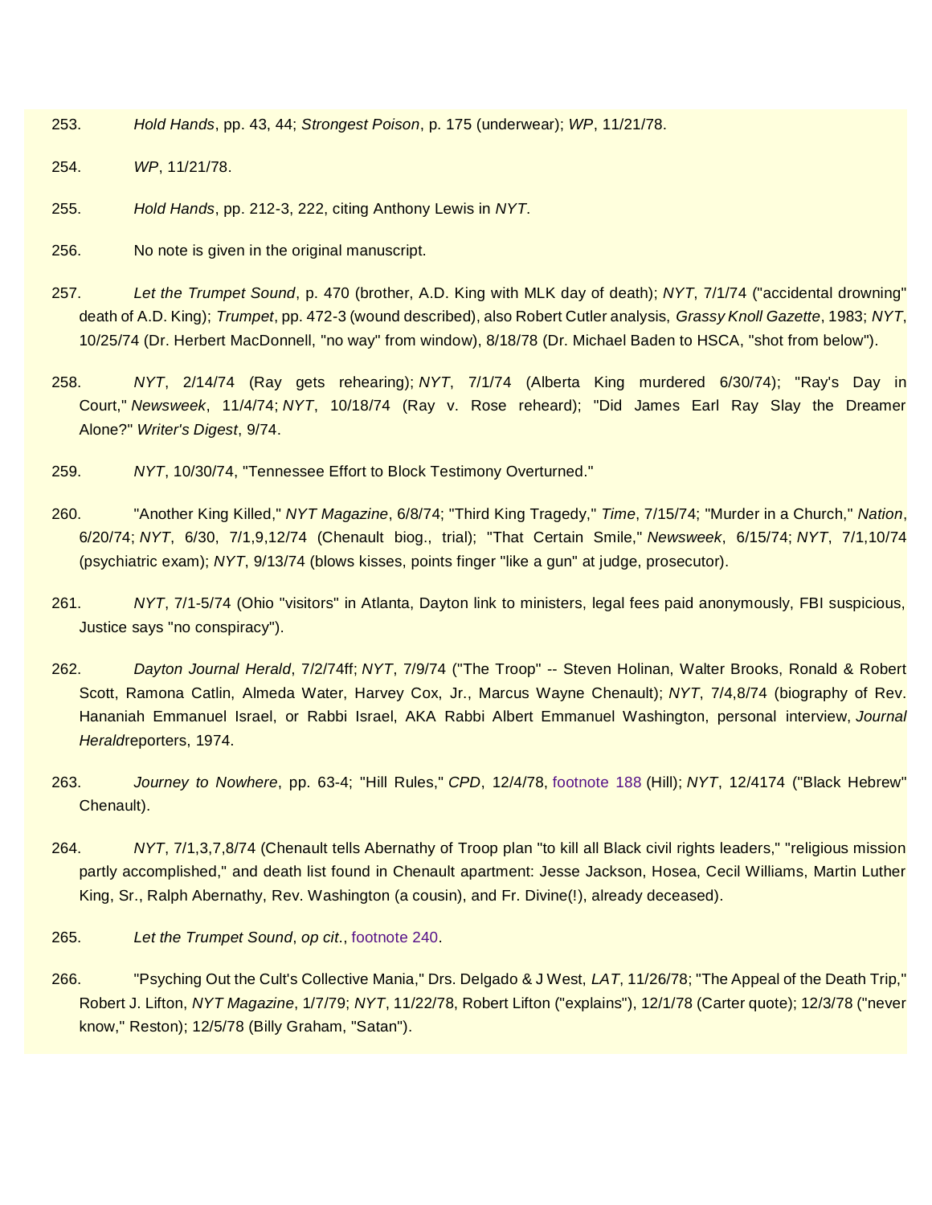253. *Hold Hands*, pp. 43, 44; *Strongest Poison*, p. 175 (underwear); *WP*, 11/21/78.

254. *WP*, 11/21/78.

255. *Hold Hands*, pp. 212-3, 222, citing Anthony Lewis in *NYT*.

256. No note is given in the original manuscript.

257. *Let the Trumpet Sound*, p. 470 (brother, A.D. King with MLK day of death); *NYT*, 7/1/74 ("accidental drowning" death of A.D. King); *Trumpet*, pp. 472-3 (wound described), also Robert Cutler analysis, *Grassy Knoll Gazette*, 1983; *NYT*, 10/25/74 (Dr. Herbert MacDonnell, "no way" from window), 8/18/78 (Dr. Michael Baden to HSCA, "shot from below").

258. *NYT*, 2/14/74 (Ray gets rehearing); *NYT*, 7/1/74 (Alberta King murdered 6/30/74); "Ray's Day in Court," *Newsweek*, 11/4/74; *NYT*, 10/18/74 (Ray v. Rose reheard); "Did James Earl Ray Slay the Dreamer Alone?" *Writer's Digest*, 9/74.

259. *NYT*, 10/30/74, "Tennessee Effort to Block Testimony Overturned."

260. "Another King Killed," *NYT Magazine*, 6/8/74; "Third King Tragedy," *Time*, 7/15/74; "Murder in a Church," *Nation*, 6/20/74; *NYT*, 6/30, 7/1,9,12/74 (Chenault biog., trial); "That Certain Smile," *Newsweek*, 6/15/74; *NYT*, 7/1,10/74 (psychiatric exam); *NYT*, 9/13/74 (blows kisses, points finger "like a gun" at judge, prosecutor).

261. *NYT*, 7/1-5/74 (Ohio "visitors" in Atlanta, Dayton link to ministers, legal fees paid anonymously, FBI suspicious, Justice says "no conspiracy").

262. *Dayton Journal Herald*, 7/2/74ff; *NYT*, 7/9/74 ("The Troop" -- Steven Holinan, Walter Brooks, Ronald & Robert Scott, Ramona Catlin, Almeda Water, Harvey Cox, Jr., Marcus Wayne Chenault); *NYT*, 7/4,8/74 (biography of Rev. Hananiah Emmanuel Israel, or Rabbi Israel, AKA Rabbi Albert Emmanuel Washington, personal interview, *Journal Herald*reporters, 1974.

263. *Journey to Nowhere*, pp. 63-4; "Hill Rules," *CPD*, 12/4/78, footnote 188 (Hill); *NYT*, 12/4174 ("Black Hebrew" Chenault).

264. *NYT*, 7/1,3,7,8/74 (Chenault tells Abernathy of Troop plan "to kill all Black civil rights leaders," "religious mission partly accomplished," and death list found in Chenault apartment: Jesse Jackson, Hosea, Cecil Williams, Martin Luther King, Sr., Ralph Abernathy, Rev. Washington (a cousin), and Fr. Divine(!), already deceased).

265. *Let the Trumpet Sound*, *op cit*., footnote 240.

266. "Psyching Out the Cult's Collective Mania," Drs. Delgado & J West, *LAT*, 11/26/78; "The Appeal of the Death Trip," Robert J. Lifton, *NYT Magazine*, 1/7/79; *NYT*, 11/22/78, Robert Lifton ("explains"), 12/1/78 (Carter quote); 12/3/78 ("never know," Reston); 12/5/78 (Billy Graham, "Satan").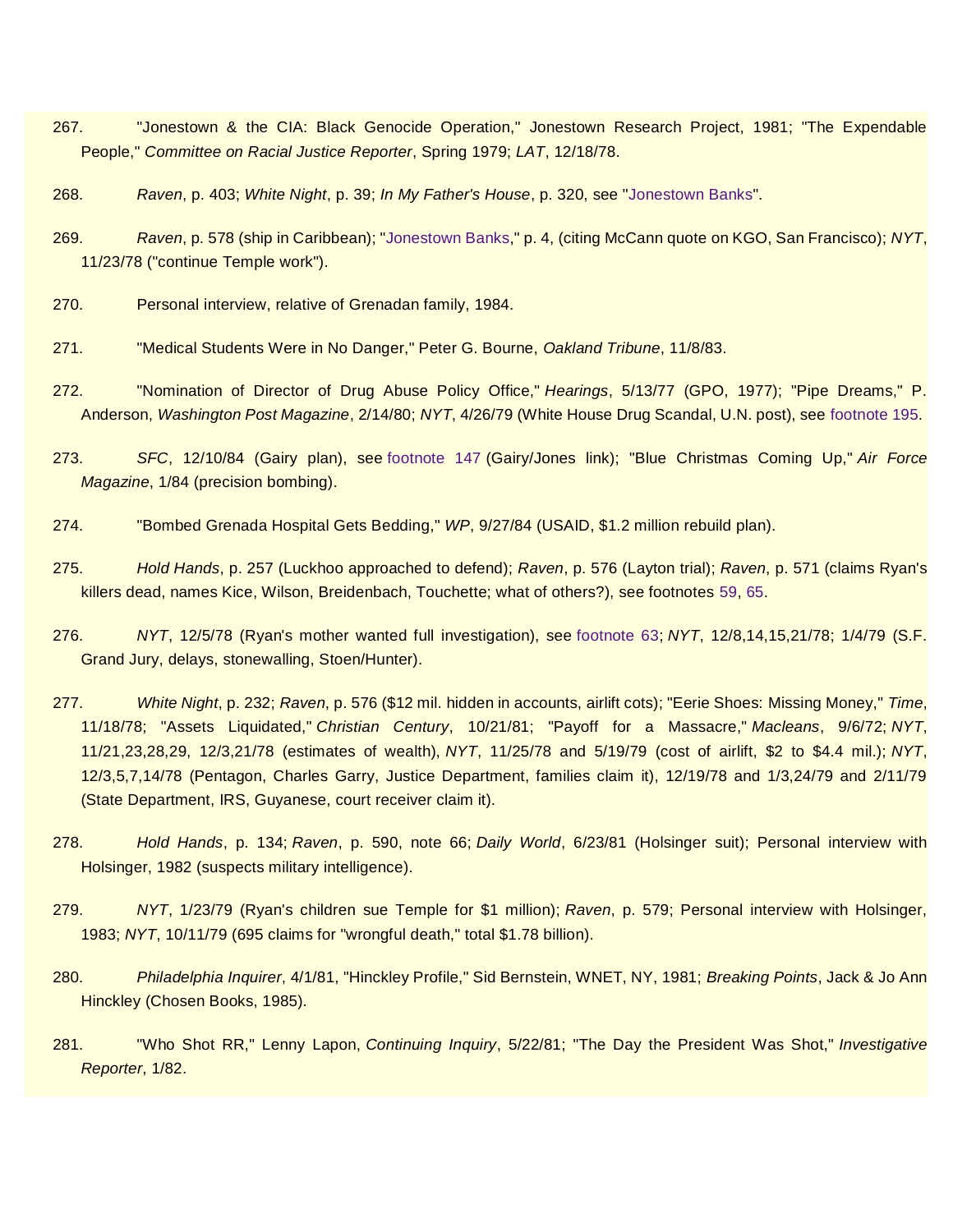267. "Jonestown & the CIA: Black Genocide Operation," Jonestown Research Project, 1981; "The Expendable People," *Committee on Racial Justice Reporter*, Spring 1979; *LAT*, 12/18/78.

268. *Raven*, p. 403; *White Night*, p. 39; *In My Father's House*, p. 320, see "Jonestown Banks".

269. *Raven*, p. 578 (ship in Caribbean); "Jonestown Banks," p. 4, (citing McCann quote on KGO, San Francisco); *NYT*, 11/23/78 ("continue Temple work").

270. Personal interview, relative of Grenadan family, 1984.

271. "Medical Students Were in No Danger," Peter G. Bourne, *Oakland Tribune*, 11/8/83.

272. "Nomination of Director of Drug Abuse Policy Office," *Hearings*, 5/13/77 (GPO, 1977); "Pipe Dreams," P. Anderson, *Washington Post Magazine*, 2/14/80; *NYT*, 4/26/79 (White House Drug Scandal, U.N. post), see footnote 195.

273. *SFC*, 12/10/84 (Gairy plan), see footnote 147 (Gairy/Jones link); "Blue Christmas Coming Up," *Air Force Magazine*, 1/84 (precision bombing).

274. "Bombed Grenada Hospital Gets Bedding," *WP*, 9/27/84 (USAID, $1.2 million rebuild plan).

275. *Hold Hands*, p. 257 (Luckhoo approached to defend); *Raven*, p. 576 (Layton trial); *Raven*, p. 571 (claims Ryan's killers dead, names Kice, Wilson, Breidenbach, Touchette; what of others?), see footnotes 59, 65.

276. *NYT*, 12/5/78 (Ryan's mother wanted full investigation), see footnote 63; *NYT*, 12/8,14,15,21/78; 1/4/79 (S.F. Grand Jury, delays, stonewalling, Stoen/Hunter).

277. *White Night*, p. 232; *Raven*, p. 576 ($12 mil. hidden in accounts, airlift cots); "Eerie Shoes: Missing Money," *Time*, 11/18/78; "Assets Liquidated," *Christian Century*, 10/21/81; "Payoff for a Massacre," *Macleans*, 9/6/72; *NYT*, 11/21,23,28,29, 12/3,21/78 (estimates of wealth), *NYT*, 11/25/78 and 5/19/79 (cost of airlift, $2 to $4.4 mil.); *NYT*, 12/3,5,7,14/78 (Pentagon, Charles Garry, Justice Department, families claim it), 12/19/78 and 1/3,24/79 and 2/11/79 (State Department, IRS, Guyanese, court receiver claim it).

278. *Hold Hands*, p. 134; *Raven*, p. 590, note 66; *Daily World*, 6/23/81 (Holsinger suit); Personal interview with Holsinger, 1982 (suspects military intelligence).

279. *NYT*, 1/23/79 (Ryan's children sue Temple for $1 million); *Raven*, p. 579; Personal interview with Holsinger, 1983; *NYT*, 10/11/79 (695 claims for "wrongful death," total $1.78 billion).

280. *Philadelphia Inquirer*, 4/1/81, "Hinckley Profile," Sid Bernstein, WNET, NY, 1981; *Breaking Points*, Jack & Jo Ann Hinckley (Chosen Books, 1985).

281. "Who Shot RR," Lenny Lapon, *Continuing Inquiry*, 5/22/81; "The Day the President Was Shot," *Investigative Reporter*, 1/82.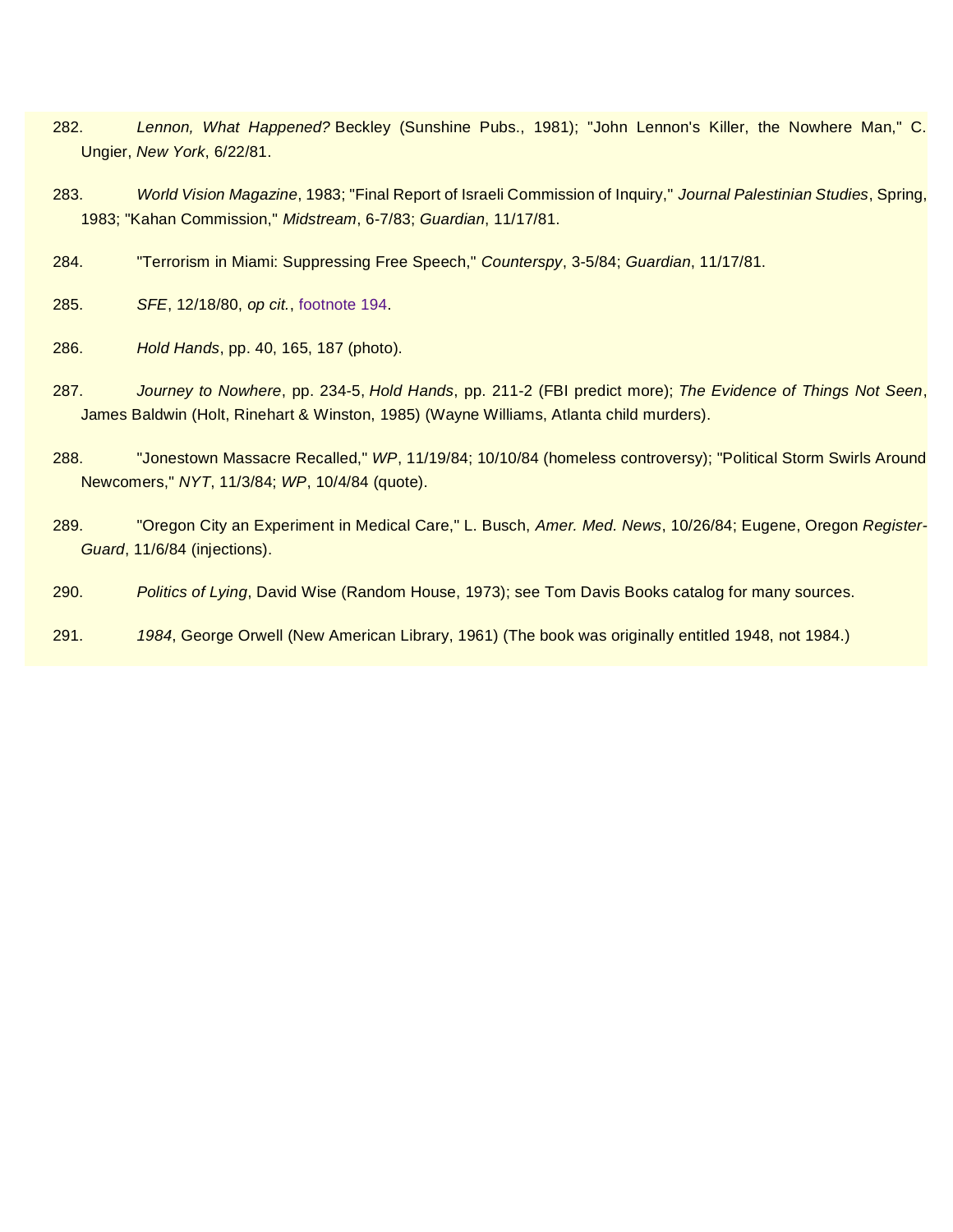282. *Lennon, What Happened?* Beckley (Sunshine Pubs., 1981); "John Lennon's Killer, the Nowhere Man," C. Ungier, *New York*, 6/22/81.

283. *World Vision Magazine*, 1983; "Final Report of Israeli Commission of Inquiry," *Journal Palestinian Studies*, Spring, 1983; "Kahan Commission," *Midstream*, 6-7/83; *Guardian*, 11/17/81.

284. "Terrorism in Miami: Suppressing Free Speech," *Counterspy*, 3-5/84; *Guardian*, 11/17/81.

285. *SFE*, 12/18/80, *op cit.*, footnote 194.

286. *Hold Hands*, pp. 40, 165, 187 (photo).

287. *Journey to Nowhere*, pp. 234-5, *Hold Hands*, pp. 211-2 (FBI predict more); *The Evidence of Things Not Seen*, James Baldwin (Holt, Rinehart & Winston, 1985) (Wayne Williams, Atlanta child murders).

288. "Jonestown Massacre Recalled," *WP*, 11/19/84; 10/10/84 (homeless controversy); "Political Storm Swirls Around Newcomers," *NYT*, 11/3/84; *WP*, 10/4/84 (quote).

289. "Oregon City an Experiment in Medical Care," L. Busch, *Amer. Med. News*, 10/26/84; Eugene, Oregon *Register-Guard*, 11/6/84 (injections).

290. *Politics of Lying*, David Wise (Random House, 1973); see Tom Davis Books catalog for many sources.

291. *1984*, George Orwell (New American Library, 1961) (The book was originally entitled 1948, not 1984.)